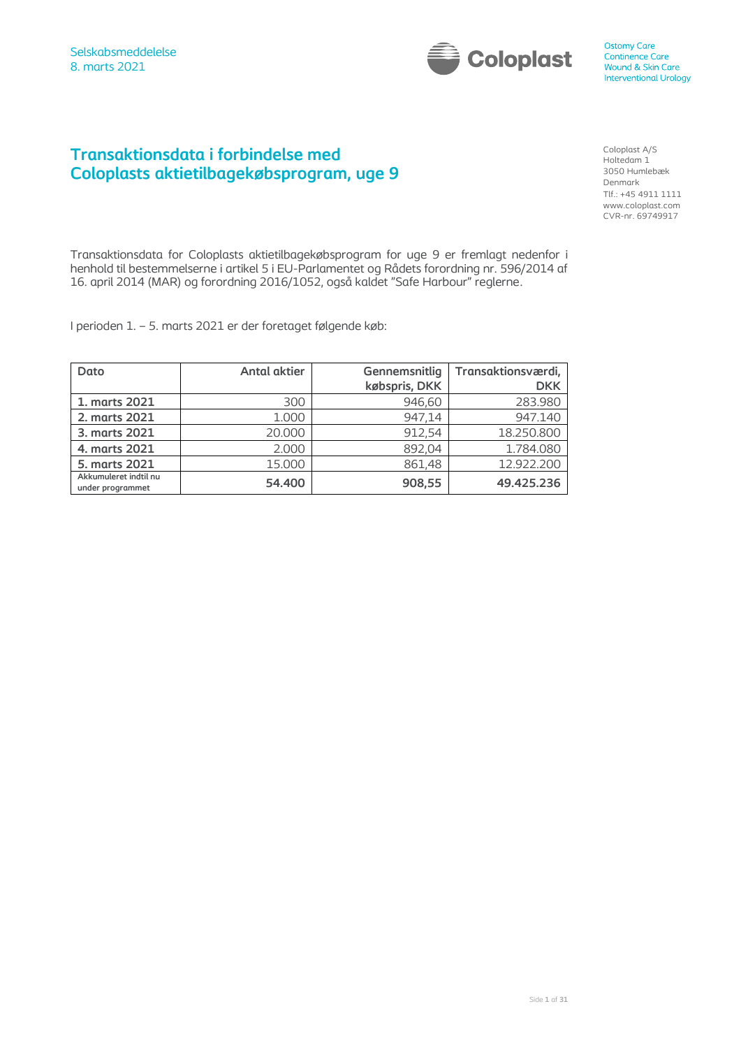Selskabsmeddelelse
8. marts 2021

Ostomy Care
Continence Care
Wound & Skin Care
Interventional Urology

# Transaktionsdata i forbindelse med Coloplasts aktietilbagekøbsprogram, uge 9

Coloplast A/S
Holtedam 1
3050 Humlebæk
Denmark
Tlf.: +45 4911 1111
www.coloplast.com
CVR-nr. 69749917

Transaktionsdata for Coloplasts aktietilbagekøbsprogram for uge 9 er fremlagt nedenfor i henhold til bestemmelserne i artikel 5 i EU-Parlamentet og Rådets forordning nr. 596/2014 af 16. april 2014 (MAR) og forordning 2016/1052, også kaldet "Safe Harbour" reglerne.

I perioden 1. – 5. marts 2021 er der foretaget følgende køb:

| Dato | Antal aktier | Gennemsnitlig købspris, DKK | Transaktionsværdi, DKK |
|---|---:|---:|---:|
| **1. marts 2021** | 300 | 946,60 | 283.980 |
| **2. marts 2021** | 1.000 | 947,14 | 947.140 |
| **3. marts 2021** | 20.000 | 912,54 | 18.250.800 |
| **4. marts 2021** | 2.000 | 892,04 | 1.784.080 |
| **5. marts 2021** | 15.000 | 861,48 | 12.922.200 |
| **Akkumuleret indtil nu under programmet** | **54.400** | **908,55** | **49.425.236** |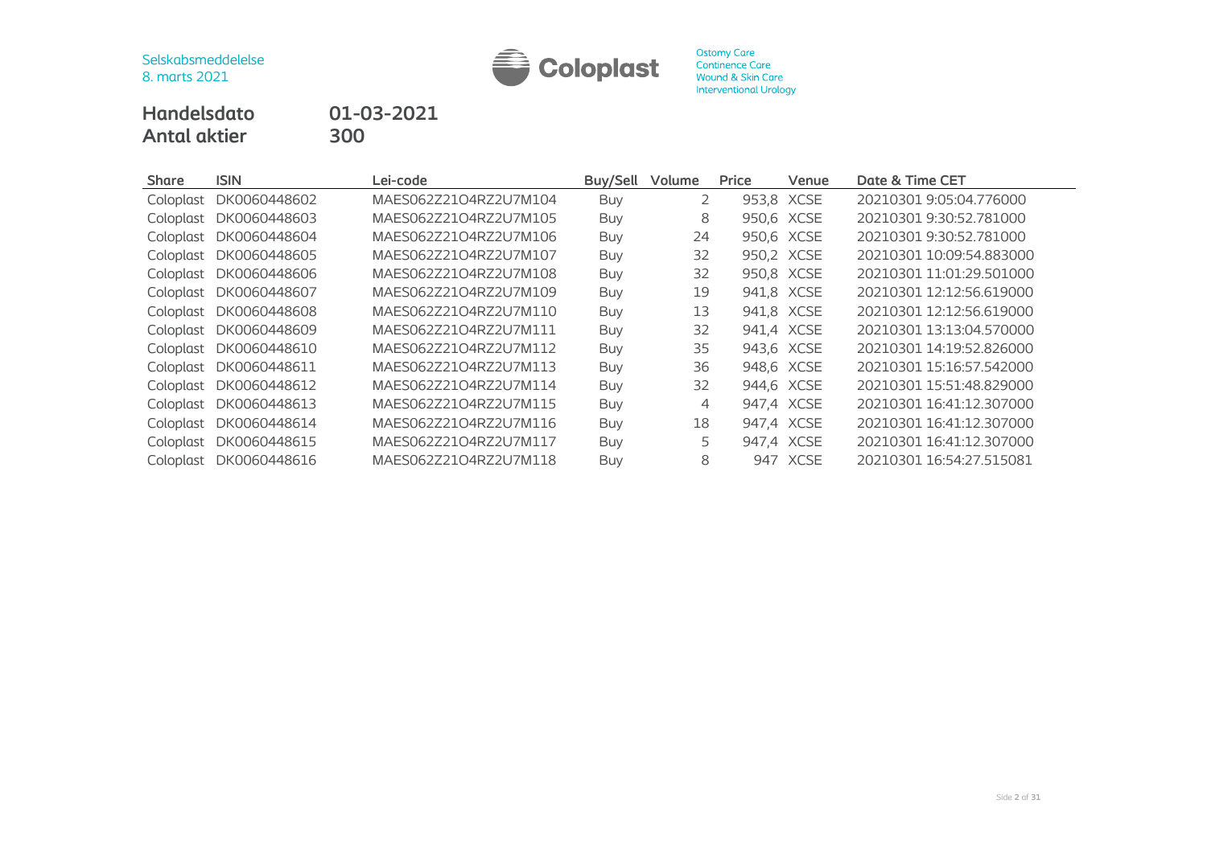Selskabsmeddelelse
8. marts 2021

**Handelsdato** 01-03-2021
**Antal aktier** 300

| Share | ISIN | Lei-code | Buy/Sell | Volume | Price | Venue | Date & Time CET |
|---|---|---|---|---|---|---|---|
| Coloplast | DK0060448602 | MAES062Z21O4RZ2U7M104 | Buy | 2 | 953,8 | XCSE | 20210301 9:05:04.776000 |
| Coloplast | DK0060448603 | MAES062Z21O4RZ2U7M105 | Buy | 8 | 950,6 | XCSE | 20210301 9:30:52.781000 |
| Coloplast | DK0060448604 | MAES062Z21O4RZ2U7M106 | Buy | 24 | 950,6 | XCSE | 20210301 9:30:52.781000 |
| Coloplast | DK0060448605 | MAES062Z21O4RZ2U7M107 | Buy | 32 | 950,2 | XCSE | 20210301 10:09:54.883000 |
| Coloplast | DK0060448606 | MAES062Z21O4RZ2U7M108 | Buy | 32 | 950,8 | XCSE | 20210301 11:01:29.501000 |
| Coloplast | DK0060448607 | MAES062Z21O4RZ2U7M109 | Buy | 19 | 941,8 | XCSE | 20210301 12:12:56.619000 |
| Coloplast | DK0060448608 | MAES062Z21O4RZ2U7M110 | Buy | 13 | 941,8 | XCSE | 20210301 12:12:56.619000 |
| Coloplast | DK0060448609 | MAES062Z21O4RZ2U7M111 | Buy | 32 | 941,4 | XCSE | 20210301 13:13:04.570000 |
| Coloplast | DK0060448610 | MAES062Z21O4RZ2U7M112 | Buy | 35 | 943,6 | XCSE | 20210301 14:19:52.826000 |
| Coloplast | DK0060448611 | MAES062Z21O4RZ2U7M113 | Buy | 36 | 948,6 | XCSE | 20210301 15:16:57.542000 |
| Coloplast | DK0060448612 | MAES062Z21O4RZ2U7M114 | Buy | 32 | 944,6 | XCSE | 20210301 15:51:48.829000 |
| Coloplast | DK0060448613 | MAES062Z21O4RZ2U7M115 | Buy | 4 | 947,4 | XCSE | 20210301 16:41:12.307000 |
| Coloplast | DK0060448614 | MAES062Z21O4RZ2U7M116 | Buy | 18 | 947,4 | XCSE | 20210301 16:41:12.307000 |
| Coloplast | DK0060448615 | MAES062Z21O4RZ2U7M117 | Buy | 5 | 947,4 | XCSE | 20210301 16:41:12.307000 |
| Coloplast | DK0060448616 | MAES062Z21O4RZ2U7M118 | Buy | 8 | 947 | XCSE | 20210301 16:54:27.515081 |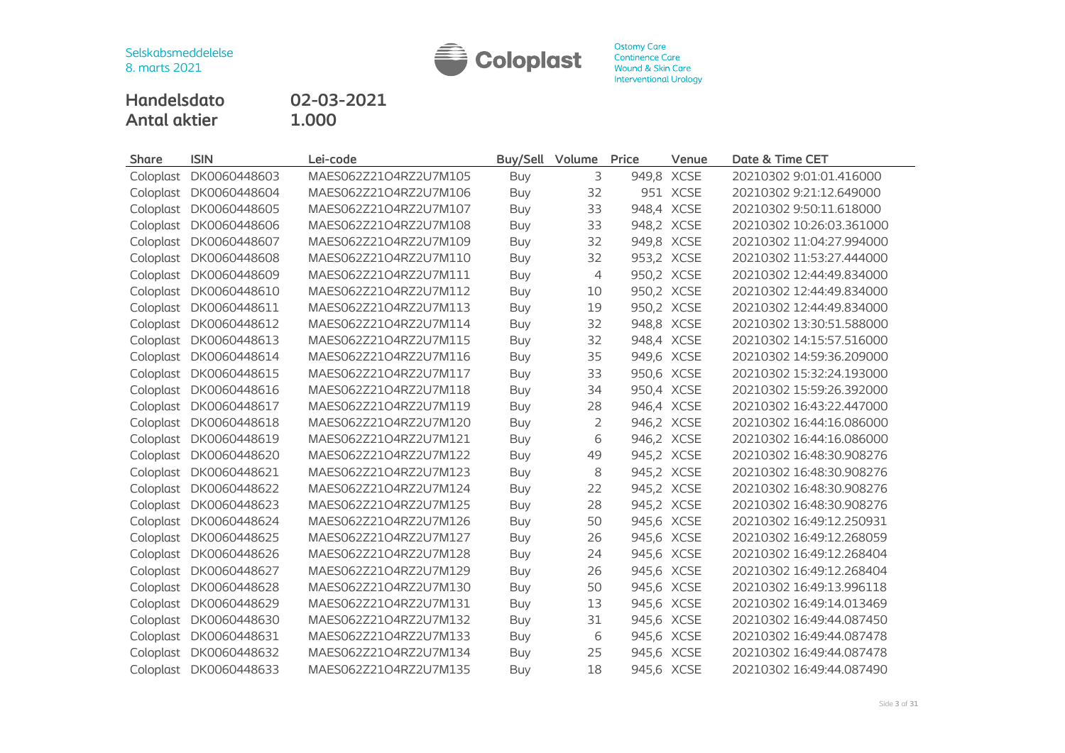Selskabsmeddelelse
8. marts 2021

Ostomy Care
Continence Care
Wound & Skin Care
Interventional Urology

**Handelsdato** 02-03-2021
**Antal aktier** 1.000

| Share | ISIN | Lei-code | Buy/Sell | Volume | Price | Venue | Date & Time CET |
|---|---|---|---|---|---|---|---|
| Coloplast | DK0060448603 | MAES062Z21O4RZ2U7M105 | Buy | 3 | 949,8 | XCSE | 20210302 9:01:01.416000 |
| Coloplast | DK0060448604 | MAES062Z21O4RZ2U7M106 | Buy | 32 | 951 | XCSE | 20210302 9:21:12.649000 |
| Coloplast | DK0060448605 | MAES062Z21O4RZ2U7M107 | Buy | 33 | 948,4 | XCSE | 20210302 9:50:11.618000 |
| Coloplast | DK0060448606 | MAES062Z21O4RZ2U7M108 | Buy | 33 | 948,2 | XCSE | 20210302 10:26:03.361000 |
| Coloplast | DK0060448607 | MAES062Z21O4RZ2U7M109 | Buy | 32 | 949,8 | XCSE | 20210302 11:04:27.994000 |
| Coloplast | DK0060448608 | MAES062Z21O4RZ2U7M110 | Buy | 32 | 953,2 | XCSE | 20210302 11:53:27.444000 |
| Coloplast | DK0060448609 | MAES062Z21O4RZ2U7M111 | Buy | 4 | 950,2 | XCSE | 20210302 12:44:49.834000 |
| Coloplast | DK0060448610 | MAES062Z21O4RZ2U7M112 | Buy | 10 | 950,2 | XCSE | 20210302 12:44:49.834000 |
| Coloplast | DK0060448611 | MAES062Z21O4RZ2U7M113 | Buy | 19 | 950,2 | XCSE | 20210302 12:44:49.834000 |
| Coloplast | DK0060448612 | MAES062Z21O4RZ2U7M114 | Buy | 32 | 948,8 | XCSE | 20210302 13:30:51.588000 |
| Coloplast | DK0060448613 | MAES062Z21O4RZ2U7M115 | Buy | 32 | 948,4 | XCSE | 20210302 14:15:57.516000 |
| Coloplast | DK0060448614 | MAES062Z21O4RZ2U7M116 | Buy | 35 | 949,6 | XCSE | 20210302 14:59:36.209000 |
| Coloplast | DK0060448615 | MAES062Z21O4RZ2U7M117 | Buy | 33 | 950,6 | XCSE | 20210302 15:32:24.193000 |
| Coloplast | DK0060448616 | MAES062Z21O4RZ2U7M118 | Buy | 34 | 950,4 | XCSE | 20210302 15:59:26.392000 |
| Coloplast | DK0060448617 | MAES062Z21O4RZ2U7M119 | Buy | 28 | 946,4 | XCSE | 20210302 16:43:22.447000 |
| Coloplast | DK0060448618 | MAES062Z21O4RZ2U7M120 | Buy | 2 | 946,2 | XCSE | 20210302 16:44:16.086000 |
| Coloplast | DK0060448619 | MAES062Z21O4RZ2U7M121 | Buy | 6 | 946,2 | XCSE | 20210302 16:44:16.086000 |
| Coloplast | DK0060448620 | MAES062Z21O4RZ2U7M122 | Buy | 49 | 945,2 | XCSE | 20210302 16:48:30.908276 |
| Coloplast | DK0060448621 | MAES062Z21O4RZ2U7M123 | Buy | 8 | 945,2 | XCSE | 20210302 16:48:30.908276 |
| Coloplast | DK0060448622 | MAES062Z21O4RZ2U7M124 | Buy | 22 | 945,2 | XCSE | 20210302 16:48:30.908276 |
| Coloplast | DK0060448623 | MAES062Z21O4RZ2U7M125 | Buy | 28 | 945,2 | XCSE | 20210302 16:48:30.908276 |
| Coloplast | DK0060448624 | MAES062Z21O4RZ2U7M126 | Buy | 50 | 945,6 | XCSE | 20210302 16:49:12.250931 |
| Coloplast | DK0060448625 | MAES062Z21O4RZ2U7M127 | Buy | 26 | 945,6 | XCSE | 20210302 16:49:12.268059 |
| Coloplast | DK0060448626 | MAES062Z21O4RZ2U7M128 | Buy | 24 | 945,6 | XCSE | 20210302 16:49:12.268404 |
| Coloplast | DK0060448627 | MAES062Z21O4RZ2U7M129 | Buy | 26 | 945,6 | XCSE | 20210302 16:49:12.268404 |
| Coloplast | DK0060448628 | MAES062Z21O4RZ2U7M130 | Buy | 50 | 945,6 | XCSE | 20210302 16:49:13.996118 |
| Coloplast | DK0060448629 | MAES062Z21O4RZ2U7M131 | Buy | 13 | 945,6 | XCSE | 20210302 16:49:14.013469 |
| Coloplast | DK0060448630 | MAES062Z21O4RZ2U7M132 | Buy | 31 | 945,6 | XCSE | 20210302 16:49:44.087450 |
| Coloplast | DK0060448631 | MAES062Z21O4RZ2U7M133 | Buy | 6 | 945,6 | XCSE | 20210302 16:49:44.087478 |
| Coloplast | DK0060448632 | MAES062Z21O4RZ2U7M134 | Buy | 25 | 945,6 | XCSE | 20210302 16:49:44.087478 |
| Coloplast | DK0060448633 | MAES062Z21O4RZ2U7M135 | Buy | 18 | 945,6 | XCSE | 20210302 16:49:44.087490 |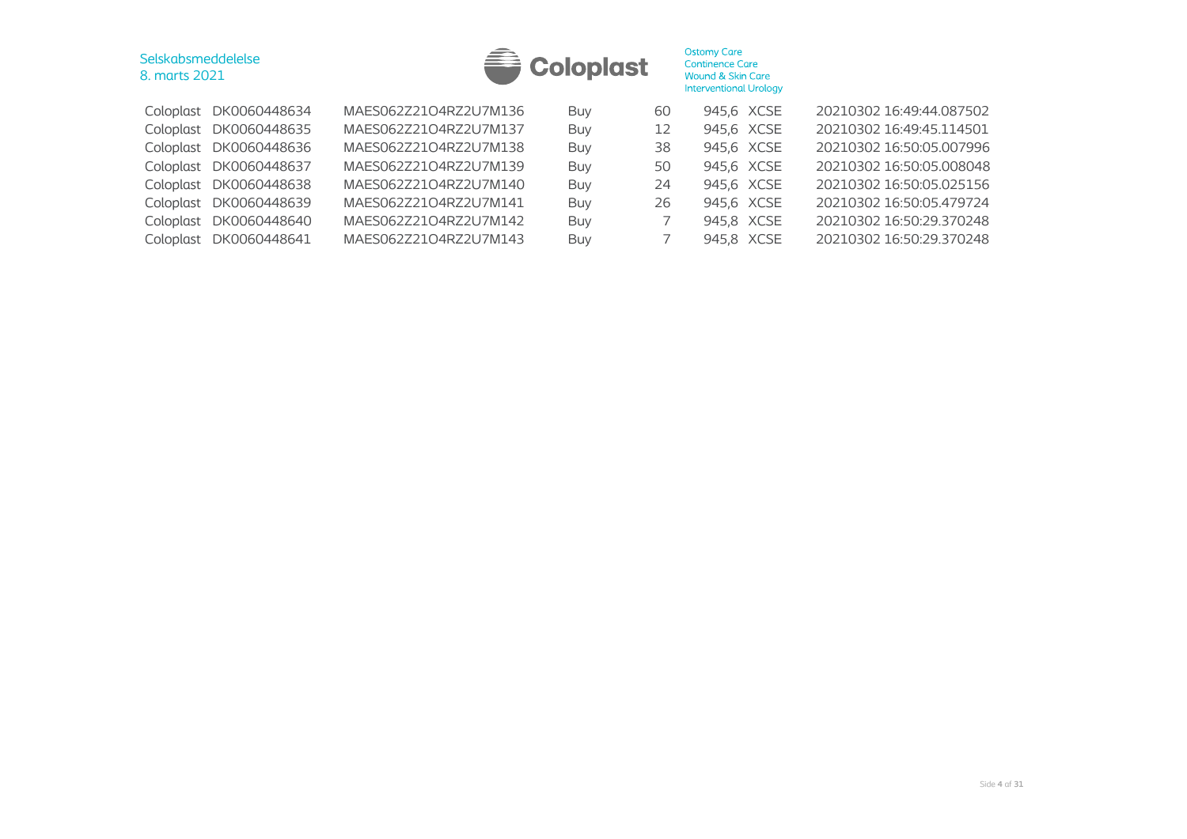| | | | | | | | |
|---|---|---|---|---|---|---|---|
| Coloplast | DK0060448634 | MAES062Z21O4RZ2U7M136 | Buy | 60 | 945,6 | XCSE | 20210302 16:49:44.087502 |
| Coloplast | DK0060448635 | MAES062Z21O4RZ2U7M137 | Buy | 12 | 945,6 | XCSE | 20210302 16:49:45.114501 |
| Coloplast | DK0060448636 | MAES062Z21O4RZ2U7M138 | Buy | 38 | 945,6 | XCSE | 20210302 16:50:05.007996 |
| Coloplast | DK0060448637 | MAES062Z21O4RZ2U7M139 | Buy | 50 | 945,6 | XCSE | 20210302 16:50:05.008048 |
| Coloplast | DK0060448638 | MAES062Z21O4RZ2U7M140 | Buy | 24 | 945,6 | XCSE | 20210302 16:50:05.025156 |
| Coloplast | DK0060448639 | MAES062Z21O4RZ2U7M141 | Buy | 26 | 945,6 | XCSE | 20210302 16:50:05.479724 |
| Coloplast | DK0060448640 | MAES062Z21O4RZ2U7M142 | Buy | 7 | 945,8 | XCSE | 20210302 16:50:29.370248 |
| Coloplast | DK0060448641 | MAES062Z21O4RZ2U7M143 | Buy | 7 | 945,8 | XCSE | 20210302 16:50:29.370248 |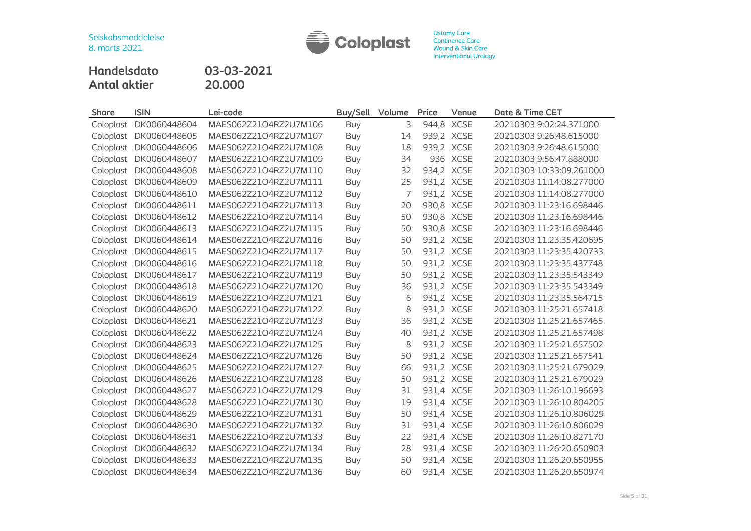Selskabsmeddelelse
8. marts 2021

Ostomy Care
Continence Care
Wound & Skin Care
Interventional Urology

**Handelsdato** 03-03-2021
**Antal aktier** 20.000

| Share | ISIN | Lei-code | Buy/Sell | Volume | Price | Venue | Date & Time CET |
|---|---|---|---|---|---|---|---|
| Coloplast | DK0060448604 | MAES062Z21O4RZ2U7M106 | Buy | 3 | 944,8 | XCSE | 20210303 9:02:24.371000 |
| Coloplast | DK0060448605 | MAES062Z21O4RZ2U7M107 | Buy | 14 | 939,2 | XCSE | 20210303 9:26:48.615000 |
| Coloplast | DK0060448606 | MAES062Z21O4RZ2U7M108 | Buy | 18 | 939,2 | XCSE | 20210303 9:26:48.615000 |
| Coloplast | DK0060448607 | MAES062Z21O4RZ2U7M109 | Buy | 34 | 936 | XCSE | 20210303 9:56:47.888000 |
| Coloplast | DK0060448608 | MAES062Z21O4RZ2U7M110 | Buy | 32 | 934,2 | XCSE | 20210303 10:33:09.261000 |
| Coloplast | DK0060448609 | MAES062Z21O4RZ2U7M111 | Buy | 25 | 931,2 | XCSE | 20210303 11:14:08.277000 |
| Coloplast | DK0060448610 | MAES062Z21O4RZ2U7M112 | Buy | 7 | 931,2 | XCSE | 20210303 11:14:08.277000 |
| Coloplast | DK0060448611 | MAES062Z21O4RZ2U7M113 | Buy | 20 | 930,8 | XCSE | 20210303 11:23:16.698446 |
| Coloplast | DK0060448612 | MAES062Z21O4RZ2U7M114 | Buy | 50 | 930,8 | XCSE | 20210303 11:23:16.698446 |
| Coloplast | DK0060448613 | MAES062Z21O4RZ2U7M115 | Buy | 50 | 930,8 | XCSE | 20210303 11:23:16.698446 |
| Coloplast | DK0060448614 | MAES062Z21O4RZ2U7M116 | Buy | 50 | 931,2 | XCSE | 20210303 11:23:35.420695 |
| Coloplast | DK0060448615 | MAES062Z21O4RZ2U7M117 | Buy | 50 | 931,2 | XCSE | 20210303 11:23:35.420733 |
| Coloplast | DK0060448616 | MAES062Z21O4RZ2U7M118 | Buy | 50 | 931,2 | XCSE | 20210303 11:23:35.437748 |
| Coloplast | DK0060448617 | MAES062Z21O4RZ2U7M119 | Buy | 50 | 931,2 | XCSE | 20210303 11:23:35.543349 |
| Coloplast | DK0060448618 | MAES062Z21O4RZ2U7M120 | Buy | 36 | 931,2 | XCSE | 20210303 11:23:35.543349 |
| Coloplast | DK0060448619 | MAES062Z21O4RZ2U7M121 | Buy | 6 | 931,2 | XCSE | 20210303 11:23:35.564715 |
| Coloplast | DK0060448620 | MAES062Z21O4RZ2U7M122 | Buy | 8 | 931,2 | XCSE | 20210303 11:25:21.657418 |
| Coloplast | DK0060448621 | MAES062Z21O4RZ2U7M123 | Buy | 36 | 931,2 | XCSE | 20210303 11:25:21.657465 |
| Coloplast | DK0060448622 | MAES062Z21O4RZ2U7M124 | Buy | 40 | 931,2 | XCSE | 20210303 11:25:21.657498 |
| Coloplast | DK0060448623 | MAES062Z21O4RZ2U7M125 | Buy | 8 | 931,2 | XCSE | 20210303 11:25:21.657502 |
| Coloplast | DK0060448624 | MAES062Z21O4RZ2U7M126 | Buy | 50 | 931,2 | XCSE | 20210303 11:25:21.657541 |
| Coloplast | DK0060448625 | MAES062Z21O4RZ2U7M127 | Buy | 66 | 931,2 | XCSE | 20210303 11:25:21.679029 |
| Coloplast | DK0060448626 | MAES062Z21O4RZ2U7M128 | Buy | 50 | 931,2 | XCSE | 20210303 11:25:21.679029 |
| Coloplast | DK0060448627 | MAES062Z21O4RZ2U7M129 | Buy | 31 | 931,4 | XCSE | 20210303 11:26:10.196693 |
| Coloplast | DK0060448628 | MAES062Z21O4RZ2U7M130 | Buy | 19 | 931,4 | XCSE | 20210303 11:26:10.804205 |
| Coloplast | DK0060448629 | MAES062Z21O4RZ2U7M131 | Buy | 50 | 931,4 | XCSE | 20210303 11:26:10.806029 |
| Coloplast | DK0060448630 | MAES062Z21O4RZ2U7M132 | Buy | 31 | 931,4 | XCSE | 20210303 11:26:10.806029 |
| Coloplast | DK0060448631 | MAES062Z21O4RZ2U7M133 | Buy | 22 | 931,4 | XCSE | 20210303 11:26:10.827170 |
| Coloplast | DK0060448632 | MAES062Z21O4RZ2U7M134 | Buy | 28 | 931,4 | XCSE | 20210303 11:26:20.650903 |
| Coloplast | DK0060448633 | MAES062Z21O4RZ2U7M135 | Buy | 50 | 931,4 | XCSE | 20210303 11:26:20.650955 |
| Coloplast | DK0060448634 | MAES062Z21O4RZ2U7M136 | Buy | 60 | 931,4 | XCSE | 20210303 11:26:20.650974 |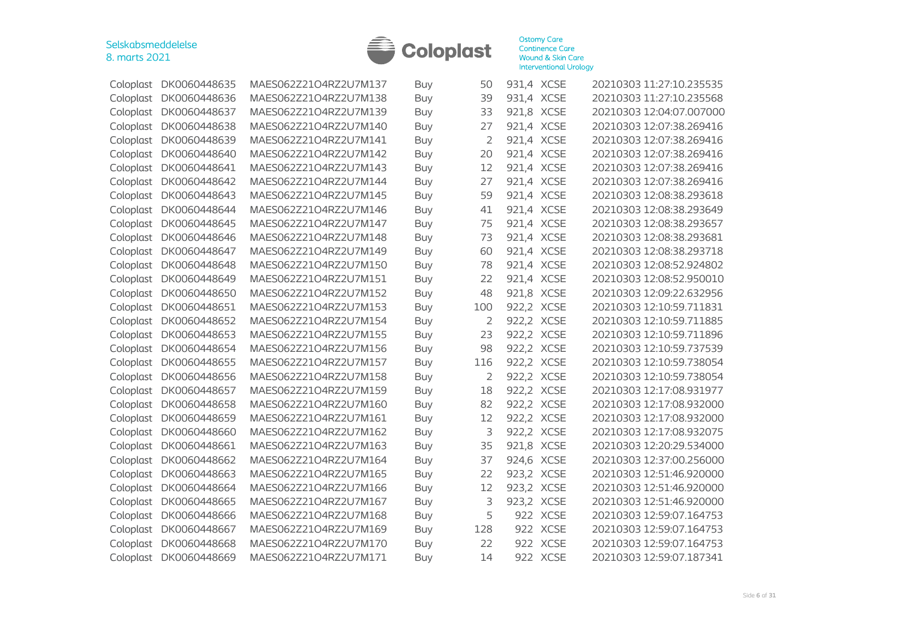| | | | | | | | |
|---|---|---|---|---|---|---|---|
| Coloplast | DK0060448635 | MAES062Z21O4RZ2U7M137 | Buy | 50 | 931,4 | XCSE | 20210303 11:27:10.235535 |
| Coloplast | DK0060448636 | MAES062Z21O4RZ2U7M138 | Buy | 39 | 931,4 | XCSE | 20210303 11:27:10.235568 |
| Coloplast | DK0060448637 | MAES062Z21O4RZ2U7M139 | Buy | 33 | 921,8 | XCSE | 20210303 12:04:07.007000 |
| Coloplast | DK0060448638 | MAES062Z21O4RZ2U7M140 | Buy | 27 | 921,4 | XCSE | 20210303 12:07:38.269416 |
| Coloplast | DK0060448639 | MAES062Z21O4RZ2U7M141 | Buy | 2 | 921,4 | XCSE | 20210303 12:07:38.269416 |
| Coloplast | DK0060448640 | MAES062Z21O4RZ2U7M142 | Buy | 20 | 921,4 | XCSE | 20210303 12:07:38.269416 |
| Coloplast | DK0060448641 | MAES062Z21O4RZ2U7M143 | Buy | 12 | 921,4 | XCSE | 20210303 12:07:38.269416 |
| Coloplast | DK0060448642 | MAES062Z21O4RZ2U7M144 | Buy | 27 | 921,4 | XCSE | 20210303 12:07:38.269416 |
| Coloplast | DK0060448643 | MAES062Z21O4RZ2U7M145 | Buy | 59 | 921,4 | XCSE | 20210303 12:08:38.293618 |
| Coloplast | DK0060448644 | MAES062Z21O4RZ2U7M146 | Buy | 41 | 921,4 | XCSE | 20210303 12:08:38.293649 |
| Coloplast | DK0060448645 | MAES062Z21O4RZ2U7M147 | Buy | 75 | 921,4 | XCSE | 20210303 12:08:38.293657 |
| Coloplast | DK0060448646 | MAES062Z21O4RZ2U7M148 | Buy | 73 | 921,4 | XCSE | 20210303 12:08:38.293681 |
| Coloplast | DK0060448647 | MAES062Z21O4RZ2U7M149 | Buy | 60 | 921,4 | XCSE | 20210303 12:08:38.293718 |
| Coloplast | DK0060448648 | MAES062Z21O4RZ2U7M150 | Buy | 78 | 921,4 | XCSE | 20210303 12:08:52.924802 |
| Coloplast | DK0060448649 | MAES062Z21O4RZ2U7M151 | Buy | 22 | 921,4 | XCSE | 20210303 12:08:52.950010 |
| Coloplast | DK0060448650 | MAES062Z21O4RZ2U7M152 | Buy | 48 | 921,8 | XCSE | 20210303 12:09:22.632956 |
| Coloplast | DK0060448651 | MAES062Z21O4RZ2U7M153 | Buy | 100 | 922,2 | XCSE | 20210303 12:10:59.711831 |
| Coloplast | DK0060448652 | MAES062Z21O4RZ2U7M154 | Buy | 2 | 922,2 | XCSE | 20210303 12:10:59.711885 |
| Coloplast | DK0060448653 | MAES062Z21O4RZ2U7M155 | Buy | 23 | 922,2 | XCSE | 20210303 12:10:59.711896 |
| Coloplast | DK0060448654 | MAES062Z21O4RZ2U7M156 | Buy | 98 | 922,2 | XCSE | 20210303 12:10:59.737539 |
| Coloplast | DK0060448655 | MAES062Z21O4RZ2U7M157 | Buy | 116 | 922,2 | XCSE | 20210303 12:10:59.738054 |
| Coloplast | DK0060448656 | MAES062Z21O4RZ2U7M158 | Buy | 2 | 922,2 | XCSE | 20210303 12:10:59.738054 |
| Coloplast | DK0060448657 | MAES062Z21O4RZ2U7M159 | Buy | 18 | 922,2 | XCSE | 20210303 12:17:08.931977 |
| Coloplast | DK0060448658 | MAES062Z21O4RZ2U7M160 | Buy | 82 | 922,2 | XCSE | 20210303 12:17:08.932000 |
| Coloplast | DK0060448659 | MAES062Z21O4RZ2U7M161 | Buy | 12 | 922,2 | XCSE | 20210303 12:17:08.932000 |
| Coloplast | DK0060448660 | MAES062Z21O4RZ2U7M162 | Buy | 3 | 922,2 | XCSE | 20210303 12:17:08.932075 |
| Coloplast | DK0060448661 | MAES062Z21O4RZ2U7M163 | Buy | 35 | 921,8 | XCSE | 20210303 12:20:29.534000 |
| Coloplast | DK0060448662 | MAES062Z21O4RZ2U7M164 | Buy | 37 | 924,6 | XCSE | 20210303 12:37:00.256000 |
| Coloplast | DK0060448663 | MAES062Z21O4RZ2U7M165 | Buy | 22 | 923,2 | XCSE | 20210303 12:51:46.920000 |
| Coloplast | DK0060448664 | MAES062Z21O4RZ2U7M166 | Buy | 12 | 923,2 | XCSE | 20210303 12:51:46.920000 |
| Coloplast | DK0060448665 | MAES062Z21O4RZ2U7M167 | Buy | 3 | 923,2 | XCSE | 20210303 12:51:46.920000 |
| Coloplast | DK0060448666 | MAES062Z21O4RZ2U7M168 | Buy | 5 | 922 | XCSE | 20210303 12:59:07.164753 |
| Coloplast | DK0060448667 | MAES062Z21O4RZ2U7M169 | Buy | 128 | 922 | XCSE | 20210303 12:59:07.164753 |
| Coloplast | DK0060448668 | MAES062Z21O4RZ2U7M170 | Buy | 22 | 922 | XCSE | 20210303 12:59:07.164753 |
| Coloplast | DK0060448669 | MAES062Z21O4RZ2U7M171 | Buy | 14 | 922 | XCSE | 20210303 12:59:07.187341 |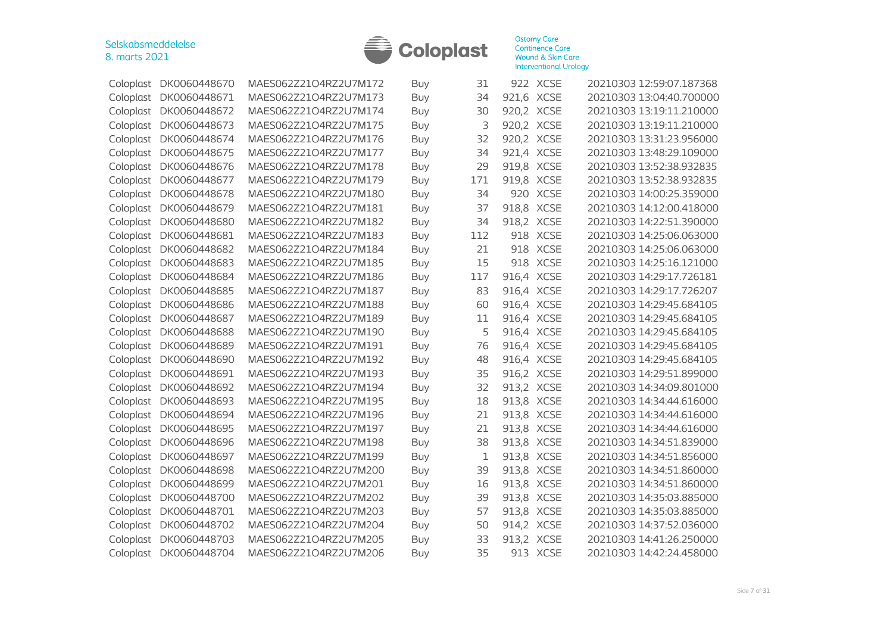| | | | | | | | |
|---|---|---|---|---|---|---|---|
| Coloplast | DK0060448670 | MAES062Z21O4RZ2U7M172 | Buy | 31 | 922 | XCSE | 20210303 12:59:07.187368 |
| Coloplast | DK0060448671 | MAES062Z21O4RZ2U7M173 | Buy | 34 | 921,6 | XCSE | 20210303 13:04:40.700000 |
| Coloplast | DK0060448672 | MAES062Z21O4RZ2U7M174 | Buy | 30 | 920,2 | XCSE | 20210303 13:19:11.210000 |
| Coloplast | DK0060448673 | MAES062Z21O4RZ2U7M175 | Buy | 3 | 920,2 | XCSE | 20210303 13:19:11.210000 |
| Coloplast | DK0060448674 | MAES062Z21O4RZ2U7M176 | Buy | 32 | 920,2 | XCSE | 20210303 13:31:23.956000 |
| Coloplast | DK0060448675 | MAES062Z21O4RZ2U7M177 | Buy | 34 | 921,4 | XCSE | 20210303 13:48:29.109000 |
| Coloplast | DK0060448676 | MAES062Z21O4RZ2U7M178 | Buy | 29 | 919,8 | XCSE | 20210303 13:52:38.932835 |
| Coloplast | DK0060448677 | MAES062Z21O4RZ2U7M179 | Buy | 171 | 919,8 | XCSE | 20210303 13:52:38.932835 |
| Coloplast | DK0060448678 | MAES062Z21O4RZ2U7M180 | Buy | 34 | 920 | XCSE | 20210303 14:00:25.359000 |
| Coloplast | DK0060448679 | MAES062Z21O4RZ2U7M181 | Buy | 37 | 918,8 | XCSE | 20210303 14:12:00.418000 |
| Coloplast | DK0060448680 | MAES062Z21O4RZ2U7M182 | Buy | 34 | 918,2 | XCSE | 20210303 14:22:51.390000 |
| Coloplast | DK0060448681 | MAES062Z21O4RZ2U7M183 | Buy | 112 | 918 | XCSE | 20210303 14:25:06.063000 |
| Coloplast | DK0060448682 | MAES062Z21O4RZ2U7M184 | Buy | 21 | 918 | XCSE | 20210303 14:25:06.063000 |
| Coloplast | DK0060448683 | MAES062Z21O4RZ2U7M185 | Buy | 15 | 918 | XCSE | 20210303 14:25:16.121000 |
| Coloplast | DK0060448684 | MAES062Z21O4RZ2U7M186 | Buy | 117 | 916,4 | XCSE | 20210303 14:29:17.726181 |
| Coloplast | DK0060448685 | MAES062Z21O4RZ2U7M187 | Buy | 83 | 916,4 | XCSE | 20210303 14:29:17.726207 |
| Coloplast | DK0060448686 | MAES062Z21O4RZ2U7M188 | Buy | 60 | 916,4 | XCSE | 20210303 14:29:45.684105 |
| Coloplast | DK0060448687 | MAES062Z21O4RZ2U7M189 | Buy | 11 | 916,4 | XCSE | 20210303 14:29:45.684105 |
| Coloplast | DK0060448688 | MAES062Z21O4RZ2U7M190 | Buy | 5 | 916,4 | XCSE | 20210303 14:29:45.684105 |
| Coloplast | DK0060448689 | MAES062Z21O4RZ2U7M191 | Buy | 76 | 916,4 | XCSE | 20210303 14:29:45.684105 |
| Coloplast | DK0060448690 | MAES062Z21O4RZ2U7M192 | Buy | 48 | 916,4 | XCSE | 20210303 14:29:45.684105 |
| Coloplast | DK0060448691 | MAES062Z21O4RZ2U7M193 | Buy | 35 | 916,2 | XCSE | 20210303 14:29:51.899000 |
| Coloplast | DK0060448692 | MAES062Z21O4RZ2U7M194 | Buy | 32 | 913,2 | XCSE | 20210303 14:34:09.801000 |
| Coloplast | DK0060448693 | MAES062Z21O4RZ2U7M195 | Buy | 18 | 913,8 | XCSE | 20210303 14:34:44.616000 |
| Coloplast | DK0060448694 | MAES062Z21O4RZ2U7M196 | Buy | 21 | 913,8 | XCSE | 20210303 14:34:44.616000 |
| Coloplast | DK0060448695 | MAES062Z21O4RZ2U7M197 | Buy | 21 | 913,8 | XCSE | 20210303 14:34:44.616000 |
| Coloplast | DK0060448696 | MAES062Z21O4RZ2U7M198 | Buy | 38 | 913,8 | XCSE | 20210303 14:34:51.839000 |
| Coloplast | DK0060448697 | MAES062Z21O4RZ2U7M199 | Buy | 1 | 913,8 | XCSE | 20210303 14:34:51.856000 |
| Coloplast | DK0060448698 | MAES062Z21O4RZ2U7M200 | Buy | 39 | 913,8 | XCSE | 20210303 14:34:51.860000 |
| Coloplast | DK0060448699 | MAES062Z21O4RZ2U7M201 | Buy | 16 | 913,8 | XCSE | 20210303 14:34:51.860000 |
| Coloplast | DK0060448700 | MAES062Z21O4RZ2U7M202 | Buy | 39 | 913,8 | XCSE | 20210303 14:35:03.885000 |
| Coloplast | DK0060448701 | MAES062Z21O4RZ2U7M203 | Buy | 57 | 913,8 | XCSE | 20210303 14:35:03.885000 |
| Coloplast | DK0060448702 | MAES062Z21O4RZ2U7M204 | Buy | 50 | 914,2 | XCSE | 20210303 14:37:52.036000 |
| Coloplast | DK0060448703 | MAES062Z21O4RZ2U7M205 | Buy | 33 | 913,2 | XCSE | 20210303 14:41:26.250000 |
| Coloplast | DK0060448704 | MAES062Z21O4RZ2U7M206 | Buy | 35 | 913 | XCSE | 20210303 14:42:24.458000 |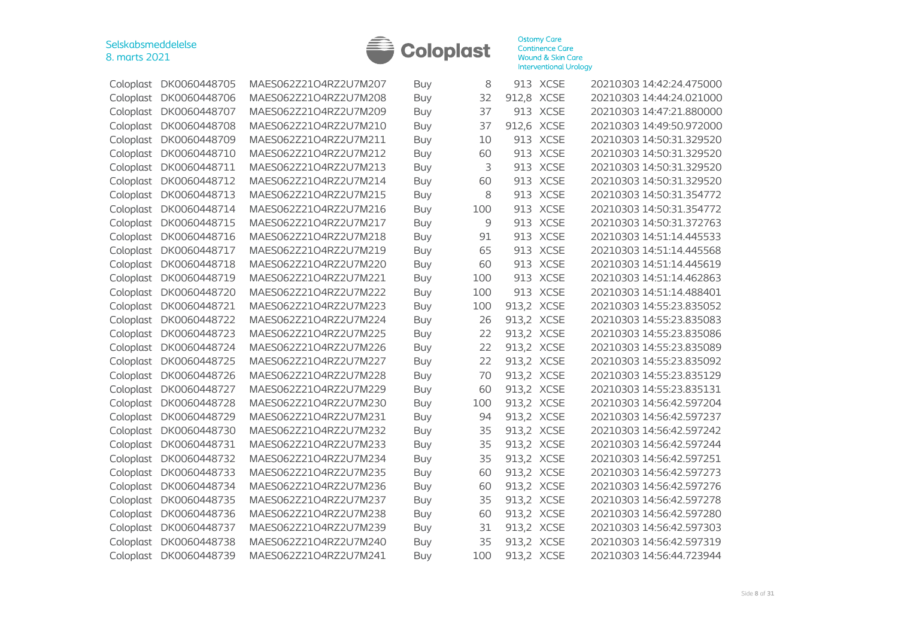| | | | | | | | |
|---|---|---|---|---|---|---|---|
| Coloplast | DK0060448705 | MAES062Z21O4RZ2U7M207 | Buy | 8 | 913 | XCSE | 20210303 14:42:24.475000 |
| Coloplast | DK0060448706 | MAES062Z21O4RZ2U7M208 | Buy | 32 | 912,8 | XCSE | 20210303 14:44:24.021000 |
| Coloplast | DK0060448707 | MAES062Z21O4RZ2U7M209 | Buy | 37 | 913 | XCSE | 20210303 14:47:21.880000 |
| Coloplast | DK0060448708 | MAES062Z21O4RZ2U7M210 | Buy | 37 | 912,6 | XCSE | 20210303 14:49:50.972000 |
| Coloplast | DK0060448709 | MAES062Z21O4RZ2U7M211 | Buy | 10 | 913 | XCSE | 20210303 14:50:31.329520 |
| Coloplast | DK0060448710 | MAES062Z21O4RZ2U7M212 | Buy | 60 | 913 | XCSE | 20210303 14:50:31.329520 |
| Coloplast | DK0060448711 | MAES062Z21O4RZ2U7M213 | Buy | 3 | 913 | XCSE | 20210303 14:50:31.329520 |
| Coloplast | DK0060448712 | MAES062Z21O4RZ2U7M214 | Buy | 60 | 913 | XCSE | 20210303 14:50:31.329520 |
| Coloplast | DK0060448713 | MAES062Z21O4RZ2U7M215 | Buy | 8 | 913 | XCSE | 20210303 14:50:31.354772 |
| Coloplast | DK0060448714 | MAES062Z21O4RZ2U7M216 | Buy | 100 | 913 | XCSE | 20210303 14:50:31.354772 |
| Coloplast | DK0060448715 | MAES062Z21O4RZ2U7M217 | Buy | 9 | 913 | XCSE | 20210303 14:50:31.372763 |
| Coloplast | DK0060448716 | MAES062Z21O4RZ2U7M218 | Buy | 91 | 913 | XCSE | 20210303 14:51:14.445533 |
| Coloplast | DK0060448717 | MAES062Z21O4RZ2U7M219 | Buy | 65 | 913 | XCSE | 20210303 14:51:14.445568 |
| Coloplast | DK0060448718 | MAES062Z21O4RZ2U7M220 | Buy | 60 | 913 | XCSE | 20210303 14:51:14.445619 |
| Coloplast | DK0060448719 | MAES062Z21O4RZ2U7M221 | Buy | 100 | 913 | XCSE | 20210303 14:51:14.462863 |
| Coloplast | DK0060448720 | MAES062Z21O4RZ2U7M222 | Buy | 100 | 913 | XCSE | 20210303 14:51:14.488401 |
| Coloplast | DK0060448721 | MAES062Z21O4RZ2U7M223 | Buy | 100 | 913,2 | XCSE | 20210303 14:55:23.835052 |
| Coloplast | DK0060448722 | MAES062Z21O4RZ2U7M224 | Buy | 26 | 913,2 | XCSE | 20210303 14:55:23.835083 |
| Coloplast | DK0060448723 | MAES062Z21O4RZ2U7M225 | Buy | 22 | 913,2 | XCSE | 20210303 14:55:23.835086 |
| Coloplast | DK0060448724 | MAES062Z21O4RZ2U7M226 | Buy | 22 | 913,2 | XCSE | 20210303 14:55:23.835089 |
| Coloplast | DK0060448725 | MAES062Z21O4RZ2U7M227 | Buy | 22 | 913,2 | XCSE | 20210303 14:55:23.835092 |
| Coloplast | DK0060448726 | MAES062Z21O4RZ2U7M228 | Buy | 70 | 913,2 | XCSE | 20210303 14:55:23.835129 |
| Coloplast | DK0060448727 | MAES062Z21O4RZ2U7M229 | Buy | 60 | 913,2 | XCSE | 20210303 14:55:23.835131 |
| Coloplast | DK0060448728 | MAES062Z21O4RZ2U7M230 | Buy | 100 | 913,2 | XCSE | 20210303 14:56:42.597204 |
| Coloplast | DK0060448729 | MAES062Z21O4RZ2U7M231 | Buy | 94 | 913,2 | XCSE | 20210303 14:56:42.597237 |
| Coloplast | DK0060448730 | MAES062Z21O4RZ2U7M232 | Buy | 35 | 913,2 | XCSE | 20210303 14:56:42.597242 |
| Coloplast | DK0060448731 | MAES062Z21O4RZ2U7M233 | Buy | 35 | 913,2 | XCSE | 20210303 14:56:42.597244 |
| Coloplast | DK0060448732 | MAES062Z21O4RZ2U7M234 | Buy | 35 | 913,2 | XCSE | 20210303 14:56:42.597251 |
| Coloplast | DK0060448733 | MAES062Z21O4RZ2U7M235 | Buy | 60 | 913,2 | XCSE | 20210303 14:56:42.597273 |
| Coloplast | DK0060448734 | MAES062Z21O4RZ2U7M236 | Buy | 60 | 913,2 | XCSE | 20210303 14:56:42.597276 |
| Coloplast | DK0060448735 | MAES062Z21O4RZ2U7M237 | Buy | 35 | 913,2 | XCSE | 20210303 14:56:42.597278 |
| Coloplast | DK0060448736 | MAES062Z21O4RZ2U7M238 | Buy | 60 | 913,2 | XCSE | 20210303 14:56:42.597280 |
| Coloplast | DK0060448737 | MAES062Z21O4RZ2U7M239 | Buy | 31 | 913,2 | XCSE | 20210303 14:56:42.597303 |
| Coloplast | DK0060448738 | MAES062Z21O4RZ2U7M240 | Buy | 35 | 913,2 | XCSE | 20210303 14:56:42.597319 |
| Coloplast | DK0060448739 | MAES062Z21O4RZ2U7M241 | Buy | 100 | 913,2 | XCSE | 20210303 14:56:44.723944 |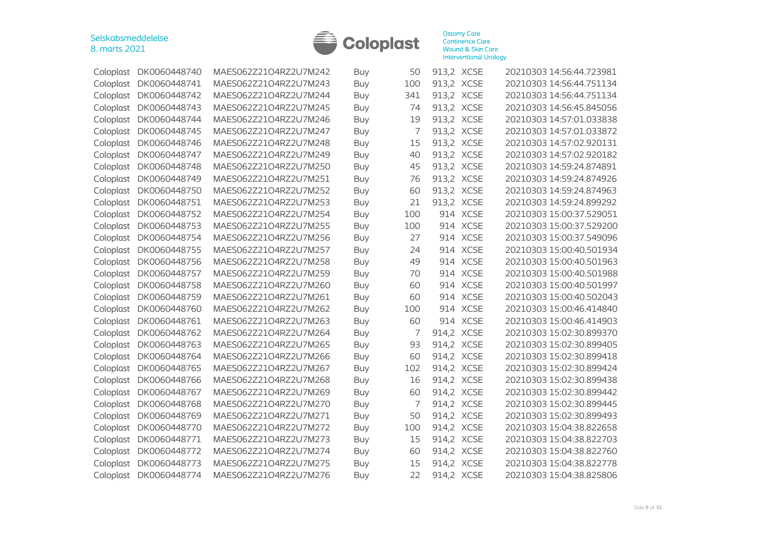| | | | | | | | |
|---|---|---|---|---|---|---|---|
| Coloplast | DK0060448740 | MAES062Z21O4RZ2U7M242 | Buy | 50 | 913,2 | XCSE | 20210303 14:56:44.723981 |
| Coloplast | DK0060448741 | MAES062Z21O4RZ2U7M243 | Buy | 100 | 913,2 | XCSE | 20210303 14:56:44.751134 |
| Coloplast | DK0060448742 | MAES062Z21O4RZ2U7M244 | Buy | 341 | 913,2 | XCSE | 20210303 14:56:44.751134 |
| Coloplast | DK0060448743 | MAES062Z21O4RZ2U7M245 | Buy | 74 | 913,2 | XCSE | 20210303 14:56:45.845056 |
| Coloplast | DK0060448744 | MAES062Z21O4RZ2U7M246 | Buy | 19 | 913,2 | XCSE | 20210303 14:57:01.033838 |
| Coloplast | DK0060448745 | MAES062Z21O4RZ2U7M247 | Buy | 7 | 913,2 | XCSE | 20210303 14:57:01.033872 |
| Coloplast | DK0060448746 | MAES062Z21O4RZ2U7M248 | Buy | 15 | 913,2 | XCSE | 20210303 14:57:02.920131 |
| Coloplast | DK0060448747 | MAES062Z21O4RZ2U7M249 | Buy | 40 | 913,2 | XCSE | 20210303 14:57:02.920182 |
| Coloplast | DK0060448748 | MAES062Z21O4RZ2U7M250 | Buy | 45 | 913,2 | XCSE | 20210303 14:59:24.874891 |
| Coloplast | DK0060448749 | MAES062Z21O4RZ2U7M251 | Buy | 76 | 913,2 | XCSE | 20210303 14:59:24.874926 |
| Coloplast | DK0060448750 | MAES062Z21O4RZ2U7M252 | Buy | 60 | 913,2 | XCSE | 20210303 14:59:24.874963 |
| Coloplast | DK0060448751 | MAES062Z21O4RZ2U7M253 | Buy | 21 | 913,2 | XCSE | 20210303 14:59:24.899292 |
| Coloplast | DK0060448752 | MAES062Z21O4RZ2U7M254 | Buy | 100 | 914 | XCSE | 20210303 15:00:37.529051 |
| Coloplast | DK0060448753 | MAES062Z21O4RZ2U7M255 | Buy | 100 | 914 | XCSE | 20210303 15:00:37.529200 |
| Coloplast | DK0060448754 | MAES062Z21O4RZ2U7M256 | Buy | 27 | 914 | XCSE | 20210303 15:00:37.549096 |
| Coloplast | DK0060448755 | MAES062Z21O4RZ2U7M257 | Buy | 24 | 914 | XCSE | 20210303 15:00:40.501934 |
| Coloplast | DK0060448756 | MAES062Z21O4RZ2U7M258 | Buy | 49 | 914 | XCSE | 20210303 15:00:40.501963 |
| Coloplast | DK0060448757 | MAES062Z21O4RZ2U7M259 | Buy | 70 | 914 | XCSE | 20210303 15:00:40.501988 |
| Coloplast | DK0060448758 | MAES062Z21O4RZ2U7M260 | Buy | 60 | 914 | XCSE | 20210303 15:00:40.501997 |
| Coloplast | DK0060448759 | MAES062Z21O4RZ2U7M261 | Buy | 60 | 914 | XCSE | 20210303 15:00:40.502043 |
| Coloplast | DK0060448760 | MAES062Z21O4RZ2U7M262 | Buy | 100 | 914 | XCSE | 20210303 15:00:46.414840 |
| Coloplast | DK0060448761 | MAES062Z21O4RZ2U7M263 | Buy | 60 | 914 | XCSE | 20210303 15:00:46.414903 |
| Coloplast | DK0060448762 | MAES062Z21O4RZ2U7M264 | Buy | 7 | 914,2 | XCSE | 20210303 15:02:30.899370 |
| Coloplast | DK0060448763 | MAES062Z21O4RZ2U7M265 | Buy | 93 | 914,2 | XCSE | 20210303 15:02:30.899405 |
| Coloplast | DK0060448764 | MAES062Z21O4RZ2U7M266 | Buy | 60 | 914,2 | XCSE | 20210303 15:02:30.899418 |
| Coloplast | DK0060448765 | MAES062Z21O4RZ2U7M267 | Buy | 102 | 914,2 | XCSE | 20210303 15:02:30.899424 |
| Coloplast | DK0060448766 | MAES062Z21O4RZ2U7M268 | Buy | 16 | 914,2 | XCSE | 20210303 15:02:30.899438 |
| Coloplast | DK0060448767 | MAES062Z21O4RZ2U7M269 | Buy | 60 | 914,2 | XCSE | 20210303 15:02:30.899442 |
| Coloplast | DK0060448768 | MAES062Z21O4RZ2U7M270 | Buy | 7 | 914,2 | XCSE | 20210303 15:02:30.899445 |
| Coloplast | DK0060448769 | MAES062Z21O4RZ2U7M271 | Buy | 50 | 914,2 | XCSE | 20210303 15:02:30.899493 |
| Coloplast | DK0060448770 | MAES062Z21O4RZ2U7M272 | Buy | 100 | 914,2 | XCSE | 20210303 15:04:38.822658 |
| Coloplast | DK0060448771 | MAES062Z21O4RZ2U7M273 | Buy | 15 | 914,2 | XCSE | 20210303 15:04:38.822703 |
| Coloplast | DK0060448772 | MAES062Z21O4RZ2U7M274 | Buy | 60 | 914,2 | XCSE | 20210303 15:04:38.822760 |
| Coloplast | DK0060448773 | MAES062Z21O4RZ2U7M275 | Buy | 15 | 914,2 | XCSE | 20210303 15:04:38.822778 |
| Coloplast | DK0060448774 | MAES062Z21O4RZ2U7M276 | Buy | 22 | 914,2 | XCSE | 20210303 15:04:38.825806 |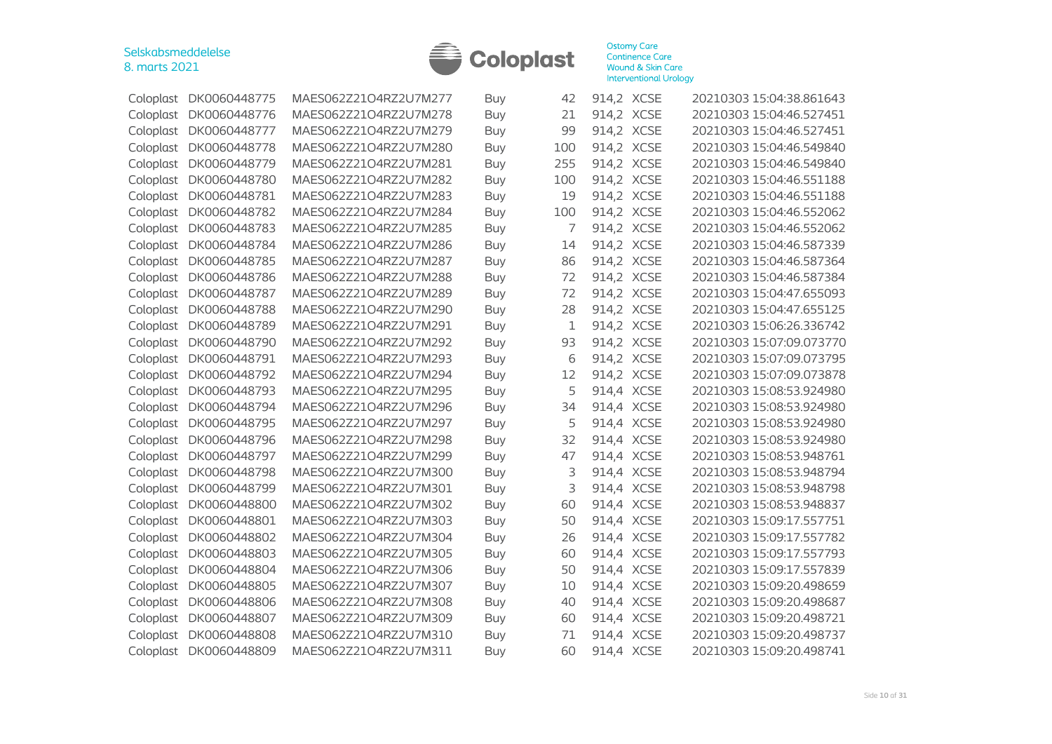| Coloplast | DK0060448775 | MAES062Z21O4RZ2U7M277 | Buy | 42 | 914,2 | XCSE | 20210303 15:04:38.861643 |
|---|---|---|---|---|---|---|---|
| Coloplast | DK0060448776 | MAES062Z21O4RZ2U7M278 | Buy | 21 | 914,2 | XCSE | 20210303 15:04:46.527451 |
| Coloplast | DK0060448777 | MAES062Z21O4RZ2U7M279 | Buy | 99 | 914,2 | XCSE | 20210303 15:04:46.527451 |
| Coloplast | DK0060448778 | MAES062Z21O4RZ2U7M280 | Buy | 100 | 914,2 | XCSE | 20210303 15:04:46.549840 |
| Coloplast | DK0060448779 | MAES062Z21O4RZ2U7M281 | Buy | 255 | 914,2 | XCSE | 20210303 15:04:46.549840 |
| Coloplast | DK0060448780 | MAES062Z21O4RZ2U7M282 | Buy | 100 | 914,2 | XCSE | 20210303 15:04:46.551188 |
| Coloplast | DK0060448781 | MAES062Z21O4RZ2U7M283 | Buy | 19 | 914,2 | XCSE | 20210303 15:04:46.551188 |
| Coloplast | DK0060448782 | MAES062Z21O4RZ2U7M284 | Buy | 100 | 914,2 | XCSE | 20210303 15:04:46.552062 |
| Coloplast | DK0060448783 | MAES062Z21O4RZ2U7M285 | Buy | 7 | 914,2 | XCSE | 20210303 15:04:46.552062 |
| Coloplast | DK0060448784 | MAES062Z21O4RZ2U7M286 | Buy | 14 | 914,2 | XCSE | 20210303 15:04:46.587339 |
| Coloplast | DK0060448785 | MAES062Z21O4RZ2U7M287 | Buy | 86 | 914,2 | XCSE | 20210303 15:04:46.587364 |
| Coloplast | DK0060448786 | MAES062Z21O4RZ2U7M288 | Buy | 72 | 914,2 | XCSE | 20210303 15:04:46.587384 |
| Coloplast | DK0060448787 | MAES062Z21O4RZ2U7M289 | Buy | 72 | 914,2 | XCSE | 20210303 15:04:47.655093 |
| Coloplast | DK0060448788 | MAES062Z21O4RZ2U7M290 | Buy | 28 | 914,2 | XCSE | 20210303 15:04:47.655125 |
| Coloplast | DK0060448789 | MAES062Z21O4RZ2U7M291 | Buy | 1 | 914,2 | XCSE | 20210303 15:06:26.336742 |
| Coloplast | DK0060448790 | MAES062Z21O4RZ2U7M292 | Buy | 93 | 914,2 | XCSE | 20210303 15:07:09.073770 |
| Coloplast | DK0060448791 | MAES062Z21O4RZ2U7M293 | Buy | 6 | 914,2 | XCSE | 20210303 15:07:09.073795 |
| Coloplast | DK0060448792 | MAES062Z21O4RZ2U7M294 | Buy | 12 | 914,2 | XCSE | 20210303 15:07:09.073878 |
| Coloplast | DK0060448793 | MAES062Z21O4RZ2U7M295 | Buy | 5 | 914,4 | XCSE | 20210303 15:08:53.924980 |
| Coloplast | DK0060448794 | MAES062Z21O4RZ2U7M296 | Buy | 34 | 914,4 | XCSE | 20210303 15:08:53.924980 |
| Coloplast | DK0060448795 | MAES062Z21O4RZ2U7M297 | Buy | 5 | 914,4 | XCSE | 20210303 15:08:53.924980 |
| Coloplast | DK0060448796 | MAES062Z21O4RZ2U7M298 | Buy | 32 | 914,4 | XCSE | 20210303 15:08:53.924980 |
| Coloplast | DK0060448797 | MAES062Z21O4RZ2U7M299 | Buy | 47 | 914,4 | XCSE | 20210303 15:08:53.948761 |
| Coloplast | DK0060448798 | MAES062Z21O4RZ2U7M300 | Buy | 3 | 914,4 | XCSE | 20210303 15:08:53.948794 |
| Coloplast | DK0060448799 | MAES062Z21O4RZ2U7M301 | Buy | 3 | 914,4 | XCSE | 20210303 15:08:53.948798 |
| Coloplast | DK0060448800 | MAES062Z21O4RZ2U7M302 | Buy | 60 | 914,4 | XCSE | 20210303 15:08:53.948837 |
| Coloplast | DK0060448801 | MAES062Z21O4RZ2U7M303 | Buy | 50 | 914,4 | XCSE | 20210303 15:09:17.557751 |
| Coloplast | DK0060448802 | MAES062Z21O4RZ2U7M304 | Buy | 26 | 914,4 | XCSE | 20210303 15:09:17.557782 |
| Coloplast | DK0060448803 | MAES062Z21O4RZ2U7M305 | Buy | 60 | 914,4 | XCSE | 20210303 15:09:17.557793 |
| Coloplast | DK0060448804 | MAES062Z21O4RZ2U7M306 | Buy | 50 | 914,4 | XCSE | 20210303 15:09:17.557839 |
| Coloplast | DK0060448805 | MAES062Z21O4RZ2U7M307 | Buy | 10 | 914,4 | XCSE | 20210303 15:09:20.498659 |
| Coloplast | DK0060448806 | MAES062Z21O4RZ2U7M308 | Buy | 40 | 914,4 | XCSE | 20210303 15:09:20.498687 |
| Coloplast | DK0060448807 | MAES062Z21O4RZ2U7M309 | Buy | 60 | 914,4 | XCSE | 20210303 15:09:20.498721 |
| Coloplast | DK0060448808 | MAES062Z21O4RZ2U7M310 | Buy | 71 | 914,4 | XCSE | 20210303 15:09:20.498737 |
| Coloplast | DK0060448809 | MAES062Z21O4RZ2U7M311 | Buy | 60 | 914,4 | XCSE | 20210303 15:09:20.498741 |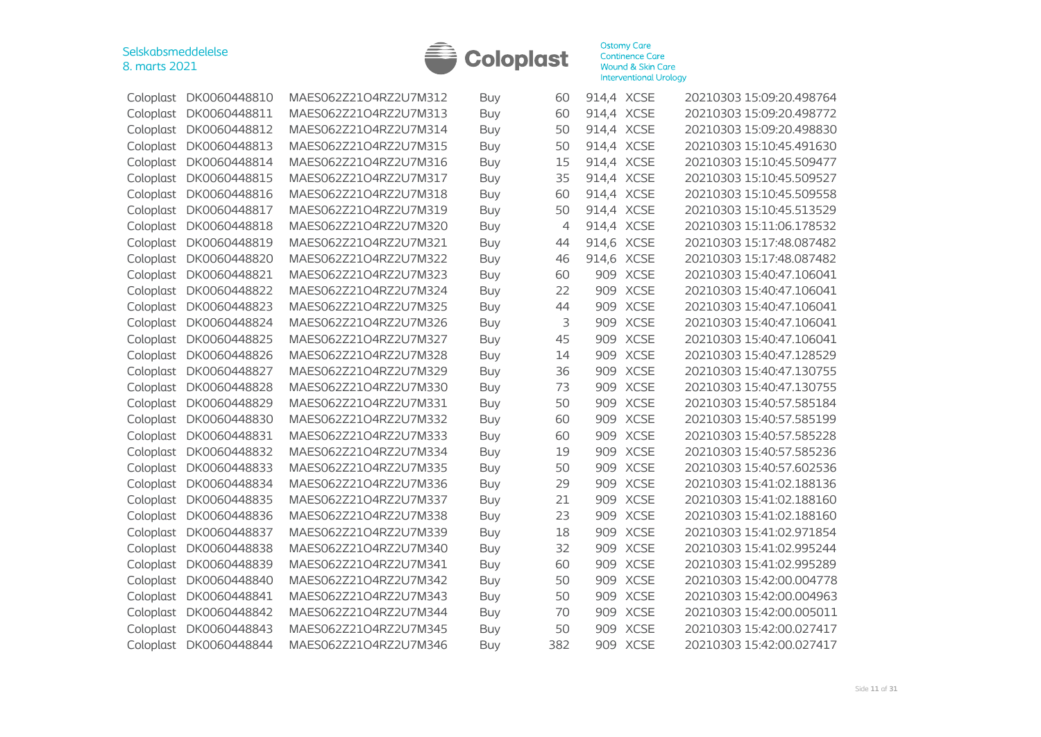| | | | | | | | |
|---|---|---|---|---|---|---|---|
| Coloplast | DK0060448810 | MAES062Z2104RZ2U7M312 | Buy | 60 | 914,4 | XCSE | 20210303 15:09:20.498764 |
| Coloplast | DK0060448811 | MAES062Z2104RZ2U7M313 | Buy | 60 | 914,4 | XCSE | 20210303 15:09:20.498772 |
| Coloplast | DK0060448812 | MAES062Z2104RZ2U7M314 | Buy | 50 | 914,4 | XCSE | 20210303 15:09:20.498830 |
| Coloplast | DK0060448813 | MAES062Z2104RZ2U7M315 | Buy | 50 | 914,4 | XCSE | 20210303 15:10:45.491630 |
| Coloplast | DK0060448814 | MAES062Z2104RZ2U7M316 | Buy | 15 | 914,4 | XCSE | 20210303 15:10:45.509477 |
| Coloplast | DK0060448815 | MAES062Z2104RZ2U7M317 | Buy | 35 | 914,4 | XCSE | 20210303 15:10:45.509527 |
| Coloplast | DK0060448816 | MAES062Z2104RZ2U7M318 | Buy | 60 | 914,4 | XCSE | 20210303 15:10:45.509558 |
| Coloplast | DK0060448817 | MAES062Z2104RZ2U7M319 | Buy | 50 | 914,4 | XCSE | 20210303 15:10:45.513529 |
| Coloplast | DK0060448818 | MAES062Z2104RZ2U7M320 | Buy | 4 | 914,4 | XCSE | 20210303 15:11:06.178532 |
| Coloplast | DK0060448819 | MAES062Z2104RZ2U7M321 | Buy | 44 | 914,6 | XCSE | 20210303 15:17:48.087482 |
| Coloplast | DK0060448820 | MAES062Z2104RZ2U7M322 | Buy | 46 | 914,6 | XCSE | 20210303 15:17:48.087482 |
| Coloplast | DK0060448821 | MAES062Z2104RZ2U7M323 | Buy | 60 | 909 | XCSE | 20210303 15:40:47.106041 |
| Coloplast | DK0060448822 | MAES062Z2104RZ2U7M324 | Buy | 22 | 909 | XCSE | 20210303 15:40:47.106041 |
| Coloplast | DK0060448823 | MAES062Z2104RZ2U7M325 | Buy | 44 | 909 | XCSE | 20210303 15:40:47.106041 |
| Coloplast | DK0060448824 | MAES062Z2104RZ2U7M326 | Buy | 3 | 909 | XCSE | 20210303 15:40:47.106041 |
| Coloplast | DK0060448825 | MAES062Z2104RZ2U7M327 | Buy | 45 | 909 | XCSE | 20210303 15:40:47.106041 |
| Coloplast | DK0060448826 | MAES062Z2104RZ2U7M328 | Buy | 14 | 909 | XCSE | 20210303 15:40:47.128529 |
| Coloplast | DK0060448827 | MAES062Z2104RZ2U7M329 | Buy | 36 | 909 | XCSE | 20210303 15:40:47.130755 |
| Coloplast | DK0060448828 | MAES062Z2104RZ2U7M330 | Buy | 73 | 909 | XCSE | 20210303 15:40:47.130755 |
| Coloplast | DK0060448829 | MAES062Z2104RZ2U7M331 | Buy | 50 | 909 | XCSE | 20210303 15:40:57.585184 |
| Coloplast | DK0060448830 | MAES062Z2104RZ2U7M332 | Buy | 60 | 909 | XCSE | 20210303 15:40:57.585199 |
| Coloplast | DK0060448831 | MAES062Z2104RZ2U7M333 | Buy | 60 | 909 | XCSE | 20210303 15:40:57.585228 |
| Coloplast | DK0060448832 | MAES062Z2104RZ2U7M334 | Buy | 19 | 909 | XCSE | 20210303 15:40:57.585236 |
| Coloplast | DK0060448833 | MAES062Z2104RZ2U7M335 | Buy | 50 | 909 | XCSE | 20210303 15:40:57.602536 |
| Coloplast | DK0060448834 | MAES062Z2104RZ2U7M336 | Buy | 29 | 909 | XCSE | 20210303 15:41:02.188136 |
| Coloplast | DK0060448835 | MAES062Z2104RZ2U7M337 | Buy | 21 | 909 | XCSE | 20210303 15:41:02.188160 |
| Coloplast | DK0060448836 | MAES062Z2104RZ2U7M338 | Buy | 23 | 909 | XCSE | 20210303 15:41:02.188160 |
| Coloplast | DK0060448837 | MAES062Z2104RZ2U7M339 | Buy | 18 | 909 | XCSE | 20210303 15:41:02.971854 |
| Coloplast | DK0060448838 | MAES062Z2104RZ2U7M340 | Buy | 32 | 909 | XCSE | 20210303 15:41:02.995244 |
| Coloplast | DK0060448839 | MAES062Z2104RZ2U7M341 | Buy | 60 | 909 | XCSE | 20210303 15:41:02.995289 |
| Coloplast | DK0060448840 | MAES062Z2104RZ2U7M342 | Buy | 50 | 909 | XCSE | 20210303 15:42:00.004778 |
| Coloplast | DK0060448841 | MAES062Z2104RZ2U7M343 | Buy | 50 | 909 | XCSE | 20210303 15:42:00.004963 |
| Coloplast | DK0060448842 | MAES062Z2104RZ2U7M344 | Buy | 70 | 909 | XCSE | 20210303 15:42:00.005011 |
| Coloplast | DK0060448843 | MAES062Z2104RZ2U7M345 | Buy | 50 | 909 | XCSE | 20210303 15:42:00.027417 |
| Coloplast | DK0060448844 | MAES062Z2104RZ2U7M346 | Buy | 382 | 909 | XCSE | 20210303 15:42:00.027417 |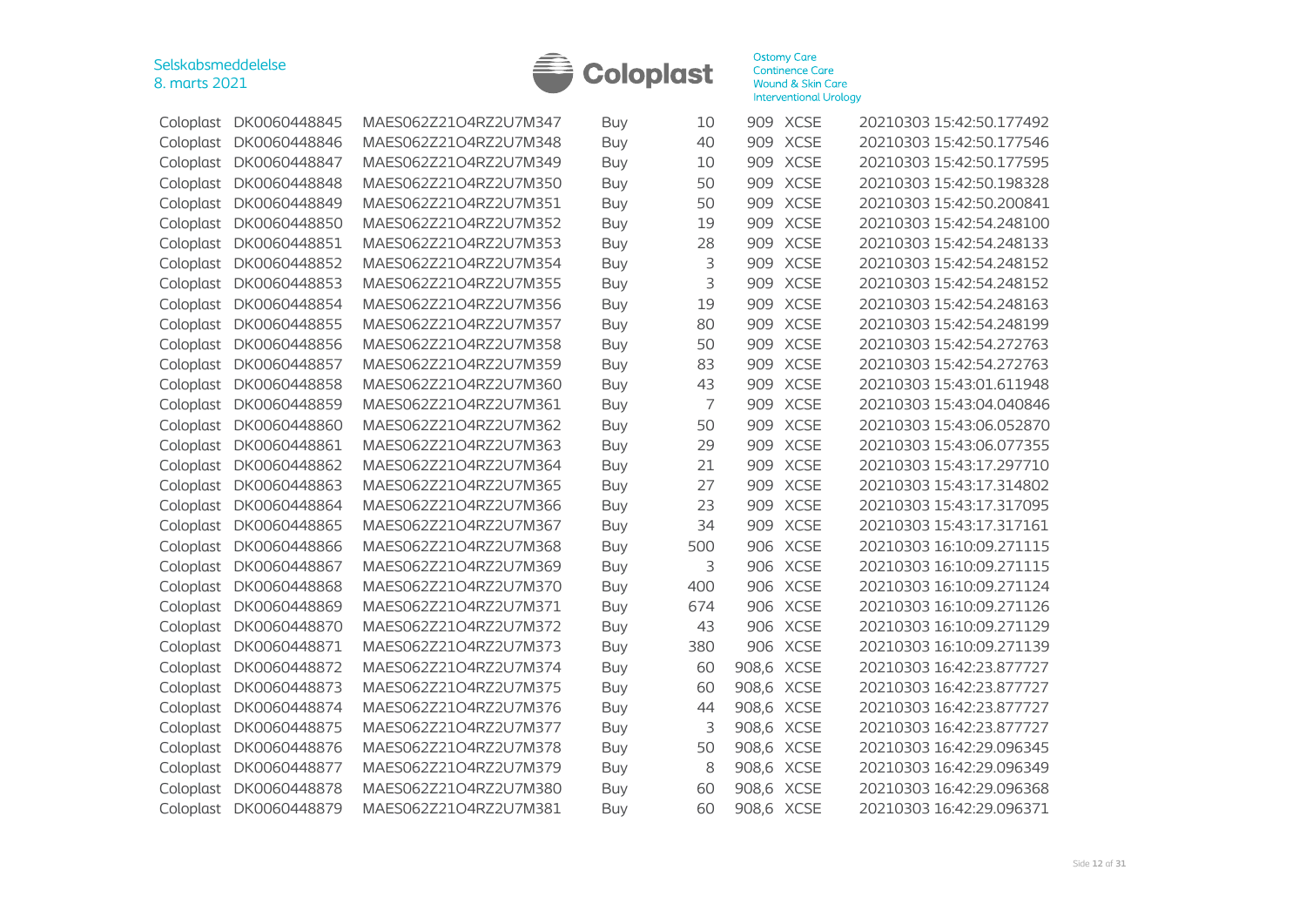| | | | | | | | |
|---|---|---|---|---|---|---|---|
| Coloplast | DK0060448845 | MAES062Z21O4RZ2U7M347 | Buy | 10 | 909 | XCSE | 20210303 15:42:50.177492 |
| Coloplast | DK0060448846 | MAES062Z21O4RZ2U7M348 | Buy | 40 | 909 | XCSE | 20210303 15:42:50.177546 |
| Coloplast | DK0060448847 | MAES062Z21O4RZ2U7M349 | Buy | 10 | 909 | XCSE | 20210303 15:42:50.177595 |
| Coloplast | DK0060448848 | MAES062Z21O4RZ2U7M350 | Buy | 50 | 909 | XCSE | 20210303 15:42:50.198328 |
| Coloplast | DK0060448849 | MAES062Z21O4RZ2U7M351 | Buy | 50 | 909 | XCSE | 20210303 15:42:50.200841 |
| Coloplast | DK0060448850 | MAES062Z21O4RZ2U7M352 | Buy | 19 | 909 | XCSE | 20210303 15:42:54.248100 |
| Coloplast | DK0060448851 | MAES062Z21O4RZ2U7M353 | Buy | 28 | 909 | XCSE | 20210303 15:42:54.248133 |
| Coloplast | DK0060448852 | MAES062Z21O4RZ2U7M354 | Buy | 3 | 909 | XCSE | 20210303 15:42:54.248152 |
| Coloplast | DK0060448853 | MAES062Z21O4RZ2U7M355 | Buy | 3 | 909 | XCSE | 20210303 15:42:54.248152 |
| Coloplast | DK0060448854 | MAES062Z21O4RZ2U7M356 | Buy | 19 | 909 | XCSE | 20210303 15:42:54.248163 |
| Coloplast | DK0060448855 | MAES062Z21O4RZ2U7M357 | Buy | 80 | 909 | XCSE | 20210303 15:42:54.248199 |
| Coloplast | DK0060448856 | MAES062Z21O4RZ2U7M358 | Buy | 50 | 909 | XCSE | 20210303 15:42:54.272763 |
| Coloplast | DK0060448857 | MAES062Z21O4RZ2U7M359 | Buy | 83 | 909 | XCSE | 20210303 15:42:54.272763 |
| Coloplast | DK0060448858 | MAES062Z21O4RZ2U7M360 | Buy | 43 | 909 | XCSE | 20210303 15:43:01.611948 |
| Coloplast | DK0060448859 | MAES062Z21O4RZ2U7M361 | Buy | 7 | 909 | XCSE | 20210303 15:43:04.040846 |
| Coloplast | DK0060448860 | MAES062Z21O4RZ2U7M362 | Buy | 50 | 909 | XCSE | 20210303 15:43:06.052870 |
| Coloplast | DK0060448861 | MAES062Z21O4RZ2U7M363 | Buy | 29 | 909 | XCSE | 20210303 15:43:06.077355 |
| Coloplast | DK0060448862 | MAES062Z21O4RZ2U7M364 | Buy | 21 | 909 | XCSE | 20210303 15:43:17.297710 |
| Coloplast | DK0060448863 | MAES062Z21O4RZ2U7M365 | Buy | 27 | 909 | XCSE | 20210303 15:43:17.314802 |
| Coloplast | DK0060448864 | MAES062Z21O4RZ2U7M366 | Buy | 23 | 909 | XCSE | 20210303 15:43:17.317095 |
| Coloplast | DK0060448865 | MAES062Z21O4RZ2U7M367 | Buy | 34 | 909 | XCSE | 20210303 15:43:17.317161 |
| Coloplast | DK0060448866 | MAES062Z21O4RZ2U7M368 | Buy | 500 | 906 | XCSE | 20210303 16:10:09.271115 |
| Coloplast | DK0060448867 | MAES062Z21O4RZ2U7M369 | Buy | 3 | 906 | XCSE | 20210303 16:10:09.271115 |
| Coloplast | DK0060448868 | MAES062Z21O4RZ2U7M370 | Buy | 400 | 906 | XCSE | 20210303 16:10:09.271124 |
| Coloplast | DK0060448869 | MAES062Z21O4RZ2U7M371 | Buy | 674 | 906 | XCSE | 20210303 16:10:09.271126 |
| Coloplast | DK0060448870 | MAES062Z21O4RZ2U7M372 | Buy | 43 | 906 | XCSE | 20210303 16:10:09.271129 |
| Coloplast | DK0060448871 | MAES062Z21O4RZ2U7M373 | Buy | 380 | 906 | XCSE | 20210303 16:10:09.271139 |
| Coloplast | DK0060448872 | MAES062Z21O4RZ2U7M374 | Buy | 60 | 908,6 | XCSE | 20210303 16:42:23.877727 |
| Coloplast | DK0060448873 | MAES062Z21O4RZ2U7M375 | Buy | 60 | 908,6 | XCSE | 20210303 16:42:23.877727 |
| Coloplast | DK0060448874 | MAES062Z21O4RZ2U7M376 | Buy | 44 | 908,6 | XCSE | 20210303 16:42:23.877727 |
| Coloplast | DK0060448875 | MAES062Z21O4RZ2U7M377 | Buy | 3 | 908,6 | XCSE | 20210303 16:42:23.877727 |
| Coloplast | DK0060448876 | MAES062Z21O4RZ2U7M378 | Buy | 50 | 908,6 | XCSE | 20210303 16:42:29.096345 |
| Coloplast | DK0060448877 | MAES062Z21O4RZ2U7M379 | Buy | 8 | 908,6 | XCSE | 20210303 16:42:29.096349 |
| Coloplast | DK0060448878 | MAES062Z21O4RZ2U7M380 | Buy | 60 | 908,6 | XCSE | 20210303 16:42:29.096368 |
| Coloplast | DK0060448879 | MAES062Z21O4RZ2U7M381 | Buy | 60 | 908,6 | XCSE | 20210303 16:42:29.096371 |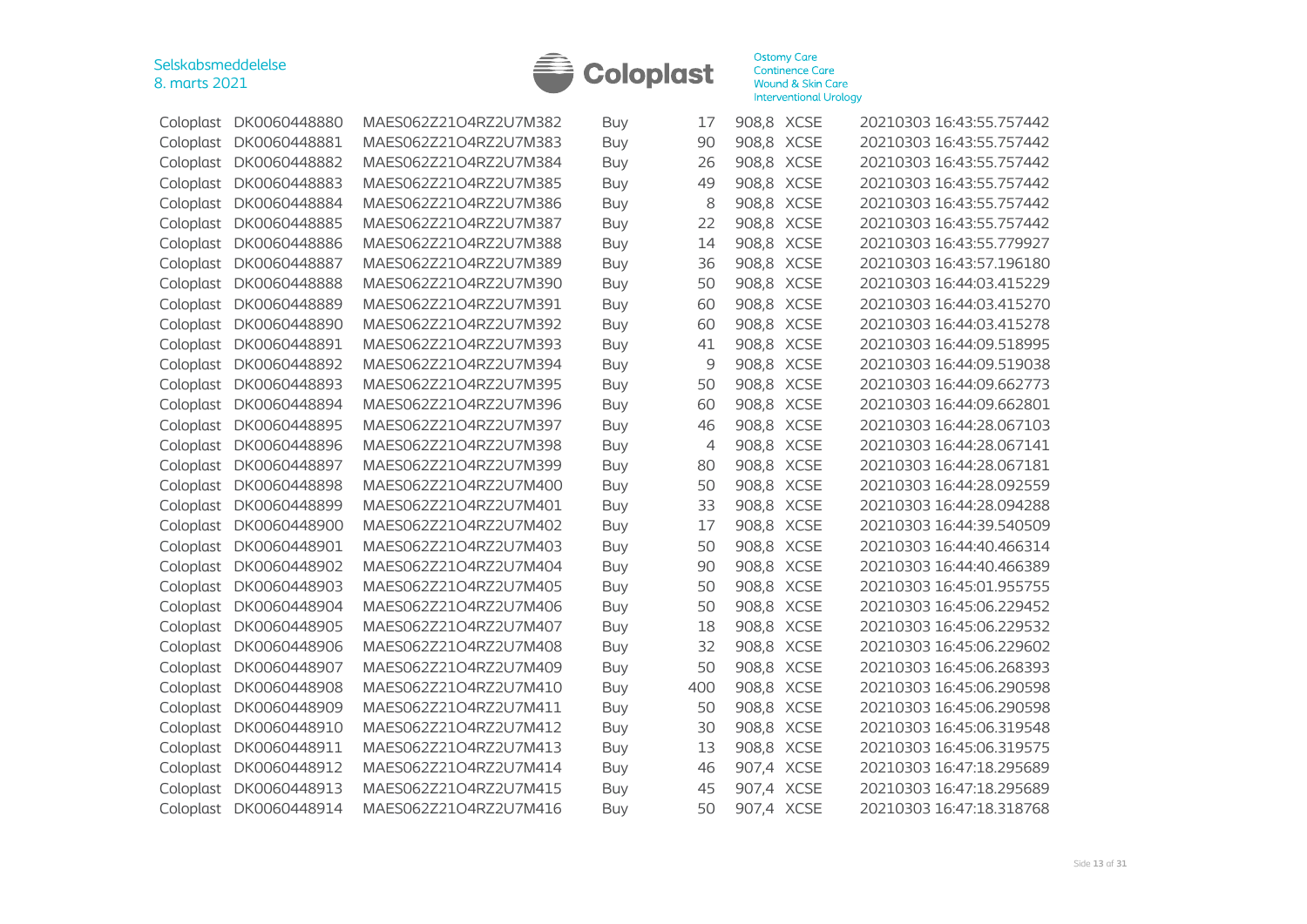| | | | | | | | |
|---|---|---|---|---|---|---|---|
| Coloplast | DK0060448880 | MAES062Z21O4RZ2U7M382 | Buy | 17 | 908,8 | XCSE | 20210303 16:43:55.757442 |
| Coloplast | DK0060448881 | MAES062Z21O4RZ2U7M383 | Buy | 90 | 908,8 | XCSE | 20210303 16:43:55.757442 |
| Coloplast | DK0060448882 | MAES062Z21O4RZ2U7M384 | Buy | 26 | 908,8 | XCSE | 20210303 16:43:55.757442 |
| Coloplast | DK0060448883 | MAES062Z21O4RZ2U7M385 | Buy | 49 | 908,8 | XCSE | 20210303 16:43:55.757442 |
| Coloplast | DK0060448884 | MAES062Z21O4RZ2U7M386 | Buy | 8 | 908,8 | XCSE | 20210303 16:43:55.757442 |
| Coloplast | DK0060448885 | MAES062Z21O4RZ2U7M387 | Buy | 22 | 908,8 | XCSE | 20210303 16:43:55.757442 |
| Coloplast | DK0060448886 | MAES062Z21O4RZ2U7M388 | Buy | 14 | 908,8 | XCSE | 20210303 16:43:55.779927 |
| Coloplast | DK0060448887 | MAES062Z21O4RZ2U7M389 | Buy | 36 | 908,8 | XCSE | 20210303 16:43:57.196180 |
| Coloplast | DK0060448888 | MAES062Z21O4RZ2U7M390 | Buy | 50 | 908,8 | XCSE | 20210303 16:44:03.415229 |
| Coloplast | DK0060448889 | MAES062Z21O4RZ2U7M391 | Buy | 60 | 908,8 | XCSE | 20210303 16:44:03.415270 |
| Coloplast | DK0060448890 | MAES062Z21O4RZ2U7M392 | Buy | 60 | 908,8 | XCSE | 20210303 16:44:03.415278 |
| Coloplast | DK0060448891 | MAES062Z21O4RZ2U7M393 | Buy | 41 | 908,8 | XCSE | 20210303 16:44:09.518995 |
| Coloplast | DK0060448892 | MAES062Z21O4RZ2U7M394 | Buy | 9 | 908,8 | XCSE | 20210303 16:44:09.519038 |
| Coloplast | DK0060448893 | MAES062Z21O4RZ2U7M395 | Buy | 50 | 908,8 | XCSE | 20210303 16:44:09.662773 |
| Coloplast | DK0060448894 | MAES062Z21O4RZ2U7M396 | Buy | 60 | 908,8 | XCSE | 20210303 16:44:09.662801 |
| Coloplast | DK0060448895 | MAES062Z21O4RZ2U7M397 | Buy | 46 | 908,8 | XCSE | 20210303 16:44:28.067103 |
| Coloplast | DK0060448896 | MAES062Z21O4RZ2U7M398 | Buy | 4 | 908,8 | XCSE | 20210303 16:44:28.067141 |
| Coloplast | DK0060448897 | MAES062Z21O4RZ2U7M399 | Buy | 80 | 908,8 | XCSE | 20210303 16:44:28.067181 |
| Coloplast | DK0060448898 | MAES062Z21O4RZ2U7M400 | Buy | 50 | 908,8 | XCSE | 20210303 16:44:28.092559 |
| Coloplast | DK0060448899 | MAES062Z21O4RZ2U7M401 | Buy | 33 | 908,8 | XCSE | 20210303 16:44:28.094288 |
| Coloplast | DK0060448900 | MAES062Z21O4RZ2U7M402 | Buy | 17 | 908,8 | XCSE | 20210303 16:44:39.540509 |
| Coloplast | DK0060448901 | MAES062Z21O4RZ2U7M403 | Buy | 50 | 908,8 | XCSE | 20210303 16:44:40.466314 |
| Coloplast | DK0060448902 | MAES062Z21O4RZ2U7M404 | Buy | 90 | 908,8 | XCSE | 20210303 16:44:40.466389 |
| Coloplast | DK0060448903 | MAES062Z21O4RZ2U7M405 | Buy | 50 | 908,8 | XCSE | 20210303 16:45:01.955755 |
| Coloplast | DK0060448904 | MAES062Z21O4RZ2U7M406 | Buy | 50 | 908,8 | XCSE | 20210303 16:45:06.229452 |
| Coloplast | DK0060448905 | MAES062Z21O4RZ2U7M407 | Buy | 18 | 908,8 | XCSE | 20210303 16:45:06.229532 |
| Coloplast | DK0060448906 | MAES062Z21O4RZ2U7M408 | Buy | 32 | 908,8 | XCSE | 20210303 16:45:06.229602 |
| Coloplast | DK0060448907 | MAES062Z21O4RZ2U7M409 | Buy | 50 | 908,8 | XCSE | 20210303 16:45:06.268393 |
| Coloplast | DK0060448908 | MAES062Z21O4RZ2U7M410 | Buy | 400 | 908,8 | XCSE | 20210303 16:45:06.290598 |
| Coloplast | DK0060448909 | MAES062Z21O4RZ2U7M411 | Buy | 50 | 908,8 | XCSE | 20210303 16:45:06.290598 |
| Coloplast | DK0060448910 | MAES062Z21O4RZ2U7M412 | Buy | 30 | 908,8 | XCSE | 20210303 16:45:06.319548 |
| Coloplast | DK0060448911 | MAES062Z21O4RZ2U7M413 | Buy | 13 | 908,8 | XCSE | 20210303 16:45:06.319575 |
| Coloplast | DK0060448912 | MAES062Z21O4RZ2U7M414 | Buy | 46 | 907,4 | XCSE | 20210303 16:47:18.295689 |
| Coloplast | DK0060448913 | MAES062Z21O4RZ2U7M415 | Buy | 45 | 907,4 | XCSE | 20210303 16:47:18.295689 |
| Coloplast | DK0060448914 | MAES062Z21O4RZ2U7M416 | Buy | 50 | 907,4 | XCSE | 20210303 16:47:18.318768 |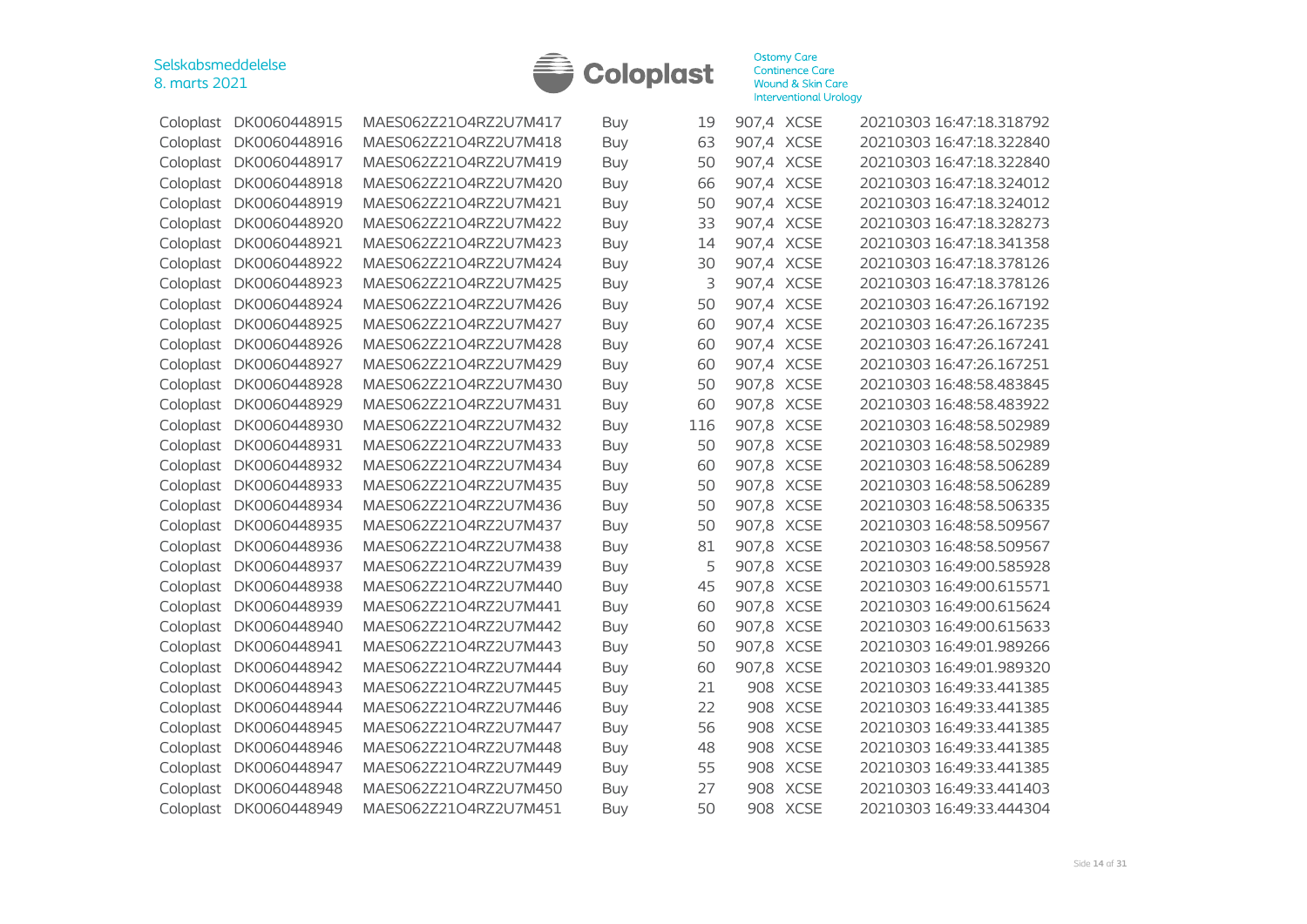| Coloplast | DK0060448915 | MAES062Z21O4RZ2U7M417 | Buy | 19 | 907,4 | XCSE | 20210303 16:47:18.318792 |
|---|---|---|---|---|---|---|---|
| Coloplast | DK0060448916 | MAES062Z21O4RZ2U7M418 | Buy | 63 | 907,4 | XCSE | 20210303 16:47:18.322840 |
| Coloplast | DK0060448917 | MAES062Z21O4RZ2U7M419 | Buy | 50 | 907,4 | XCSE | 20210303 16:47:18.322840 |
| Coloplast | DK0060448918 | MAES062Z21O4RZ2U7M420 | Buy | 66 | 907,4 | XCSE | 20210303 16:47:18.324012 |
| Coloplast | DK0060448919 | MAES062Z21O4RZ2U7M421 | Buy | 50 | 907,4 | XCSE | 20210303 16:47:18.324012 |
| Coloplast | DK0060448920 | MAES062Z21O4RZ2U7M422 | Buy | 33 | 907,4 | XCSE | 20210303 16:47:18.328273 |
| Coloplast | DK0060448921 | MAES062Z21O4RZ2U7M423 | Buy | 14 | 907,4 | XCSE | 20210303 16:47:18.341358 |
| Coloplast | DK0060448922 | MAES062Z21O4RZ2U7M424 | Buy | 30 | 907,4 | XCSE | 20210303 16:47:18.378126 |
| Coloplast | DK0060448923 | MAES062Z21O4RZ2U7M425 | Buy | 3 | 907,4 | XCSE | 20210303 16:47:18.378126 |
| Coloplast | DK0060448924 | MAES062Z21O4RZ2U7M426 | Buy | 50 | 907,4 | XCSE | 20210303 16:47:26.167192 |
| Coloplast | DK0060448925 | MAES062Z21O4RZ2U7M427 | Buy | 60 | 907,4 | XCSE | 20210303 16:47:26.167235 |
| Coloplast | DK0060448926 | MAES062Z21O4RZ2U7M428 | Buy | 60 | 907,4 | XCSE | 20210303 16:47:26.167241 |
| Coloplast | DK0060448927 | MAES062Z21O4RZ2U7M429 | Buy | 60 | 907,4 | XCSE | 20210303 16:47:26.167251 |
| Coloplast | DK0060448928 | MAES062Z21O4RZ2U7M430 | Buy | 50 | 907,8 | XCSE | 20210303 16:48:58.483845 |
| Coloplast | DK0060448929 | MAES062Z21O4RZ2U7M431 | Buy | 60 | 907,8 | XCSE | 20210303 16:48:58.483922 |
| Coloplast | DK0060448930 | MAES062Z21O4RZ2U7M432 | Buy | 116 | 907,8 | XCSE | 20210303 16:48:58.502989 |
| Coloplast | DK0060448931 | MAES062Z21O4RZ2U7M433 | Buy | 50 | 907,8 | XCSE | 20210303 16:48:58.502989 |
| Coloplast | DK0060448932 | MAES062Z21O4RZ2U7M434 | Buy | 60 | 907,8 | XCSE | 20210303 16:48:58.506289 |
| Coloplast | DK0060448933 | MAES062Z21O4RZ2U7M435 | Buy | 50 | 907,8 | XCSE | 20210303 16:48:58.506289 |
| Coloplast | DK0060448934 | MAES062Z21O4RZ2U7M436 | Buy | 50 | 907,8 | XCSE | 20210303 16:48:58.506335 |
| Coloplast | DK0060448935 | MAES062Z21O4RZ2U7M437 | Buy | 50 | 907,8 | XCSE | 20210303 16:48:58.509567 |
| Coloplast | DK0060448936 | MAES062Z21O4RZ2U7M438 | Buy | 81 | 907,8 | XCSE | 20210303 16:48:58.509567 |
| Coloplast | DK0060448937 | MAES062Z21O4RZ2U7M439 | Buy | 5 | 907,8 | XCSE | 20210303 16:49:00.585928 |
| Coloplast | DK0060448938 | MAES062Z21O4RZ2U7M440 | Buy | 45 | 907,8 | XCSE | 20210303 16:49:00.615571 |
| Coloplast | DK0060448939 | MAES062Z21O4RZ2U7M441 | Buy | 60 | 907,8 | XCSE | 20210303 16:49:00.615624 |
| Coloplast | DK0060448940 | MAES062Z21O4RZ2U7M442 | Buy | 60 | 907,8 | XCSE | 20210303 16:49:00.615633 |
| Coloplast | DK0060448941 | MAES062Z21O4RZ2U7M443 | Buy | 50 | 907,8 | XCSE | 20210303 16:49:01.989266 |
| Coloplast | DK0060448942 | MAES062Z21O4RZ2U7M444 | Buy | 60 | 907,8 | XCSE | 20210303 16:49:01.989320 |
| Coloplast | DK0060448943 | MAES062Z21O4RZ2U7M445 | Buy | 21 | 908 | XCSE | 20210303 16:49:33.441385 |
| Coloplast | DK0060448944 | MAES062Z21O4RZ2U7M446 | Buy | 22 | 908 | XCSE | 20210303 16:49:33.441385 |
| Coloplast | DK0060448945 | MAES062Z21O4RZ2U7M447 | Buy | 56 | 908 | XCSE | 20210303 16:49:33.441385 |
| Coloplast | DK0060448946 | MAES062Z21O4RZ2U7M448 | Buy | 48 | 908 | XCSE | 20210303 16:49:33.441385 |
| Coloplast | DK0060448947 | MAES062Z21O4RZ2U7M449 | Buy | 55 | 908 | XCSE | 20210303 16:49:33.441385 |
| Coloplast | DK0060448948 | MAES062Z21O4RZ2U7M450 | Buy | 27 | 908 | XCSE | 20210303 16:49:33.441403 |
| Coloplast | DK0060448949 | MAES062Z21O4RZ2U7M451 | Buy | 50 | 908 | XCSE | 20210303 16:49:33.444304 |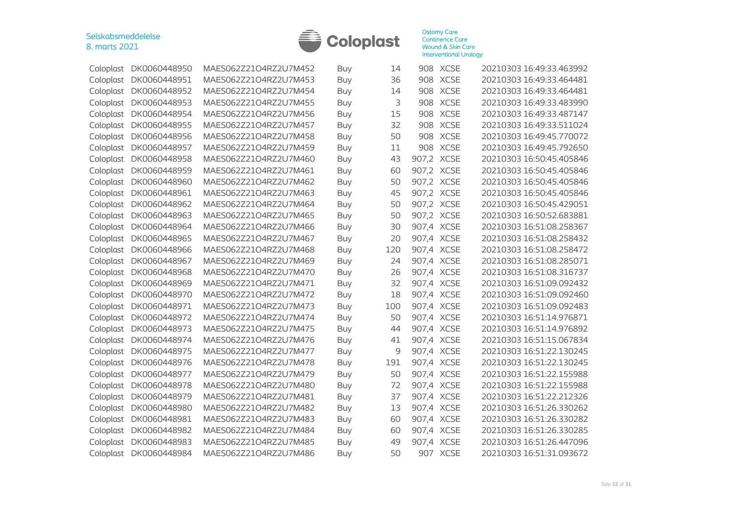| | | | | | | | |
|---|---|---|---|---|---|---|---|
| Coloplast | DK0060448950 | MAES062Z21O4RZ2U7M452 | Buy | 14 | 908 | XCSE | 20210303 16:49:33.463992 |
| Coloplast | DK0060448951 | MAES062Z21O4RZ2U7M453 | Buy | 36 | 908 | XCSE | 20210303 16:49:33.464481 |
| Coloplast | DK0060448952 | MAES062Z21O4RZ2U7M454 | Buy | 14 | 908 | XCSE | 20210303 16:49:33.464481 |
| Coloplast | DK0060448953 | MAES062Z21O4RZ2U7M455 | Buy | 3 | 908 | XCSE | 20210303 16:49:33.483990 |
| Coloplast | DK0060448954 | MAES062Z21O4RZ2U7M456 | Buy | 15 | 908 | XCSE | 20210303 16:49:33.487147 |
| Coloplast | DK0060448955 | MAES062Z21O4RZ2U7M457 | Buy | 32 | 908 | XCSE | 20210303 16:49:33.511024 |
| Coloplast | DK0060448956 | MAES062Z21O4RZ2U7M458 | Buy | 50 | 908 | XCSE | 20210303 16:49:45.770072 |
| Coloplast | DK0060448957 | MAES062Z21O4RZ2U7M459 | Buy | 11 | 908 | XCSE | 20210303 16:49:45.792650 |
| Coloplast | DK0060448958 | MAES062Z21O4RZ2U7M460 | Buy | 43 | 907,2 | XCSE | 20210303 16:50:45.405846 |
| Coloplast | DK0060448959 | MAES062Z21O4RZ2U7M461 | Buy | 60 | 907,2 | XCSE | 20210303 16:50:45.405846 |
| Coloplast | DK0060448960 | MAES062Z21O4RZ2U7M462 | Buy | 50 | 907,2 | XCSE | 20210303 16:50:45.405846 |
| Coloplast | DK0060448961 | MAES062Z21O4RZ2U7M463 | Buy | 45 | 907,2 | XCSE | 20210303 16:50:45.405846 |
| Coloplast | DK0060448962 | MAES062Z21O4RZ2U7M464 | Buy | 50 | 907,2 | XCSE | 20210303 16:50:45.429051 |
| Coloplast | DK0060448963 | MAES062Z21O4RZ2U7M465 | Buy | 50 | 907,2 | XCSE | 20210303 16:50:52.683881 |
| Coloplast | DK0060448964 | MAES062Z21O4RZ2U7M466 | Buy | 30 | 907,4 | XCSE | 20210303 16:51:08.258367 |
| Coloplast | DK0060448965 | MAES062Z21O4RZ2U7M467 | Buy | 20 | 907,4 | XCSE | 20210303 16:51:08.258432 |
| Coloplast | DK0060448966 | MAES062Z21O4RZ2U7M468 | Buy | 120 | 907,4 | XCSE | 20210303 16:51:08.258472 |
| Coloplast | DK0060448967 | MAES062Z21O4RZ2U7M469 | Buy | 24 | 907,4 | XCSE | 20210303 16:51:08.285071 |
| Coloplast | DK0060448968 | MAES062Z21O4RZ2U7M470 | Buy | 26 | 907,4 | XCSE | 20210303 16:51:08.316737 |
| Coloplast | DK0060448969 | MAES062Z21O4RZ2U7M471 | Buy | 32 | 907,4 | XCSE | 20210303 16:51:09.092432 |
| Coloplast | DK0060448970 | MAES062Z21O4RZ2U7M472 | Buy | 18 | 907,4 | XCSE | 20210303 16:51:09.092460 |
| Coloplast | DK0060448971 | MAES062Z21O4RZ2U7M473 | Buy | 100 | 907,4 | XCSE | 20210303 16:51:09.092483 |
| Coloplast | DK0060448972 | MAES062Z21O4RZ2U7M474 | Buy | 50 | 907,4 | XCSE | 20210303 16:51:14.976871 |
| Coloplast | DK0060448973 | MAES062Z21O4RZ2U7M475 | Buy | 44 | 907,4 | XCSE | 20210303 16:51:14.976892 |
| Coloplast | DK0060448974 | MAES062Z21O4RZ2U7M476 | Buy | 41 | 907,4 | XCSE | 20210303 16:51:15.067834 |
| Coloplast | DK0060448975 | MAES062Z21O4RZ2U7M477 | Buy | 9 | 907,4 | XCSE | 20210303 16:51:22.130245 |
| Coloplast | DK0060448976 | MAES062Z21O4RZ2U7M478 | Buy | 191 | 907,4 | XCSE | 20210303 16:51:22.130245 |
| Coloplast | DK0060448977 | MAES062Z21O4RZ2U7M479 | Buy | 50 | 907,4 | XCSE | 20210303 16:51:22.155988 |
| Coloplast | DK0060448978 | MAES062Z21O4RZ2U7M480 | Buy | 72 | 907,4 | XCSE | 20210303 16:51:22.155988 |
| Coloplast | DK0060448979 | MAES062Z21O4RZ2U7M481 | Buy | 37 | 907,4 | XCSE | 20210303 16:51:22.212326 |
| Coloplast | DK0060448980 | MAES062Z21O4RZ2U7M482 | Buy | 13 | 907,4 | XCSE | 20210303 16:51:26.330262 |
| Coloplast | DK0060448981 | MAES062Z21O4RZ2U7M483 | Buy | 60 | 907,4 | XCSE | 20210303 16:51:26.330282 |
| Coloplast | DK0060448982 | MAES062Z21O4RZ2U7M484 | Buy | 60 | 907,4 | XCSE | 20210303 16:51:26.330285 |
| Coloplast | DK0060448983 | MAES062Z21O4RZ2U7M485 | Buy | 49 | 907,4 | XCSE | 20210303 16:51:26.447096 |
| Coloplast | DK0060448984 | MAES062Z21O4RZ2U7M486 | Buy | 50 | 907 | XCSE | 20210303 16:51:31.093672 |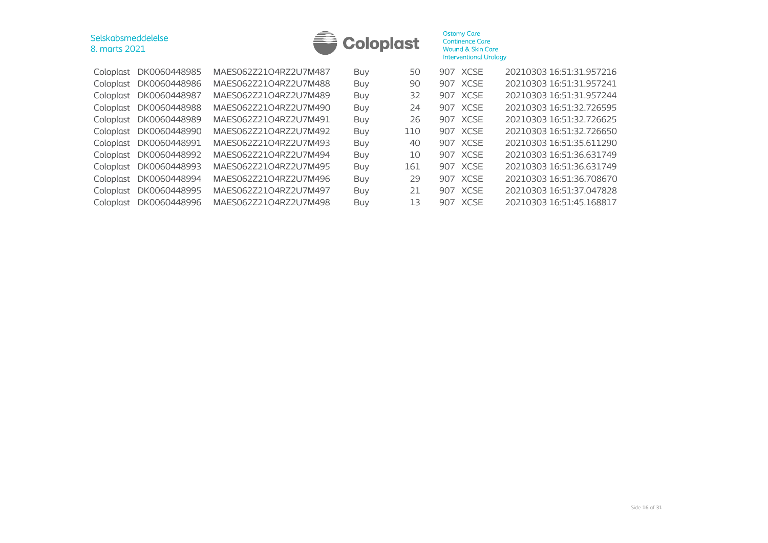| | | | | | | | |
|---|---|---|---|---|---|---|---|
| Coloplast | DK0060448985 | MAES062Z21O4RZ2U7M487 | Buy | 50 | 907 | XCSE | 20210303 16:51:31.957216 |
| Coloplast | DK0060448986 | MAES062Z21O4RZ2U7M488 | Buy | 90 | 907 | XCSE | 20210303 16:51:31.957241 |
| Coloplast | DK0060448987 | MAES062Z21O4RZ2U7M489 | Buy | 32 | 907 | XCSE | 20210303 16:51:31.957244 |
| Coloplast | DK0060448988 | MAES062Z21O4RZ2U7M490 | Buy | 24 | 907 | XCSE | 20210303 16:51:32.726595 |
| Coloplast | DK0060448989 | MAES062Z21O4RZ2U7M491 | Buy | 26 | 907 | XCSE | 20210303 16:51:32.726625 |
| Coloplast | DK0060448990 | MAES062Z21O4RZ2U7M492 | Buy | 110 | 907 | XCSE | 20210303 16:51:32.726650 |
| Coloplast | DK0060448991 | MAES062Z21O4RZ2U7M493 | Buy | 40 | 907 | XCSE | 20210303 16:51:35.611290 |
| Coloplast | DK0060448992 | MAES062Z21O4RZ2U7M494 | Buy | 10 | 907 | XCSE | 20210303 16:51:36.631749 |
| Coloplast | DK0060448993 | MAES062Z21O4RZ2U7M495 | Buy | 161 | 907 | XCSE | 20210303 16:51:36.631749 |
| Coloplast | DK0060448994 | MAES062Z21O4RZ2U7M496 | Buy | 29 | 907 | XCSE | 20210303 16:51:36.708670 |
| Coloplast | DK0060448995 | MAES062Z21O4RZ2U7M497 | Buy | 21 | 907 | XCSE | 20210303 16:51:37.047828 |
| Coloplast | DK0060448996 | MAES062Z21O4RZ2U7M498 | Buy | 13 | 907 | XCSE | 20210303 16:51:45.168817 |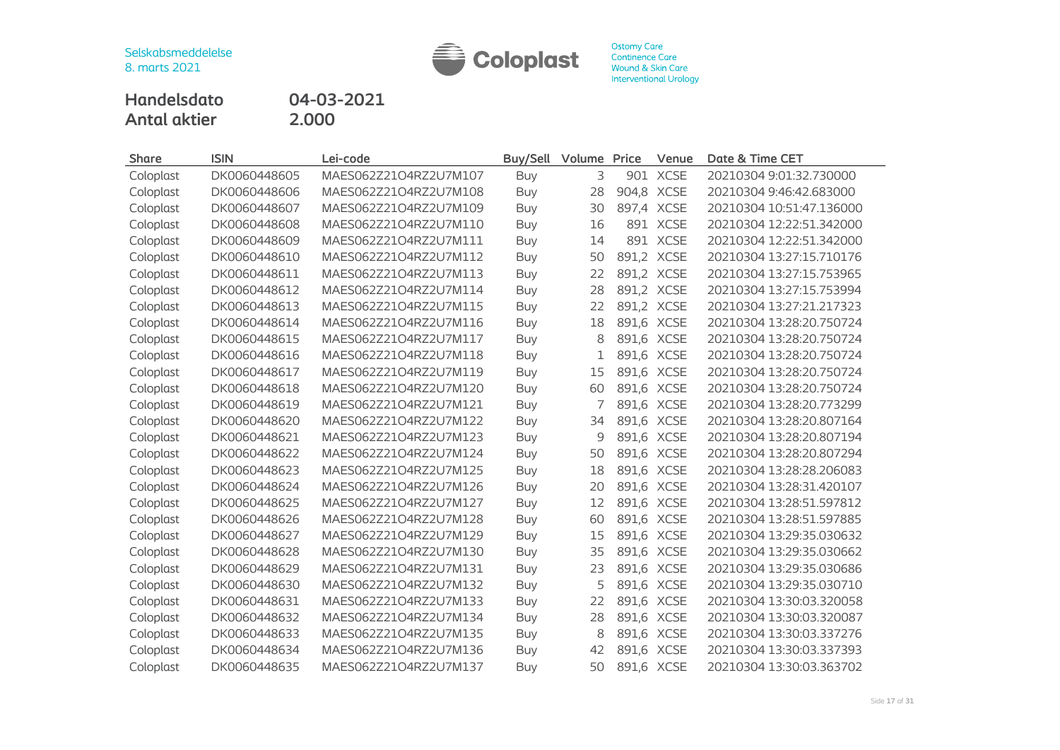Selskabsmeddelelse
8. marts 2021

Ostomy Care
Continence Care
Wound & Skin Care
Interventional Urology

**Handelsdato** 04-03-2021
**Antal aktier** 2.000

| Share | ISIN | Lei-code | Buy/Sell | Volume | Price | Venue | Date & Time CET |
|---|---|---|---|---|---|---|---|
| Coloplast | DK0060448605 | MAES062Z21O4RZ2U7M107 | Buy | 3 | 901 | XCSE | 20210304 9:01:32.730000 |
| Coloplast | DK0060448606 | MAES062Z21O4RZ2U7M108 | Buy | 28 | 904,8 | XCSE | 20210304 9:46:42.683000 |
| Coloplast | DK0060448607 | MAES062Z21O4RZ2U7M109 | Buy | 30 | 897,4 | XCSE | 20210304 10:51:47.136000 |
| Coloplast | DK0060448608 | MAES062Z21O4RZ2U7M110 | Buy | 16 | 891 | XCSE | 20210304 12:22:51.342000 |
| Coloplast | DK0060448609 | MAES062Z21O4RZ2U7M111 | Buy | 14 | 891 | XCSE | 20210304 12:22:51.342000 |
| Coloplast | DK0060448610 | MAES062Z21O4RZ2U7M112 | Buy | 50 | 891,2 | XCSE | 20210304 13:27:15.710176 |
| Coloplast | DK0060448611 | MAES062Z21O4RZ2U7M113 | Buy | 22 | 891,2 | XCSE | 20210304 13:27:15.753965 |
| Coloplast | DK0060448612 | MAES062Z21O4RZ2U7M114 | Buy | 28 | 891,2 | XCSE | 20210304 13:27:15.753994 |
| Coloplast | DK0060448613 | MAES062Z21O4RZ2U7M115 | Buy | 22 | 891,2 | XCSE | 20210304 13:27:21.217323 |
| Coloplast | DK0060448614 | MAES062Z21O4RZ2U7M116 | Buy | 18 | 891,6 | XCSE | 20210304 13:28:20.750724 |
| Coloplast | DK0060448615 | MAES062Z21O4RZ2U7M117 | Buy | 8 | 891,6 | XCSE | 20210304 13:28:20.750724 |
| Coloplast | DK0060448616 | MAES062Z21O4RZ2U7M118 | Buy | 1 | 891,6 | XCSE | 20210304 13:28:20.750724 |
| Coloplast | DK0060448617 | MAES062Z21O4RZ2U7M119 | Buy | 15 | 891,6 | XCSE | 20210304 13:28:20.750724 |
| Coloplast | DK0060448618 | MAES062Z21O4RZ2U7M120 | Buy | 60 | 891,6 | XCSE | 20210304 13:28:20.750724 |
| Coloplast | DK0060448619 | MAES062Z21O4RZ2U7M121 | Buy | 7 | 891,6 | XCSE | 20210304 13:28:20.773299 |
| Coloplast | DK0060448620 | MAES062Z21O4RZ2U7M122 | Buy | 34 | 891,6 | XCSE | 20210304 13:28:20.807164 |
| Coloplast | DK0060448621 | MAES062Z21O4RZ2U7M123 | Buy | 9 | 891,6 | XCSE | 20210304 13:28:20.807194 |
| Coloplast | DK0060448622 | MAES062Z21O4RZ2U7M124 | Buy | 50 | 891,6 | XCSE | 20210304 13:28:20.807294 |
| Coloplast | DK0060448623 | MAES062Z21O4RZ2U7M125 | Buy | 18 | 891,6 | XCSE | 20210304 13:28:28.206083 |
| Coloplast | DK0060448624 | MAES062Z21O4RZ2U7M126 | Buy | 20 | 891,6 | XCSE | 20210304 13:28:31.420107 |
| Coloplast | DK0060448625 | MAES062Z21O4RZ2U7M127 | Buy | 12 | 891,6 | XCSE | 20210304 13:28:51.597812 |
| Coloplast | DK0060448626 | MAES062Z21O4RZ2U7M128 | Buy | 60 | 891,6 | XCSE | 20210304 13:28:51.597885 |
| Coloplast | DK0060448627 | MAES062Z21O4RZ2U7M129 | Buy | 15 | 891,6 | XCSE | 20210304 13:29:35.030632 |
| Coloplast | DK0060448628 | MAES062Z21O4RZ2U7M130 | Buy | 35 | 891,6 | XCSE | 20210304 13:29:35.030662 |
| Coloplast | DK0060448629 | MAES062Z21O4RZ2U7M131 | Buy | 23 | 891,6 | XCSE | 20210304 13:29:35.030686 |
| Coloplast | DK0060448630 | MAES062Z21O4RZ2U7M132 | Buy | 5 | 891,6 | XCSE | 20210304 13:29:35.030710 |
| Coloplast | DK0060448631 | MAES062Z21O4RZ2U7M133 | Buy | 22 | 891,6 | XCSE | 20210304 13:30:03.320058 |
| Coloplast | DK0060448632 | MAES062Z21O4RZ2U7M134 | Buy | 28 | 891,6 | XCSE | 20210304 13:30:03.320087 |
| Coloplast | DK0060448633 | MAES062Z21O4RZ2U7M135 | Buy | 8 | 891,6 | XCSE | 20210304 13:30:03.337276 |
| Coloplast | DK0060448634 | MAES062Z21O4RZ2U7M136 | Buy | 42 | 891,6 | XCSE | 20210304 13:30:03.337393 |
| Coloplast | DK0060448635 | MAES062Z21O4RZ2U7M137 | Buy | 50 | 891,6 | XCSE | 20210304 13:30:03.363702 |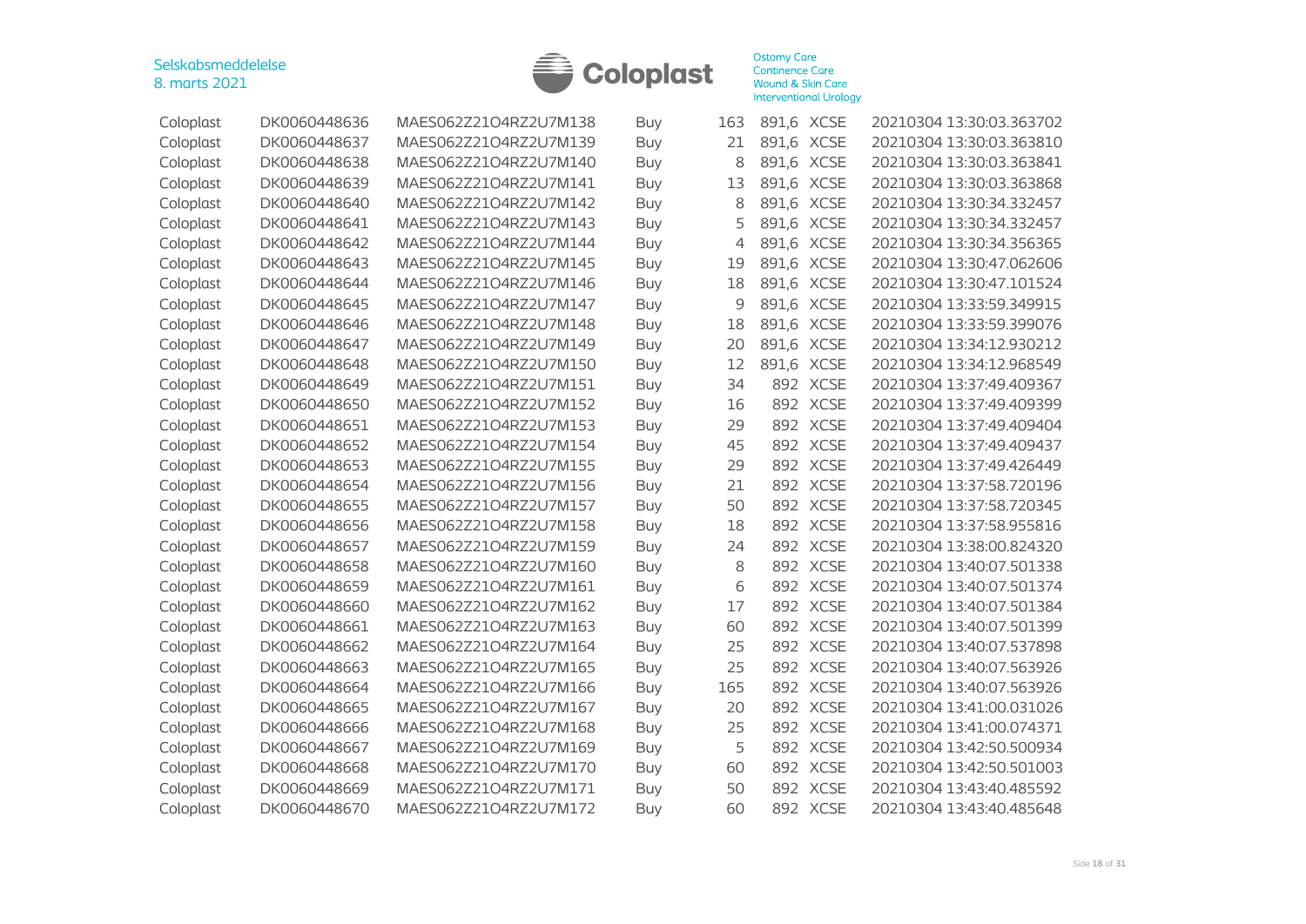| Coloplast | DK0060448636 | MAES062Z21O4RZ2U7M138 | Buy | 163 | 891,6 | XCSE | 20210304 13:30:03.363702 |
|---|---|---|---|---|---|---|---|
| Coloplast | DK0060448637 | MAES062Z21O4RZ2U7M139 | Buy | 21 | 891,6 | XCSE | 20210304 13:30:03.363810 |
| Coloplast | DK0060448638 | MAES062Z21O4RZ2U7M140 | Buy | 8 | 891,6 | XCSE | 20210304 13:30:03.363841 |
| Coloplast | DK0060448639 | MAES062Z21O4RZ2U7M141 | Buy | 13 | 891,6 | XCSE | 20210304 13:30:03.363868 |
| Coloplast | DK0060448640 | MAES062Z21O4RZ2U7M142 | Buy | 8 | 891,6 | XCSE | 20210304 13:30:34.332457 |
| Coloplast | DK0060448641 | MAES062Z21O4RZ2U7M143 | Buy | 5 | 891,6 | XCSE | 20210304 13:30:34.332457 |
| Coloplast | DK0060448642 | MAES062Z21O4RZ2U7M144 | Buy | 4 | 891,6 | XCSE | 20210304 13:30:34.356365 |
| Coloplast | DK0060448643 | MAES062Z21O4RZ2U7M145 | Buy | 19 | 891,6 | XCSE | 20210304 13:30:47.062606 |
| Coloplast | DK0060448644 | MAES062Z21O4RZ2U7M146 | Buy | 18 | 891,6 | XCSE | 20210304 13:30:47.101524 |
| Coloplast | DK0060448645 | MAES062Z21O4RZ2U7M147 | Buy | 9 | 891,6 | XCSE | 20210304 13:33:59.349915 |
| Coloplast | DK0060448646 | MAES062Z21O4RZ2U7M148 | Buy | 18 | 891,6 | XCSE | 20210304 13:33:59.399076 |
| Coloplast | DK0060448647 | MAES062Z21O4RZ2U7M149 | Buy | 20 | 891,6 | XCSE | 20210304 13:34:12.930212 |
| Coloplast | DK0060448648 | MAES062Z21O4RZ2U7M150 | Buy | 12 | 891,6 | XCSE | 20210304 13:34:12.968549 |
| Coloplast | DK0060448649 | MAES062Z21O4RZ2U7M151 | Buy | 34 | 892 | XCSE | 20210304 13:37:49.409367 |
| Coloplast | DK0060448650 | MAES062Z21O4RZ2U7M152 | Buy | 16 | 892 | XCSE | 20210304 13:37:49.409399 |
| Coloplast | DK0060448651 | MAES062Z21O4RZ2U7M153 | Buy | 29 | 892 | XCSE | 20210304 13:37:49.409404 |
| Coloplast | DK0060448652 | MAES062Z21O4RZ2U7M154 | Buy | 45 | 892 | XCSE | 20210304 13:37:49.409437 |
| Coloplast | DK0060448653 | MAES062Z21O4RZ2U7M155 | Buy | 29 | 892 | XCSE | 20210304 13:37:49.426449 |
| Coloplast | DK0060448654 | MAES062Z21O4RZ2U7M156 | Buy | 21 | 892 | XCSE | 20210304 13:37:58.720196 |
| Coloplast | DK0060448655 | MAES062Z21O4RZ2U7M157 | Buy | 50 | 892 | XCSE | 20210304 13:37:58.720345 |
| Coloplast | DK0060448656 | MAES062Z21O4RZ2U7M158 | Buy | 18 | 892 | XCSE | 20210304 13:37:58.955816 |
| Coloplast | DK0060448657 | MAES062Z21O4RZ2U7M159 | Buy | 24 | 892 | XCSE | 20210304 13:38:00.824320 |
| Coloplast | DK0060448658 | MAES062Z21O4RZ2U7M160 | Buy | 8 | 892 | XCSE | 20210304 13:40:07.501338 |
| Coloplast | DK0060448659 | MAES062Z21O4RZ2U7M161 | Buy | 6 | 892 | XCSE | 20210304 13:40:07.501374 |
| Coloplast | DK0060448660 | MAES062Z21O4RZ2U7M162 | Buy | 17 | 892 | XCSE | 20210304 13:40:07.501384 |
| Coloplast | DK0060448661 | MAES062Z21O4RZ2U7M163 | Buy | 60 | 892 | XCSE | 20210304 13:40:07.501399 |
| Coloplast | DK0060448662 | MAES062Z21O4RZ2U7M164 | Buy | 25 | 892 | XCSE | 20210304 13:40:07.537898 |
| Coloplast | DK0060448663 | MAES062Z21O4RZ2U7M165 | Buy | 25 | 892 | XCSE | 20210304 13:40:07.563926 |
| Coloplast | DK0060448664 | MAES062Z21O4RZ2U7M166 | Buy | 165 | 892 | XCSE | 20210304 13:40:07.563926 |
| Coloplast | DK0060448665 | MAES062Z21O4RZ2U7M167 | Buy | 20 | 892 | XCSE | 20210304 13:41:00.031026 |
| Coloplast | DK0060448666 | MAES062Z21O4RZ2U7M168 | Buy | 25 | 892 | XCSE | 20210304 13:41:00.074371 |
| Coloplast | DK0060448667 | MAES062Z21O4RZ2U7M169 | Buy | 5 | 892 | XCSE | 20210304 13:42:50.500934 |
| Coloplast | DK0060448668 | MAES062Z21O4RZ2U7M170 | Buy | 60 | 892 | XCSE | 20210304 13:42:50.501003 |
| Coloplast | DK0060448669 | MAES062Z21O4RZ2U7M171 | Buy | 50 | 892 | XCSE | 20210304 13:43:40.485592 |
| Coloplast | DK0060448670 | MAES062Z21O4RZ2U7M172 | Buy | 60 | 892 | XCSE | 20210304 13:43:40.485648 |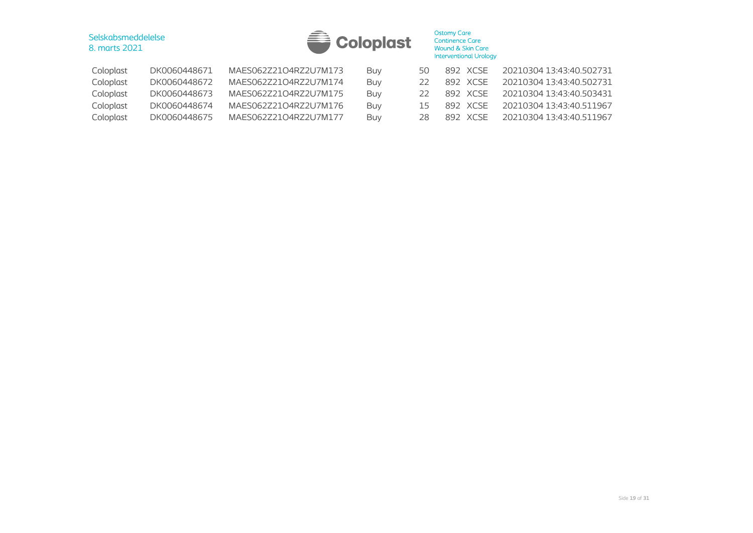| | | | | | | | |
|---|---|---|---|---|---|---|---|
| Coloplast | DK0060448671 | MAES062Z21O4RZ2U7M173 | Buy | 50 | 892 | XCSE | 20210304 13:43:40.502731 |
| Coloplast | DK0060448672 | MAES062Z21O4RZ2U7M174 | Buy | 22 | 892 | XCSE | 20210304 13:43:40.502731 |
| Coloplast | DK0060448673 | MAES062Z21O4RZ2U7M175 | Buy | 22 | 892 | XCSE | 20210304 13:43:40.503431 |
| Coloplast | DK0060448674 | MAES062Z21O4RZ2U7M176 | Buy | 15 | 892 | XCSE | 20210304 13:43:40.511967 |
| Coloplast | DK0060448675 | MAES062Z21O4RZ2U7M177 | Buy | 28 | 892 | XCSE | 20210304 13:43:40.511967 |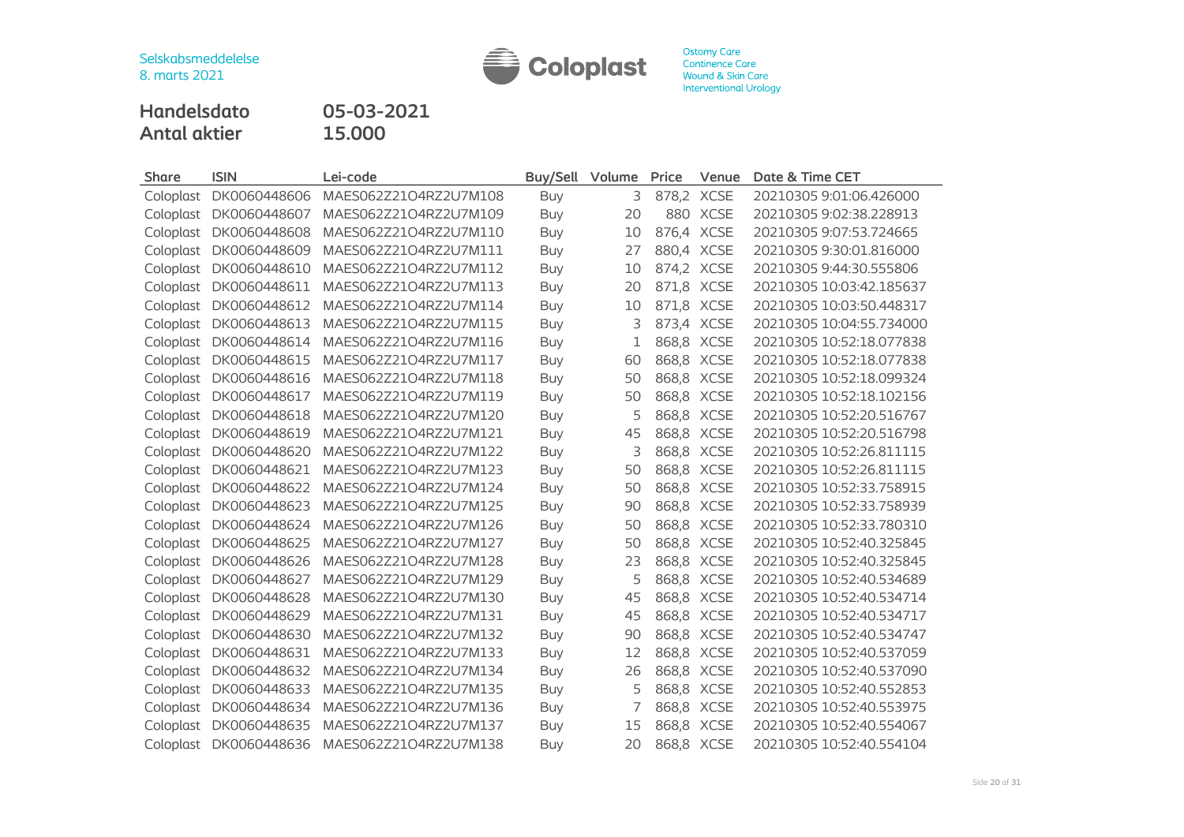Selskabsmeddelelse
8. marts 2021

Ostomy Care
Continence Care
Wound & Skin Care
Interventional Urology

**Handelsdato** 05-03-2021
**Antal aktier** 15.000

| Share | ISIN | Lei-code | Buy/Sell | Volume | Price | Venue | Date & Time CET |
|---|---|---|---|---|---|---|---|
| Coloplast | DK0060448606 | MAES062Z21O4RZ2U7M108 | Buy | 3 | 878,2 | XCSE | 20210305 9:01:06.426000 |
| Coloplast | DK0060448607 | MAES062Z21O4RZ2U7M109 | Buy | 20 | 880 | XCSE | 20210305 9:02:38.228913 |
| Coloplast | DK0060448608 | MAES062Z21O4RZ2U7M110 | Buy | 10 | 876,4 | XCSE | 20210305 9:07:53.724665 |
| Coloplast | DK0060448609 | MAES062Z21O4RZ2U7M111 | Buy | 27 | 880,4 | XCSE | 20210305 9:30:01.816000 |
| Coloplast | DK0060448610 | MAES062Z21O4RZ2U7M112 | Buy | 10 | 874,2 | XCSE | 20210305 9:44:30.555806 |
| Coloplast | DK0060448611 | MAES062Z21O4RZ2U7M113 | Buy | 20 | 871,8 | XCSE | 20210305 10:03:42.185637 |
| Coloplast | DK0060448612 | MAES062Z21O4RZ2U7M114 | Buy | 10 | 871,8 | XCSE | 20210305 10:03:50.448317 |
| Coloplast | DK0060448613 | MAES062Z21O4RZ2U7M115 | Buy | 3 | 873,4 | XCSE | 20210305 10:04:55.734000 |
| Coloplast | DK0060448614 | MAES062Z21O4RZ2U7M116 | Buy | 1 | 868,8 | XCSE | 20210305 10:52:18.077838 |
| Coloplast | DK0060448615 | MAES062Z21O4RZ2U7M117 | Buy | 60 | 868,8 | XCSE | 20210305 10:52:18.077838 |
| Coloplast | DK0060448616 | MAES062Z21O4RZ2U7M118 | Buy | 50 | 868,8 | XCSE | 20210305 10:52:18.099324 |
| Coloplast | DK0060448617 | MAES062Z21O4RZ2U7M119 | Buy | 50 | 868,8 | XCSE | 20210305 10:52:18.102156 |
| Coloplast | DK0060448618 | MAES062Z21O4RZ2U7M120 | Buy | 5 | 868,8 | XCSE | 20210305 10:52:20.516767 |
| Coloplast | DK0060448619 | MAES062Z21O4RZ2U7M121 | Buy | 45 | 868,8 | XCSE | 20210305 10:52:20.516798 |
| Coloplast | DK0060448620 | MAES062Z21O4RZ2U7M122 | Buy | 3 | 868,8 | XCSE | 20210305 10:52:26.811115 |
| Coloplast | DK0060448621 | MAES062Z21O4RZ2U7M123 | Buy | 50 | 868,8 | XCSE | 20210305 10:52:26.811115 |
| Coloplast | DK0060448622 | MAES062Z21O4RZ2U7M124 | Buy | 50 | 868,8 | XCSE | 20210305 10:52:33.758915 |
| Coloplast | DK0060448623 | MAES062Z21O4RZ2U7M125 | Buy | 90 | 868,8 | XCSE | 20210305 10:52:33.758939 |
| Coloplast | DK0060448624 | MAES062Z21O4RZ2U7M126 | Buy | 50 | 868,8 | XCSE | 20210305 10:52:33.780310 |
| Coloplast | DK0060448625 | MAES062Z21O4RZ2U7M127 | Buy | 50 | 868,8 | XCSE | 20210305 10:52:40.325845 |
| Coloplast | DK0060448626 | MAES062Z21O4RZ2U7M128 | Buy | 23 | 868,8 | XCSE | 20210305 10:52:40.325845 |
| Coloplast | DK0060448627 | MAES062Z21O4RZ2U7M129 | Buy | 5 | 868,8 | XCSE | 20210305 10:52:40.534689 |
| Coloplast | DK0060448628 | MAES062Z21O4RZ2U7M130 | Buy | 45 | 868,8 | XCSE | 20210305 10:52:40.534714 |
| Coloplast | DK0060448629 | MAES062Z21O4RZ2U7M131 | Buy | 45 | 868,8 | XCSE | 20210305 10:52:40.534717 |
| Coloplast | DK0060448630 | MAES062Z21O4RZ2U7M132 | Buy | 90 | 868,8 | XCSE | 20210305 10:52:40.534747 |
| Coloplast | DK0060448631 | MAES062Z21O4RZ2U7M133 | Buy | 12 | 868,8 | XCSE | 20210305 10:52:40.537059 |
| Coloplast | DK0060448632 | MAES062Z21O4RZ2U7M134 | Buy | 26 | 868,8 | XCSE | 20210305 10:52:40.537090 |
| Coloplast | DK0060448633 | MAES062Z21O4RZ2U7M135 | Buy | 5 | 868,8 | XCSE | 20210305 10:52:40.552853 |
| Coloplast | DK0060448634 | MAES062Z21O4RZ2U7M136 | Buy | 7 | 868,8 | XCSE | 20210305 10:52:40.553975 |
| Coloplast | DK0060448635 | MAES062Z21O4RZ2U7M137 | Buy | 15 | 868,8 | XCSE | 20210305 10:52:40.554067 |
| Coloplast | DK0060448636 | MAES062Z21O4RZ2U7M138 | Buy | 20 | 868,8 | XCSE | 20210305 10:52:40.554104 |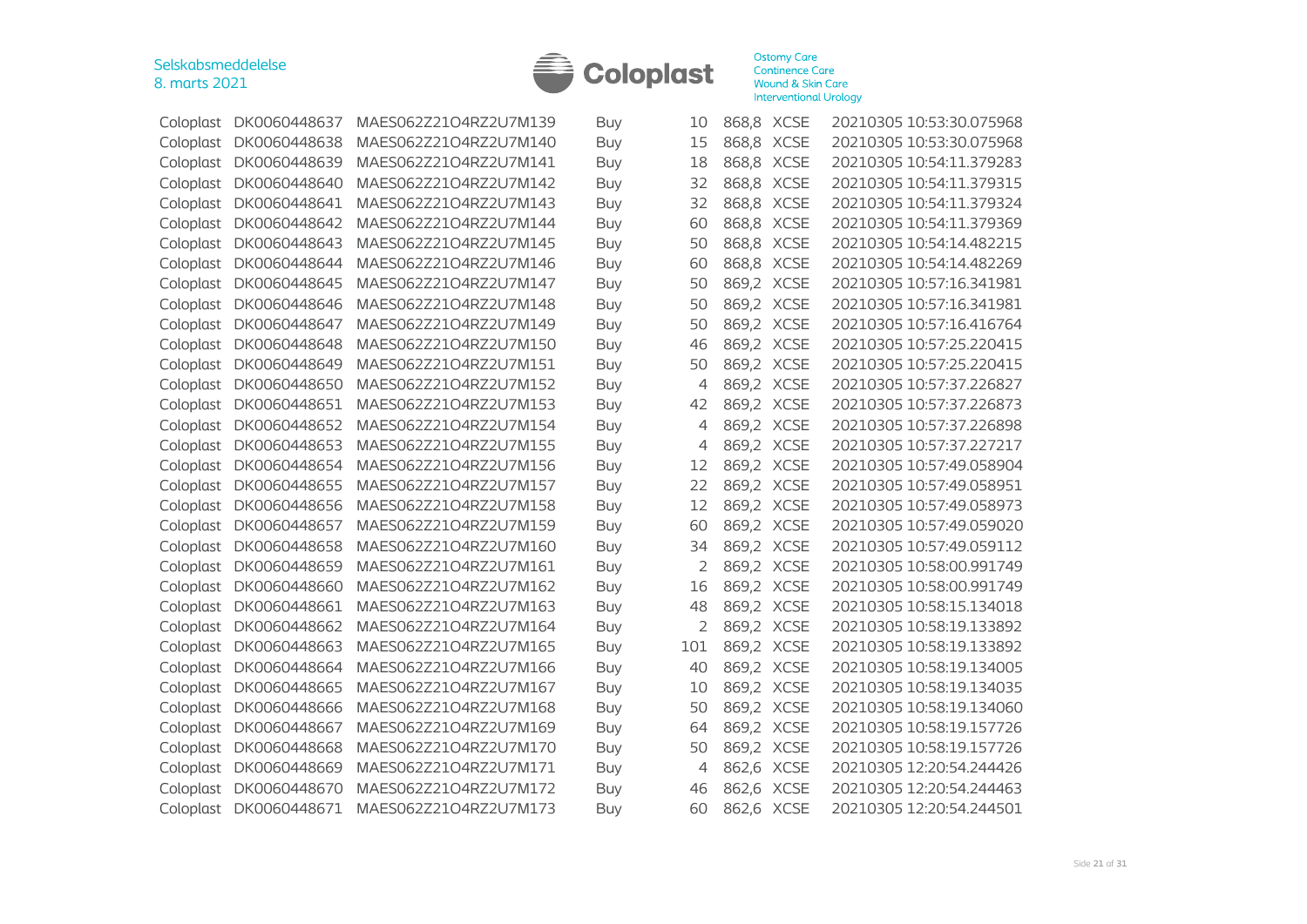| Coloplast | DK0060448637 | MAES062Z21O4RZ2U7M139 | Buy | 10 | 868,8 | XCSE | 20210305 10:53:30.075968 |
|---|---|---|---|---|---|---|---|
| Coloplast | DK0060448638 | MAES062Z21O4RZ2U7M140 | Buy | 15 | 868,8 | XCSE | 20210305 10:53:30.075968 |
| Coloplast | DK0060448639 | MAES062Z21O4RZ2U7M141 | Buy | 18 | 868,8 | XCSE | 20210305 10:54:11.379283 |
| Coloplast | DK0060448640 | MAES062Z21O4RZ2U7M142 | Buy | 32 | 868,8 | XCSE | 20210305 10:54:11.379315 |
| Coloplast | DK0060448641 | MAES062Z21O4RZ2U7M143 | Buy | 32 | 868,8 | XCSE | 20210305 10:54:11.379324 |
| Coloplast | DK0060448642 | MAES062Z21O4RZ2U7M144 | Buy | 60 | 868,8 | XCSE | 20210305 10:54:11.379369 |
| Coloplast | DK0060448643 | MAES062Z21O4RZ2U7M145 | Buy | 50 | 868,8 | XCSE | 20210305 10:54:14.482215 |
| Coloplast | DK0060448644 | MAES062Z21O4RZ2U7M146 | Buy | 60 | 868,8 | XCSE | 20210305 10:54:14.482269 |
| Coloplast | DK0060448645 | MAES062Z21O4RZ2U7M147 | Buy | 50 | 869,2 | XCSE | 20210305 10:57:16.341981 |
| Coloplast | DK0060448646 | MAES062Z21O4RZ2U7M148 | Buy | 50 | 869,2 | XCSE | 20210305 10:57:16.341981 |
| Coloplast | DK0060448647 | MAES062Z21O4RZ2U7M149 | Buy | 50 | 869,2 | XCSE | 20210305 10:57:16.416764 |
| Coloplast | DK0060448648 | MAES062Z21O4RZ2U7M150 | Buy | 46 | 869,2 | XCSE | 20210305 10:57:25.220415 |
| Coloplast | DK0060448649 | MAES062Z21O4RZ2U7M151 | Buy | 50 | 869,2 | XCSE | 20210305 10:57:25.220415 |
| Coloplast | DK0060448650 | MAES062Z21O4RZ2U7M152 | Buy | 4 | 869,2 | XCSE | 20210305 10:57:37.226827 |
| Coloplast | DK0060448651 | MAES062Z21O4RZ2U7M153 | Buy | 42 | 869,2 | XCSE | 20210305 10:57:37.226873 |
| Coloplast | DK0060448652 | MAES062Z21O4RZ2U7M154 | Buy | 4 | 869,2 | XCSE | 20210305 10:57:37.226898 |
| Coloplast | DK0060448653 | MAES062Z21O4RZ2U7M155 | Buy | 4 | 869,2 | XCSE | 20210305 10:57:37.227217 |
| Coloplast | DK0060448654 | MAES062Z21O4RZ2U7M156 | Buy | 12 | 869,2 | XCSE | 20210305 10:57:49.058904 |
| Coloplast | DK0060448655 | MAES062Z21O4RZ2U7M157 | Buy | 22 | 869,2 | XCSE | 20210305 10:57:49.058951 |
| Coloplast | DK0060448656 | MAES062Z21O4RZ2U7M158 | Buy | 12 | 869,2 | XCSE | 20210305 10:57:49.058973 |
| Coloplast | DK0060448657 | MAES062Z21O4RZ2U7M159 | Buy | 60 | 869,2 | XCSE | 20210305 10:57:49.059020 |
| Coloplast | DK0060448658 | MAES062Z21O4RZ2U7M160 | Buy | 34 | 869,2 | XCSE | 20210305 10:57:49.059112 |
| Coloplast | DK0060448659 | MAES062Z21O4RZ2U7M161 | Buy | 2 | 869,2 | XCSE | 20210305 10:58:00.991749 |
| Coloplast | DK0060448660 | MAES062Z21O4RZ2U7M162 | Buy | 16 | 869,2 | XCSE | 20210305 10:58:00.991749 |
| Coloplast | DK0060448661 | MAES062Z21O4RZ2U7M163 | Buy | 48 | 869,2 | XCSE | 20210305 10:58:15.134018 |
| Coloplast | DK0060448662 | MAES062Z21O4RZ2U7M164 | Buy | 2 | 869,2 | XCSE | 20210305 10:58:19.133892 |
| Coloplast | DK0060448663 | MAES062Z21O4RZ2U7M165 | Buy | 101 | 869,2 | XCSE | 20210305 10:58:19.133892 |
| Coloplast | DK0060448664 | MAES062Z21O4RZ2U7M166 | Buy | 40 | 869,2 | XCSE | 20210305 10:58:19.134005 |
| Coloplast | DK0060448665 | MAES062Z21O4RZ2U7M167 | Buy | 10 | 869,2 | XCSE | 20210305 10:58:19.134035 |
| Coloplast | DK0060448666 | MAES062Z21O4RZ2U7M168 | Buy | 50 | 869,2 | XCSE | 20210305 10:58:19.134060 |
| Coloplast | DK0060448667 | MAES062Z21O4RZ2U7M169 | Buy | 64 | 869,2 | XCSE | 20210305 10:58:19.157726 |
| Coloplast | DK0060448668 | MAES062Z21O4RZ2U7M170 | Buy | 50 | 869,2 | XCSE | 20210305 10:58:19.157726 |
| Coloplast | DK0060448669 | MAES062Z21O4RZ2U7M171 | Buy | 4 | 862,6 | XCSE | 20210305 12:20:54.244426 |
| Coloplast | DK0060448670 | MAES062Z21O4RZ2U7M172 | Buy | 46 | 862,6 | XCSE | 20210305 12:20:54.244463 |
| Coloplast | DK0060448671 | MAES062Z21O4RZ2U7M173 | Buy | 60 | 862,6 | XCSE | 20210305 12:20:54.244501 |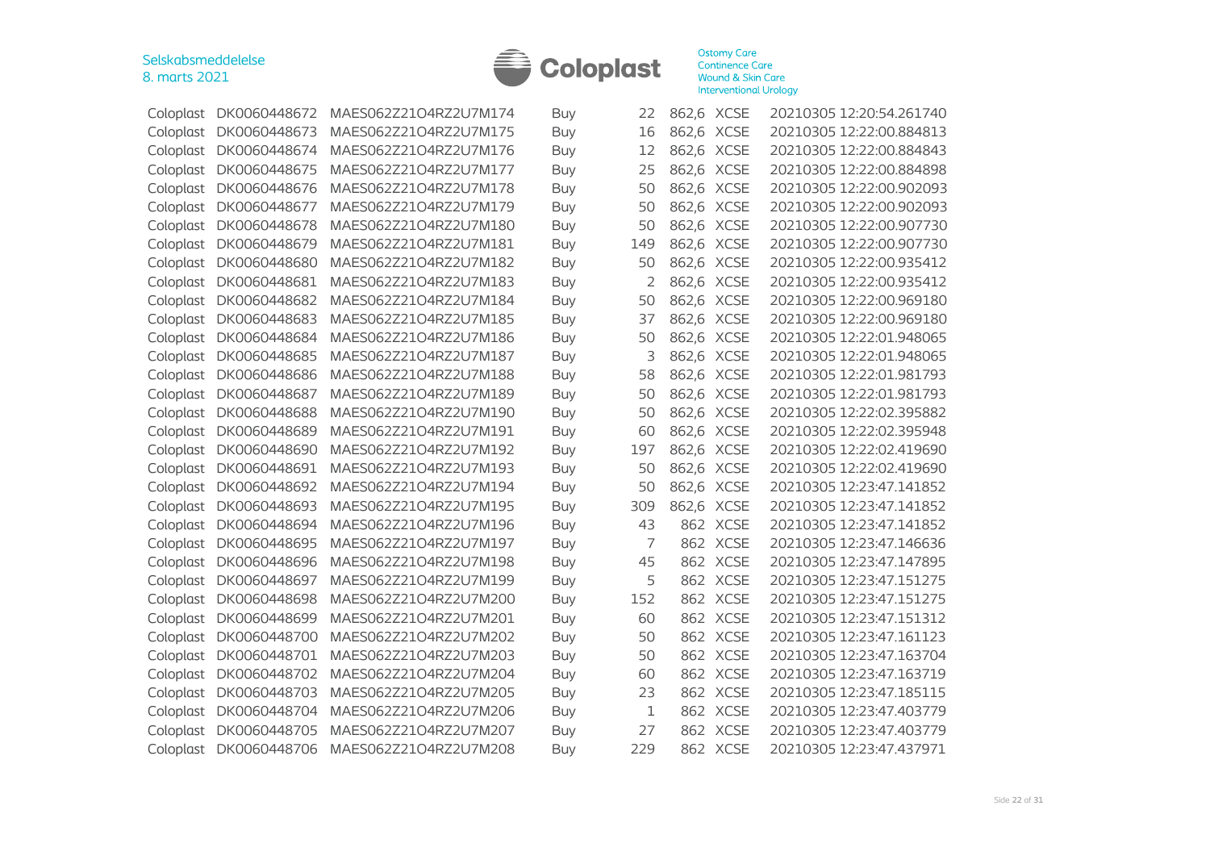| | | | | | | | |
|---|---|---|---|---|---|---|---|
| Coloplast | DK0060448672 | MAES062Z21O4RZ2U7M174 | Buy | 22 | 862,6 | XCSE | 20210305 12:20:54.261740 |
| Coloplast | DK0060448673 | MAES062Z21O4RZ2U7M175 | Buy | 16 | 862,6 | XCSE | 20210305 12:22:00.884813 |
| Coloplast | DK0060448674 | MAES062Z21O4RZ2U7M176 | Buy | 12 | 862,6 | XCSE | 20210305 12:22:00.884843 |
| Coloplast | DK0060448675 | MAES062Z21O4RZ2U7M177 | Buy | 25 | 862,6 | XCSE | 20210305 12:22:00.884898 |
| Coloplast | DK0060448676 | MAES062Z21O4RZ2U7M178 | Buy | 50 | 862,6 | XCSE | 20210305 12:22:00.902093 |
| Coloplast | DK0060448677 | MAES062Z21O4RZ2U7M179 | Buy | 50 | 862,6 | XCSE | 20210305 12:22:00.902093 |
| Coloplast | DK0060448678 | MAES062Z21O4RZ2U7M180 | Buy | 50 | 862,6 | XCSE | 20210305 12:22:00.907730 |
| Coloplast | DK0060448679 | MAES062Z21O4RZ2U7M181 | Buy | 149 | 862,6 | XCSE | 20210305 12:22:00.907730 |
| Coloplast | DK0060448680 | MAES062Z21O4RZ2U7M182 | Buy | 50 | 862,6 | XCSE | 20210305 12:22:00.935412 |
| Coloplast | DK0060448681 | MAES062Z21O4RZ2U7M183 | Buy | 2 | 862,6 | XCSE | 20210305 12:22:00.935412 |
| Coloplast | DK0060448682 | MAES062Z21O4RZ2U7M184 | Buy | 50 | 862,6 | XCSE | 20210305 12:22:00.969180 |
| Coloplast | DK0060448683 | MAES062Z21O4RZ2U7M185 | Buy | 37 | 862,6 | XCSE | 20210305 12:22:00.969180 |
| Coloplast | DK0060448684 | MAES062Z21O4RZ2U7M186 | Buy | 50 | 862,6 | XCSE | 20210305 12:22:01.948065 |
| Coloplast | DK0060448685 | MAES062Z21O4RZ2U7M187 | Buy | 3 | 862,6 | XCSE | 20210305 12:22:01.948065 |
| Coloplast | DK0060448686 | MAES062Z21O4RZ2U7M188 | Buy | 58 | 862,6 | XCSE | 20210305 12:22:01.981793 |
| Coloplast | DK0060448687 | MAES062Z21O4RZ2U7M189 | Buy | 50 | 862,6 | XCSE | 20210305 12:22:01.981793 |
| Coloplast | DK0060448688 | MAES062Z21O4RZ2U7M190 | Buy | 50 | 862,6 | XCSE | 20210305 12:22:02.395882 |
| Coloplast | DK0060448689 | MAES062Z21O4RZ2U7M191 | Buy | 60 | 862,6 | XCSE | 20210305 12:22:02.395948 |
| Coloplast | DK0060448690 | MAES062Z21O4RZ2U7M192 | Buy | 197 | 862,6 | XCSE | 20210305 12:22:02.419690 |
| Coloplast | DK0060448691 | MAES062Z21O4RZ2U7M193 | Buy | 50 | 862,6 | XCSE | 20210305 12:22:02.419690 |
| Coloplast | DK0060448692 | MAES062Z21O4RZ2U7M194 | Buy | 50 | 862,6 | XCSE | 20210305 12:23:47.141852 |
| Coloplast | DK0060448693 | MAES062Z21O4RZ2U7M195 | Buy | 309 | 862,6 | XCSE | 20210305 12:23:47.141852 |
| Coloplast | DK0060448694 | MAES062Z21O4RZ2U7M196 | Buy | 43 | 862 | XCSE | 20210305 12:23:47.141852 |
| Coloplast | DK0060448695 | MAES062Z21O4RZ2U7M197 | Buy | 7 | 862 | XCSE | 20210305 12:23:47.146636 |
| Coloplast | DK0060448696 | MAES062Z21O4RZ2U7M198 | Buy | 45 | 862 | XCSE | 20210305 12:23:47.147895 |
| Coloplast | DK0060448697 | MAES062Z21O4RZ2U7M199 | Buy | 5 | 862 | XCSE | 20210305 12:23:47.151275 |
| Coloplast | DK0060448698 | MAES062Z21O4RZ2U7M200 | Buy | 152 | 862 | XCSE | 20210305 12:23:47.151275 |
| Coloplast | DK0060448699 | MAES062Z21O4RZ2U7M201 | Buy | 60 | 862 | XCSE | 20210305 12:23:47.151312 |
| Coloplast | DK0060448700 | MAES062Z21O4RZ2U7M202 | Buy | 50 | 862 | XCSE | 20210305 12:23:47.161123 |
| Coloplast | DK0060448701 | MAES062Z21O4RZ2U7M203 | Buy | 50 | 862 | XCSE | 20210305 12:23:47.163704 |
| Coloplast | DK0060448702 | MAES062Z21O4RZ2U7M204 | Buy | 60 | 862 | XCSE | 20210305 12:23:47.163719 |
| Coloplast | DK0060448703 | MAES062Z21O4RZ2U7M205 | Buy | 23 | 862 | XCSE | 20210305 12:23:47.185115 |
| Coloplast | DK0060448704 | MAES062Z21O4RZ2U7M206 | Buy | 1 | 862 | XCSE | 20210305 12:23:47.403779 |
| Coloplast | DK0060448705 | MAES062Z21O4RZ2U7M207 | Buy | 27 | 862 | XCSE | 20210305 12:23:47.403779 |
| Coloplast | DK0060448706 | MAES062Z21O4RZ2U7M208 | Buy | 229 | 862 | XCSE | 20210305 12:23:47.437971 |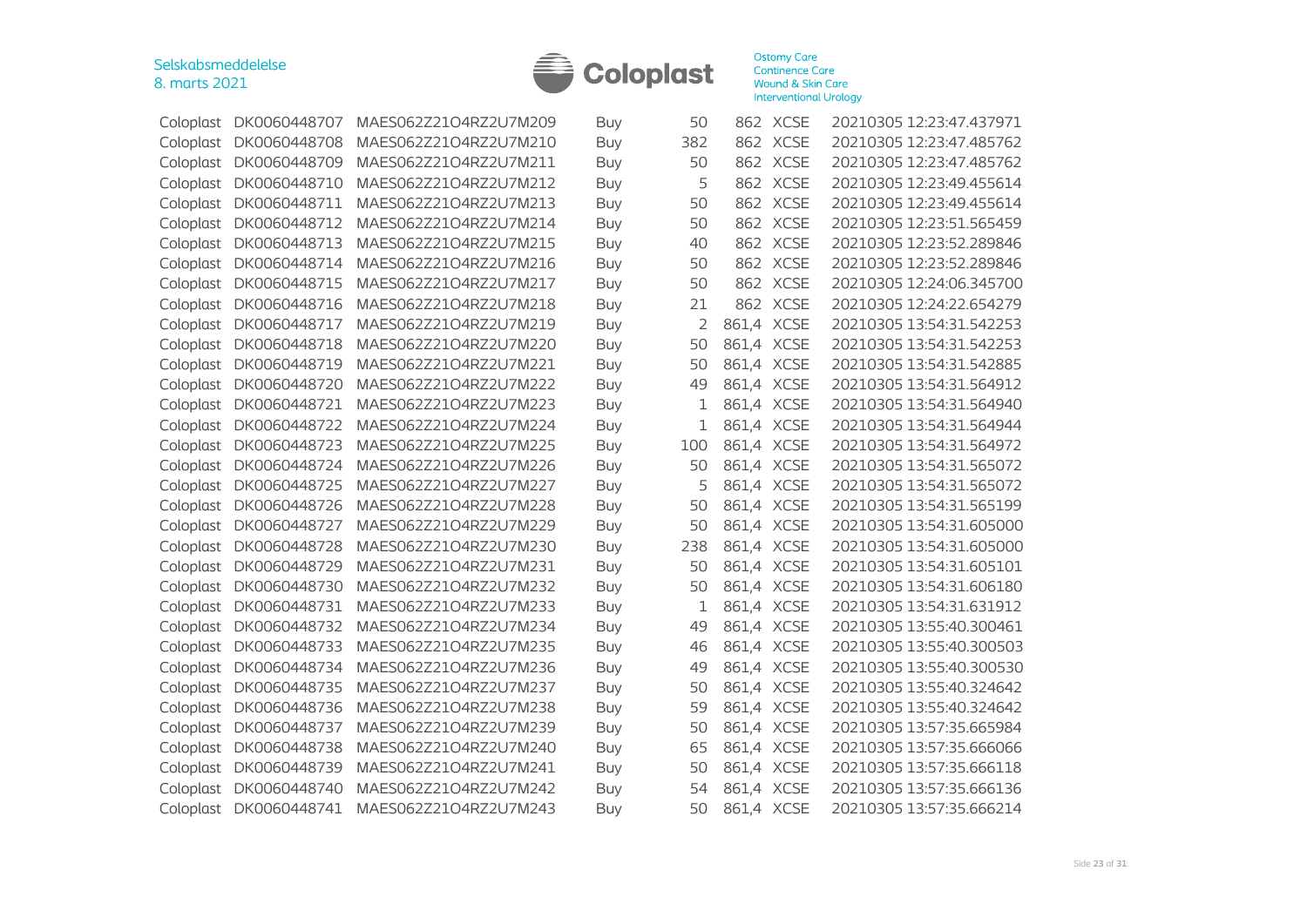| | | | | | | | |
|---|---|---|---|---|---|---|---|
| Coloplast | DK0060448707 | MAES062Z21O4RZ2U7M209 | Buy | 50 | 862 | XCSE | 20210305 12:23:47.437971 |
| Coloplast | DK0060448708 | MAES062Z21O4RZ2U7M210 | Buy | 382 | 862 | XCSE | 20210305 12:23:47.485762 |
| Coloplast | DK0060448709 | MAES062Z21O4RZ2U7M211 | Buy | 50 | 862 | XCSE | 20210305 12:23:47.485762 |
| Coloplast | DK0060448710 | MAES062Z21O4RZ2U7M212 | Buy | 5 | 862 | XCSE | 20210305 12:23:49.455614 |
| Coloplast | DK0060448711 | MAES062Z21O4RZ2U7M213 | Buy | 50 | 862 | XCSE | 20210305 12:23:49.455614 |
| Coloplast | DK0060448712 | MAES062Z21O4RZ2U7M214 | Buy | 50 | 862 | XCSE | 20210305 12:23:51.565459 |
| Coloplast | DK0060448713 | MAES062Z21O4RZ2U7M215 | Buy | 40 | 862 | XCSE | 20210305 12:23:52.289846 |
| Coloplast | DK0060448714 | MAES062Z21O4RZ2U7M216 | Buy | 50 | 862 | XCSE | 20210305 12:23:52.289846 |
| Coloplast | DK0060448715 | MAES062Z21O4RZ2U7M217 | Buy | 50 | 862 | XCSE | 20210305 12:24:06.345700 |
| Coloplast | DK0060448716 | MAES062Z21O4RZ2U7M218 | Buy | 21 | 862 | XCSE | 20210305 12:24:22.654279 |
| Coloplast | DK0060448717 | MAES062Z21O4RZ2U7M219 | Buy | 2 | 861,4 | XCSE | 20210305 13:54:31.542253 |
| Coloplast | DK0060448718 | MAES062Z21O4RZ2U7M220 | Buy | 50 | 861,4 | XCSE | 20210305 13:54:31.542253 |
| Coloplast | DK0060448719 | MAES062Z21O4RZ2U7M221 | Buy | 50 | 861,4 | XCSE | 20210305 13:54:31.542885 |
| Coloplast | DK0060448720 | MAES062Z21O4RZ2U7M222 | Buy | 49 | 861,4 | XCSE | 20210305 13:54:31.564912 |
| Coloplast | DK0060448721 | MAES062Z21O4RZ2U7M223 | Buy | 1 | 861,4 | XCSE | 20210305 13:54:31.564940 |
| Coloplast | DK0060448722 | MAES062Z21O4RZ2U7M224 | Buy | 1 | 861,4 | XCSE | 20210305 13:54:31.564944 |
| Coloplast | DK0060448723 | MAES062Z21O4RZ2U7M225 | Buy | 100 | 861,4 | XCSE | 20210305 13:54:31.564972 |
| Coloplast | DK0060448724 | MAES062Z21O4RZ2U7M226 | Buy | 50 | 861,4 | XCSE | 20210305 13:54:31.565072 |
| Coloplast | DK0060448725 | MAES062Z21O4RZ2U7M227 | Buy | 5 | 861,4 | XCSE | 20210305 13:54:31.565072 |
| Coloplast | DK0060448726 | MAES062Z21O4RZ2U7M228 | Buy | 50 | 861,4 | XCSE | 20210305 13:54:31.565199 |
| Coloplast | DK0060448727 | MAES062Z21O4RZ2U7M229 | Buy | 50 | 861,4 | XCSE | 20210305 13:54:31.605000 |
| Coloplast | DK0060448728 | MAES062Z21O4RZ2U7M230 | Buy | 238 | 861,4 | XCSE | 20210305 13:54:31.605000 |
| Coloplast | DK0060448729 | MAES062Z21O4RZ2U7M231 | Buy | 50 | 861,4 | XCSE | 20210305 13:54:31.605101 |
| Coloplast | DK0060448730 | MAES062Z21O4RZ2U7M232 | Buy | 50 | 861,4 | XCSE | 20210305 13:54:31.606180 |
| Coloplast | DK0060448731 | MAES062Z21O4RZ2U7M233 | Buy | 1 | 861,4 | XCSE | 20210305 13:54:31.631912 |
| Coloplast | DK0060448732 | MAES062Z21O4RZ2U7M234 | Buy | 49 | 861,4 | XCSE | 20210305 13:55:40.300461 |
| Coloplast | DK0060448733 | MAES062Z21O4RZ2U7M235 | Buy | 46 | 861,4 | XCSE | 20210305 13:55:40.300503 |
| Coloplast | DK0060448734 | MAES062Z21O4RZ2U7M236 | Buy | 49 | 861,4 | XCSE | 20210305 13:55:40.300530 |
| Coloplast | DK0060448735 | MAES062Z21O4RZ2U7M237 | Buy | 50 | 861,4 | XCSE | 20210305 13:55:40.324642 |
| Coloplast | DK0060448736 | MAES062Z21O4RZ2U7M238 | Buy | 59 | 861,4 | XCSE | 20210305 13:55:40.324642 |
| Coloplast | DK0060448737 | MAES062Z21O4RZ2U7M239 | Buy | 50 | 861,4 | XCSE | 20210305 13:57:35.665984 |
| Coloplast | DK0060448738 | MAES062Z21O4RZ2U7M240 | Buy | 65 | 861,4 | XCSE | 20210305 13:57:35.666066 |
| Coloplast | DK0060448739 | MAES062Z21O4RZ2U7M241 | Buy | 50 | 861,4 | XCSE | 20210305 13:57:35.666118 |
| Coloplast | DK0060448740 | MAES062Z21O4RZ2U7M242 | Buy | 54 | 861,4 | XCSE | 20210305 13:57:35.666136 |
| Coloplast | DK0060448741 | MAES062Z21O4RZ2U7M243 | Buy | 50 | 861,4 | XCSE | 20210305 13:57:35.666214 |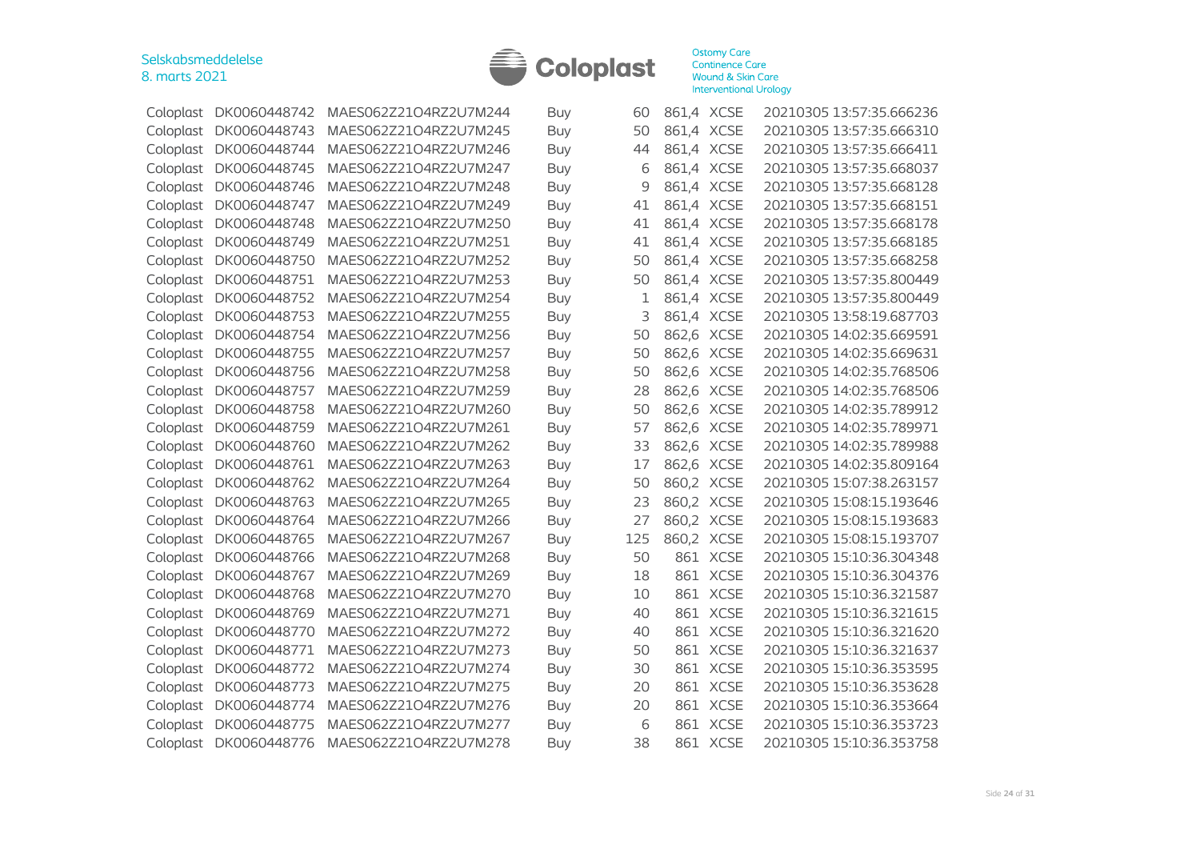| Coloplast | DK0060448742 | MAES062Z21O4RZ2U7M244 | Buy | 60 | 861,4 | XCSE | 20210305 13:57:35.666236 |
|---|---|---|---|---|---|---|---|
| Coloplast | DK0060448743 | MAES062Z21O4RZ2U7M245 | Buy | 50 | 861,4 | XCSE | 20210305 13:57:35.666310 |
| Coloplast | DK0060448744 | MAES062Z21O4RZ2U7M246 | Buy | 44 | 861,4 | XCSE | 20210305 13:57:35.666411 |
| Coloplast | DK0060448745 | MAES062Z21O4RZ2U7M247 | Buy | 6 | 861,4 | XCSE | 20210305 13:57:35.668037 |
| Coloplast | DK0060448746 | MAES062Z21O4RZ2U7M248 | Buy | 9 | 861,4 | XCSE | 20210305 13:57:35.668128 |
| Coloplast | DK0060448747 | MAES062Z21O4RZ2U7M249 | Buy | 41 | 861,4 | XCSE | 20210305 13:57:35.668151 |
| Coloplast | DK0060448748 | MAES062Z21O4RZ2U7M250 | Buy | 41 | 861,4 | XCSE | 20210305 13:57:35.668178 |
| Coloplast | DK0060448749 | MAES062Z21O4RZ2U7M251 | Buy | 41 | 861,4 | XCSE | 20210305 13:57:35.668185 |
| Coloplast | DK0060448750 | MAES062Z21O4RZ2U7M252 | Buy | 50 | 861,4 | XCSE | 20210305 13:57:35.668258 |
| Coloplast | DK0060448751 | MAES062Z21O4RZ2U7M253 | Buy | 50 | 861,4 | XCSE | 20210305 13:57:35.800449 |
| Coloplast | DK0060448752 | MAES062Z21O4RZ2U7M254 | Buy | 1 | 861,4 | XCSE | 20210305 13:57:35.800449 |
| Coloplast | DK0060448753 | MAES062Z21O4RZ2U7M255 | Buy | 3 | 861,4 | XCSE | 20210305 13:58:19.687703 |
| Coloplast | DK0060448754 | MAES062Z21O4RZ2U7M256 | Buy | 50 | 862,6 | XCSE | 20210305 14:02:35.669591 |
| Coloplast | DK0060448755 | MAES062Z21O4RZ2U7M257 | Buy | 50 | 862,6 | XCSE | 20210305 14:02:35.669631 |
| Coloplast | DK0060448756 | MAES062Z21O4RZ2U7M258 | Buy | 50 | 862,6 | XCSE | 20210305 14:02:35.768506 |
| Coloplast | DK0060448757 | MAES062Z21O4RZ2U7M259 | Buy | 28 | 862,6 | XCSE | 20210305 14:02:35.768506 |
| Coloplast | DK0060448758 | MAES062Z21O4RZ2U7M260 | Buy | 50 | 862,6 | XCSE | 20210305 14:02:35.789912 |
| Coloplast | DK0060448759 | MAES062Z21O4RZ2U7M261 | Buy | 57 | 862,6 | XCSE | 20210305 14:02:35.789971 |
| Coloplast | DK0060448760 | MAES062Z21O4RZ2U7M262 | Buy | 33 | 862,6 | XCSE | 20210305 14:02:35.789988 |
| Coloplast | DK0060448761 | MAES062Z21O4RZ2U7M263 | Buy | 17 | 862,6 | XCSE | 20210305 14:02:35.809164 |
| Coloplast | DK0060448762 | MAES062Z21O4RZ2U7M264 | Buy | 50 | 860,2 | XCSE | 20210305 15:07:38.263157 |
| Coloplast | DK0060448763 | MAES062Z21O4RZ2U7M265 | Buy | 23 | 860,2 | XCSE | 20210305 15:08:15.193646 |
| Coloplast | DK0060448764 | MAES062Z21O4RZ2U7M266 | Buy | 27 | 860,2 | XCSE | 20210305 15:08:15.193683 |
| Coloplast | DK0060448765 | MAES062Z21O4RZ2U7M267 | Buy | 125 | 860,2 | XCSE | 20210305 15:08:15.193707 |
| Coloplast | DK0060448766 | MAES062Z21O4RZ2U7M268 | Buy | 50 | 861 | XCSE | 20210305 15:10:36.304348 |
| Coloplast | DK0060448767 | MAES062Z21O4RZ2U7M269 | Buy | 18 | 861 | XCSE | 20210305 15:10:36.304376 |
| Coloplast | DK0060448768 | MAES062Z21O4RZ2U7M270 | Buy | 10 | 861 | XCSE | 20210305 15:10:36.321587 |
| Coloplast | DK0060448769 | MAES062Z21O4RZ2U7M271 | Buy | 40 | 861 | XCSE | 20210305 15:10:36.321615 |
| Coloplast | DK0060448770 | MAES062Z21O4RZ2U7M272 | Buy | 40 | 861 | XCSE | 20210305 15:10:36.321620 |
| Coloplast | DK0060448771 | MAES062Z21O4RZ2U7M273 | Buy | 50 | 861 | XCSE | 20210305 15:10:36.321637 |
| Coloplast | DK0060448772 | MAES062Z21O4RZ2U7M274 | Buy | 30 | 861 | XCSE | 20210305 15:10:36.353595 |
| Coloplast | DK0060448773 | MAES062Z21O4RZ2U7M275 | Buy | 20 | 861 | XCSE | 20210305 15:10:36.353628 |
| Coloplast | DK0060448774 | MAES062Z21O4RZ2U7M276 | Buy | 20 | 861 | XCSE | 20210305 15:10:36.353664 |
| Coloplast | DK0060448775 | MAES062Z21O4RZ2U7M277 | Buy | 6 | 861 | XCSE | 20210305 15:10:36.353723 |
| Coloplast | DK0060448776 | MAES062Z21O4RZ2U7M278 | Buy | 38 | 861 | XCSE | 20210305 15:10:36.353758 |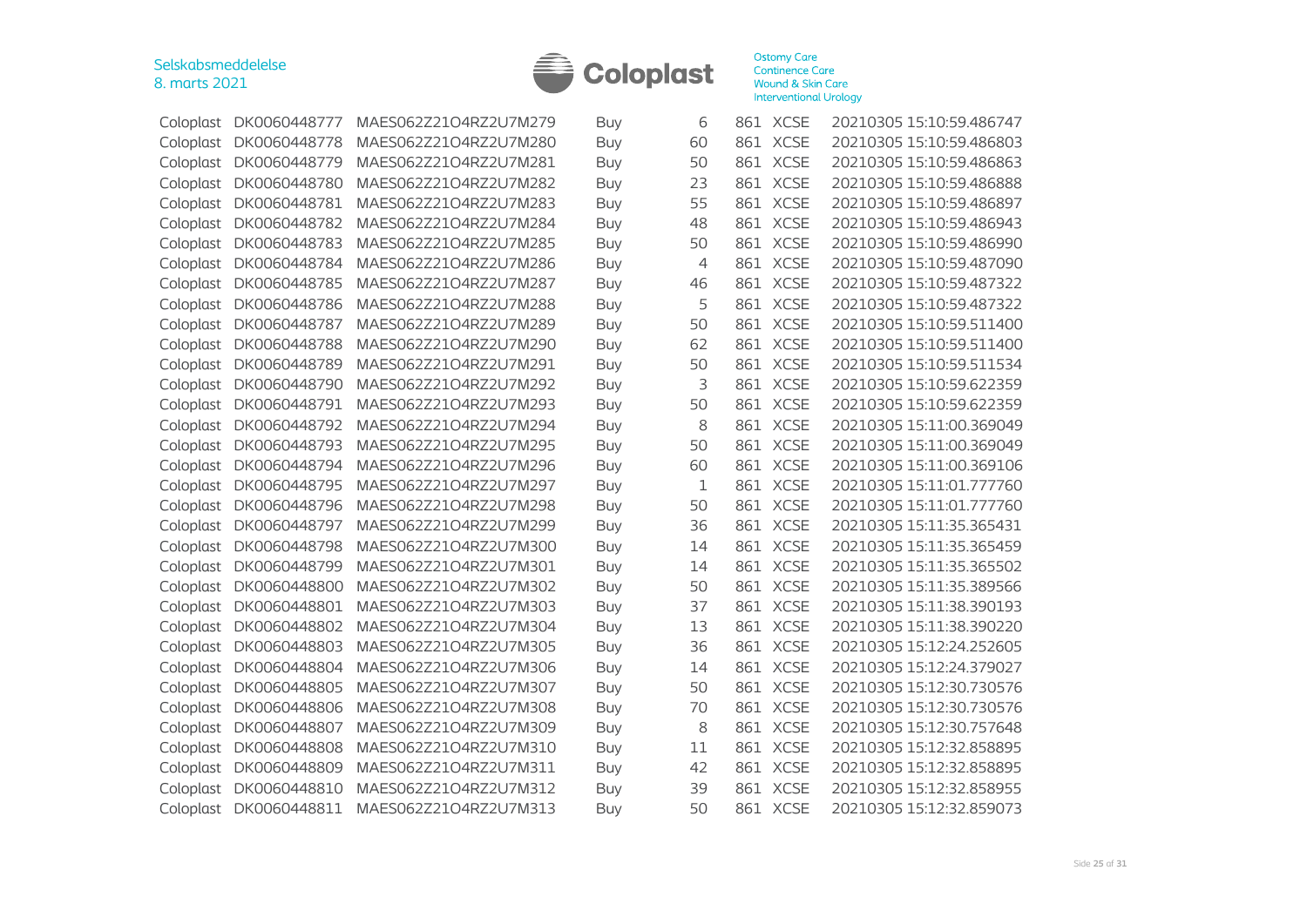| | | | | | | | |
|---|---|---|---|---|---|---|---|
| Coloplast | DK0060448777 | MAES062Z21O4RZ2U7M279 | Buy | 6 | 861 | XCSE | 20210305 15:10:59.486747 |
| Coloplast | DK0060448778 | MAES062Z21O4RZ2U7M280 | Buy | 60 | 861 | XCSE | 20210305 15:10:59.486803 |
| Coloplast | DK0060448779 | MAES062Z21O4RZ2U7M281 | Buy | 50 | 861 | XCSE | 20210305 15:10:59.486863 |
| Coloplast | DK0060448780 | MAES062Z21O4RZ2U7M282 | Buy | 23 | 861 | XCSE | 20210305 15:10:59.486888 |
| Coloplast | DK0060448781 | MAES062Z21O4RZ2U7M283 | Buy | 55 | 861 | XCSE | 20210305 15:10:59.486897 |
| Coloplast | DK0060448782 | MAES062Z21O4RZ2U7M284 | Buy | 48 | 861 | XCSE | 20210305 15:10:59.486943 |
| Coloplast | DK0060448783 | MAES062Z21O4RZ2U7M285 | Buy | 50 | 861 | XCSE | 20210305 15:10:59.486990 |
| Coloplast | DK0060448784 | MAES062Z21O4RZ2U7M286 | Buy | 4 | 861 | XCSE | 20210305 15:10:59.487090 |
| Coloplast | DK0060448785 | MAES062Z21O4RZ2U7M287 | Buy | 46 | 861 | XCSE | 20210305 15:10:59.487322 |
| Coloplast | DK0060448786 | MAES062Z21O4RZ2U7M288 | Buy | 5 | 861 | XCSE | 20210305 15:10:59.487322 |
| Coloplast | DK0060448787 | MAES062Z21O4RZ2U7M289 | Buy | 50 | 861 | XCSE | 20210305 15:10:59.511400 |
| Coloplast | DK0060448788 | MAES062Z21O4RZ2U7M290 | Buy | 62 | 861 | XCSE | 20210305 15:10:59.511400 |
| Coloplast | DK0060448789 | MAES062Z21O4RZ2U7M291 | Buy | 50 | 861 | XCSE | 20210305 15:10:59.511534 |
| Coloplast | DK0060448790 | MAES062Z21O4RZ2U7M292 | Buy | 3 | 861 | XCSE | 20210305 15:10:59.622359 |
| Coloplast | DK0060448791 | MAES062Z21O4RZ2U7M293 | Buy | 50 | 861 | XCSE | 20210305 15:10:59.622359 |
| Coloplast | DK0060448792 | MAES062Z21O4RZ2U7M294 | Buy | 8 | 861 | XCSE | 20210305 15:11:00.369049 |
| Coloplast | DK0060448793 | MAES062Z21O4RZ2U7M295 | Buy | 50 | 861 | XCSE | 20210305 15:11:00.369049 |
| Coloplast | DK0060448794 | MAES062Z21O4RZ2U7M296 | Buy | 60 | 861 | XCSE | 20210305 15:11:00.369106 |
| Coloplast | DK0060448795 | MAES062Z21O4RZ2U7M297 | Buy | 1 | 861 | XCSE | 20210305 15:11:01.777760 |
| Coloplast | DK0060448796 | MAES062Z21O4RZ2U7M298 | Buy | 50 | 861 | XCSE | 20210305 15:11:01.777760 |
| Coloplast | DK0060448797 | MAES062Z21O4RZ2U7M299 | Buy | 36 | 861 | XCSE | 20210305 15:11:35.365431 |
| Coloplast | DK0060448798 | MAES062Z21O4RZ2U7M300 | Buy | 14 | 861 | XCSE | 20210305 15:11:35.365459 |
| Coloplast | DK0060448799 | MAES062Z21O4RZ2U7M301 | Buy | 14 | 861 | XCSE | 20210305 15:11:35.365502 |
| Coloplast | DK0060448800 | MAES062Z21O4RZ2U7M302 | Buy | 50 | 861 | XCSE | 20210305 15:11:35.389566 |
| Coloplast | DK0060448801 | MAES062Z21O4RZ2U7M303 | Buy | 37 | 861 | XCSE | 20210305 15:11:38.390193 |
| Coloplast | DK0060448802 | MAES062Z21O4RZ2U7M304 | Buy | 13 | 861 | XCSE | 20210305 15:11:38.390220 |
| Coloplast | DK0060448803 | MAES062Z21O4RZ2U7M305 | Buy | 36 | 861 | XCSE | 20210305 15:12:24.252605 |
| Coloplast | DK0060448804 | MAES062Z21O4RZ2U7M306 | Buy | 14 | 861 | XCSE | 20210305 15:12:24.379027 |
| Coloplast | DK0060448805 | MAES062Z21O4RZ2U7M307 | Buy | 50 | 861 | XCSE | 20210305 15:12:30.730576 |
| Coloplast | DK0060448806 | MAES062Z21O4RZ2U7M308 | Buy | 70 | 861 | XCSE | 20210305 15:12:30.730576 |
| Coloplast | DK0060448807 | MAES062Z21O4RZ2U7M309 | Buy | 8 | 861 | XCSE | 20210305 15:12:30.757648 |
| Coloplast | DK0060448808 | MAES062Z21O4RZ2U7M310 | Buy | 11 | 861 | XCSE | 20210305 15:12:32.858895 |
| Coloplast | DK0060448809 | MAES062Z21O4RZ2U7M311 | Buy | 42 | 861 | XCSE | 20210305 15:12:32.858895 |
| Coloplast | DK0060448810 | MAES062Z21O4RZ2U7M312 | Buy | 39 | 861 | XCSE | 20210305 15:12:32.858955 |
| Coloplast | DK0060448811 | MAES062Z21O4RZ2U7M313 | Buy | 50 | 861 | XCSE | 20210305 15:12:32.859073 |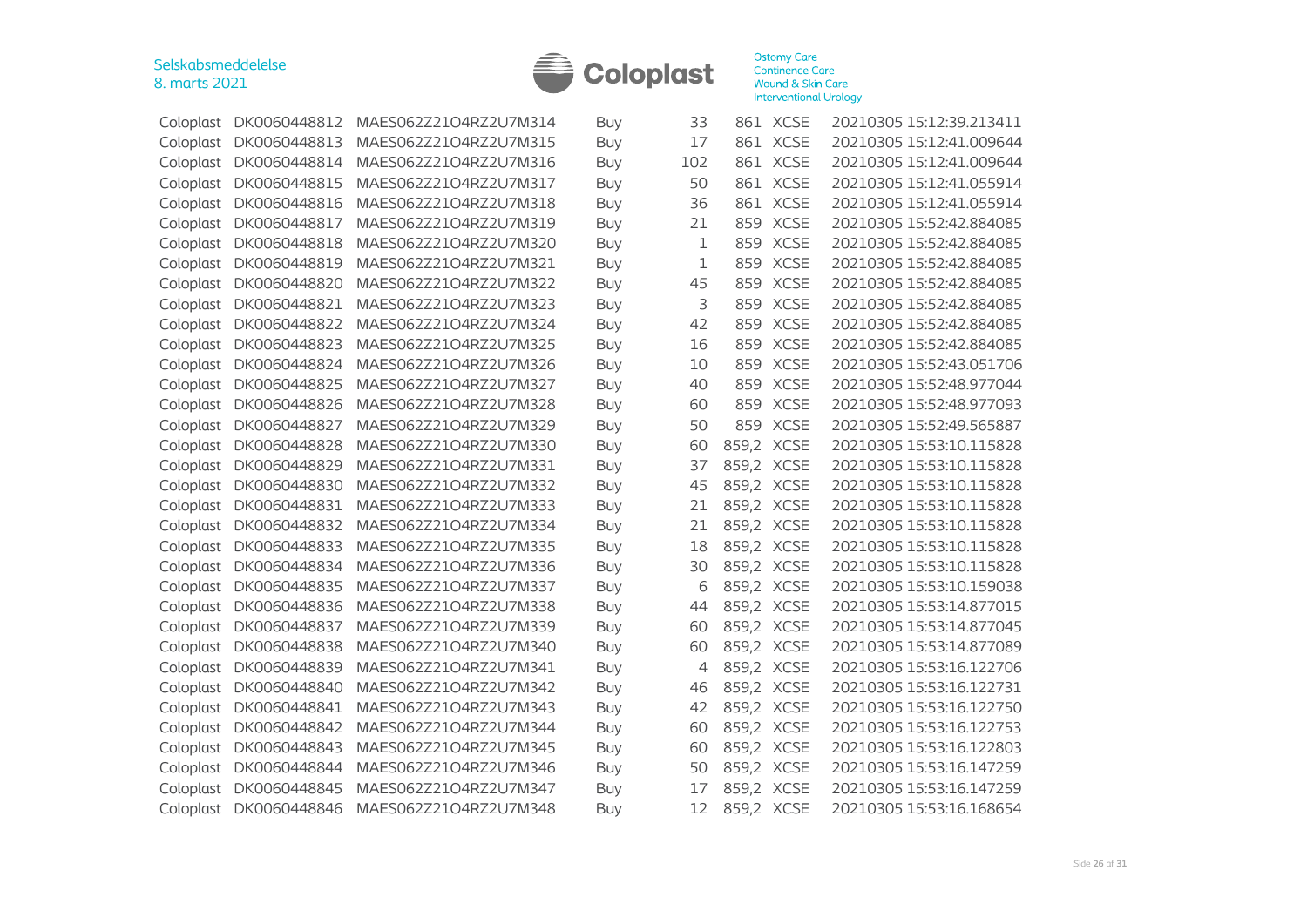| | | | | | | | |
|---|---|---|---|---|---|---|---|
| Coloplast | DK0060448812 | MAES062Z21O4RZ2U7M314 | Buy | 33 | 861 | XCSE | 20210305 15:12:39.213411 |
| Coloplast | DK0060448813 | MAES062Z21O4RZ2U7M315 | Buy | 17 | 861 | XCSE | 20210305 15:12:41.009644 |
| Coloplast | DK0060448814 | MAES062Z21O4RZ2U7M316 | Buy | 102 | 861 | XCSE | 20210305 15:12:41.009644 |
| Coloplast | DK0060448815 | MAES062Z21O4RZ2U7M317 | Buy | 50 | 861 | XCSE | 20210305 15:12:41.055914 |
| Coloplast | DK0060448816 | MAES062Z21O4RZ2U7M318 | Buy | 36 | 861 | XCSE | 20210305 15:12:41.055914 |
| Coloplast | DK0060448817 | MAES062Z21O4RZ2U7M319 | Buy | 21 | 859 | XCSE | 20210305 15:52:42.884085 |
| Coloplast | DK0060448818 | MAES062Z21O4RZ2U7M320 | Buy | 1 | 859 | XCSE | 20210305 15:52:42.884085 |
| Coloplast | DK0060448819 | MAES062Z21O4RZ2U7M321 | Buy | 1 | 859 | XCSE | 20210305 15:52:42.884085 |
| Coloplast | DK0060448820 | MAES062Z21O4RZ2U7M322 | Buy | 45 | 859 | XCSE | 20210305 15:52:42.884085 |
| Coloplast | DK0060448821 | MAES062Z21O4RZ2U7M323 | Buy | 3 | 859 | XCSE | 20210305 15:52:42.884085 |
| Coloplast | DK0060448822 | MAES062Z21O4RZ2U7M324 | Buy | 42 | 859 | XCSE | 20210305 15:52:42.884085 |
| Coloplast | DK0060448823 | MAES062Z21O4RZ2U7M325 | Buy | 16 | 859 | XCSE | 20210305 15:52:42.884085 |
| Coloplast | DK0060448824 | MAES062Z21O4RZ2U7M326 | Buy | 10 | 859 | XCSE | 20210305 15:52:43.051706 |
| Coloplast | DK0060448825 | MAES062Z21O4RZ2U7M327 | Buy | 40 | 859 | XCSE | 20210305 15:52:48.977044 |
| Coloplast | DK0060448826 | MAES062Z21O4RZ2U7M328 | Buy | 60 | 859 | XCSE | 20210305 15:52:48.977093 |
| Coloplast | DK0060448827 | MAES062Z21O4RZ2U7M329 | Buy | 50 | 859 | XCSE | 20210305 15:52:49.565887 |
| Coloplast | DK0060448828 | MAES062Z21O4RZ2U7M330 | Buy | 60 | 859,2 | XCSE | 20210305 15:53:10.115828 |
| Coloplast | DK0060448829 | MAES062Z21O4RZ2U7M331 | Buy | 37 | 859,2 | XCSE | 20210305 15:53:10.115828 |
| Coloplast | DK0060448830 | MAES062Z21O4RZ2U7M332 | Buy | 45 | 859,2 | XCSE | 20210305 15:53:10.115828 |
| Coloplast | DK0060448831 | MAES062Z21O4RZ2U7M333 | Buy | 21 | 859,2 | XCSE | 20210305 15:53:10.115828 |
| Coloplast | DK0060448832 | MAES062Z21O4RZ2U7M334 | Buy | 21 | 859,2 | XCSE | 20210305 15:53:10.115828 |
| Coloplast | DK0060448833 | MAES062Z21O4RZ2U7M335 | Buy | 18 | 859,2 | XCSE | 20210305 15:53:10.115828 |
| Coloplast | DK0060448834 | MAES062Z21O4RZ2U7M336 | Buy | 30 | 859,2 | XCSE | 20210305 15:53:10.115828 |
| Coloplast | DK0060448835 | MAES062Z21O4RZ2U7M337 | Buy | 6 | 859,2 | XCSE | 20210305 15:53:10.159038 |
| Coloplast | DK0060448836 | MAES062Z21O4RZ2U7M338 | Buy | 44 | 859,2 | XCSE | 20210305 15:53:14.877015 |
| Coloplast | DK0060448837 | MAES062Z21O4RZ2U7M339 | Buy | 60 | 859,2 | XCSE | 20210305 15:53:14.877045 |
| Coloplast | DK0060448838 | MAES062Z21O4RZ2U7M340 | Buy | 60 | 859,2 | XCSE | 20210305 15:53:14.877089 |
| Coloplast | DK0060448839 | MAES062Z21O4RZ2U7M341 | Buy | 4 | 859,2 | XCSE | 20210305 15:53:16.122706 |
| Coloplast | DK0060448840 | MAES062Z21O4RZ2U7M342 | Buy | 46 | 859,2 | XCSE | 20210305 15:53:16.122731 |
| Coloplast | DK0060448841 | MAES062Z21O4RZ2U7M343 | Buy | 42 | 859,2 | XCSE | 20210305 15:53:16.122750 |
| Coloplast | DK0060448842 | MAES062Z21O4RZ2U7M344 | Buy | 60 | 859,2 | XCSE | 20210305 15:53:16.122753 |
| Coloplast | DK0060448843 | MAES062Z21O4RZ2U7M345 | Buy | 60 | 859,2 | XCSE | 20210305 15:53:16.122803 |
| Coloplast | DK0060448844 | MAES062Z21O4RZ2U7M346 | Buy | 50 | 859,2 | XCSE | 20210305 15:53:16.147259 |
| Coloplast | DK0060448845 | MAES062Z21O4RZ2U7M347 | Buy | 17 | 859,2 | XCSE | 20210305 15:53:16.147259 |
| Coloplast | DK0060448846 | MAES062Z21O4RZ2U7M348 | Buy | 12 | 859,2 | XCSE | 20210305 15:53:16.168654 |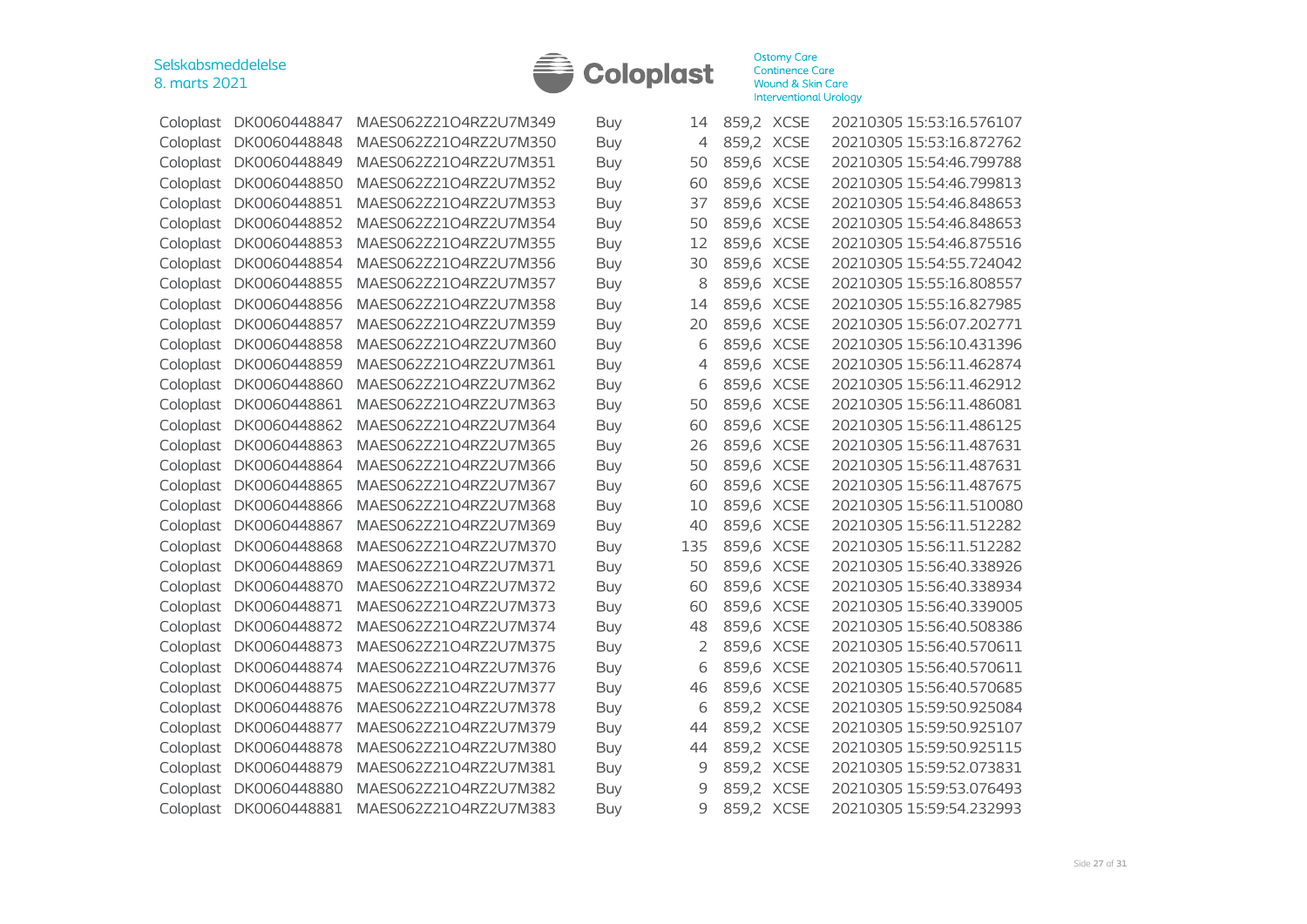| Coloplast | DK0060448847 | MAES062Z21O4RZ2U7M349 | Buy | 14 | 859,2 | XCSE | 20210305 15:53:16.576107 |
|---|---|---|---|---|---|---|---|
| Coloplast | DK0060448848 | MAES062Z21O4RZ2U7M350 | Buy | 4 | 859,2 | XCSE | 20210305 15:53:16.872762 |
| Coloplast | DK0060448849 | MAES062Z21O4RZ2U7M351 | Buy | 50 | 859,6 | XCSE | 20210305 15:54:46.799788 |
| Coloplast | DK0060448850 | MAES062Z21O4RZ2U7M352 | Buy | 60 | 859,6 | XCSE | 20210305 15:54:46.799813 |
| Coloplast | DK0060448851 | MAES062Z21O4RZ2U7M353 | Buy | 37 | 859,6 | XCSE | 20210305 15:54:46.848653 |
| Coloplast | DK0060448852 | MAES062Z21O4RZ2U7M354 | Buy | 50 | 859,6 | XCSE | 20210305 15:54:46.848653 |
| Coloplast | DK0060448853 | MAES062Z21O4RZ2U7M355 | Buy | 12 | 859,6 | XCSE | 20210305 15:54:46.875516 |
| Coloplast | DK0060448854 | MAES062Z21O4RZ2U7M356 | Buy | 30 | 859,6 | XCSE | 20210305 15:54:55.724042 |
| Coloplast | DK0060448855 | MAES062Z21O4RZ2U7M357 | Buy | 8 | 859,6 | XCSE | 20210305 15:55:16.808557 |
| Coloplast | DK0060448856 | MAES062Z21O4RZ2U7M358 | Buy | 14 | 859,6 | XCSE | 20210305 15:55:16.827985 |
| Coloplast | DK0060448857 | MAES062Z21O4RZ2U7M359 | Buy | 20 | 859,6 | XCSE | 20210305 15:56:07.202771 |
| Coloplast | DK0060448858 | MAES062Z21O4RZ2U7M360 | Buy | 6 | 859,6 | XCSE | 20210305 15:56:10.431396 |
| Coloplast | DK0060448859 | MAES062Z21O4RZ2U7M361 | Buy | 4 | 859,6 | XCSE | 20210305 15:56:11.462874 |
| Coloplast | DK0060448860 | MAES062Z21O4RZ2U7M362 | Buy | 6 | 859,6 | XCSE | 20210305 15:56:11.462912 |
| Coloplast | DK0060448861 | MAES062Z21O4RZ2U7M363 | Buy | 50 | 859,6 | XCSE | 20210305 15:56:11.486081 |
| Coloplast | DK0060448862 | MAES062Z21O4RZ2U7M364 | Buy | 60 | 859,6 | XCSE | 20210305 15:56:11.486125 |
| Coloplast | DK0060448863 | MAES062Z21O4RZ2U7M365 | Buy | 26 | 859,6 | XCSE | 20210305 15:56:11.487631 |
| Coloplast | DK0060448864 | MAES062Z21O4RZ2U7M366 | Buy | 50 | 859,6 | XCSE | 20210305 15:56:11.487631 |
| Coloplast | DK0060448865 | MAES062Z21O4RZ2U7M367 | Buy | 60 | 859,6 | XCSE | 20210305 15:56:11.487675 |
| Coloplast | DK0060448866 | MAES062Z21O4RZ2U7M368 | Buy | 10 | 859,6 | XCSE | 20210305 15:56:11.510080 |
| Coloplast | DK0060448867 | MAES062Z21O4RZ2U7M369 | Buy | 40 | 859,6 | XCSE | 20210305 15:56:11.512282 |
| Coloplast | DK0060448868 | MAES062Z21O4RZ2U7M370 | Buy | 135 | 859,6 | XCSE | 20210305 15:56:11.512282 |
| Coloplast | DK0060448869 | MAES062Z21O4RZ2U7M371 | Buy | 50 | 859,6 | XCSE | 20210305 15:56:40.338926 |
| Coloplast | DK0060448870 | MAES062Z21O4RZ2U7M372 | Buy | 60 | 859,6 | XCSE | 20210305 15:56:40.338934 |
| Coloplast | DK0060448871 | MAES062Z21O4RZ2U7M373 | Buy | 60 | 859,6 | XCSE | 20210305 15:56:40.339005 |
| Coloplast | DK0060448872 | MAES062Z21O4RZ2U7M374 | Buy | 48 | 859,6 | XCSE | 20210305 15:56:40.508386 |
| Coloplast | DK0060448873 | MAES062Z21O4RZ2U7M375 | Buy | 2 | 859,6 | XCSE | 20210305 15:56:40.570611 |
| Coloplast | DK0060448874 | MAES062Z21O4RZ2U7M376 | Buy | 6 | 859,6 | XCSE | 20210305 15:56:40.570611 |
| Coloplast | DK0060448875 | MAES062Z21O4RZ2U7M377 | Buy | 46 | 859,6 | XCSE | 20210305 15:56:40.570685 |
| Coloplast | DK0060448876 | MAES062Z21O4RZ2U7M378 | Buy | 6 | 859,2 | XCSE | 20210305 15:59:50.925084 |
| Coloplast | DK0060448877 | MAES062Z21O4RZ2U7M379 | Buy | 44 | 859,2 | XCSE | 20210305 15:59:50.925107 |
| Coloplast | DK0060448878 | MAES062Z21O4RZ2U7M380 | Buy | 44 | 859,2 | XCSE | 20210305 15:59:50.925115 |
| Coloplast | DK0060448879 | MAES062Z21O4RZ2U7M381 | Buy | 9 | 859,2 | XCSE | 20210305 15:59:52.073831 |
| Coloplast | DK0060448880 | MAES062Z21O4RZ2U7M382 | Buy | 9 | 859,2 | XCSE | 20210305 15:59:53.076493 |
| Coloplast | DK0060448881 | MAES062Z21O4RZ2U7M383 | Buy | 9 | 859,2 | XCSE | 20210305 15:59:54.232993 |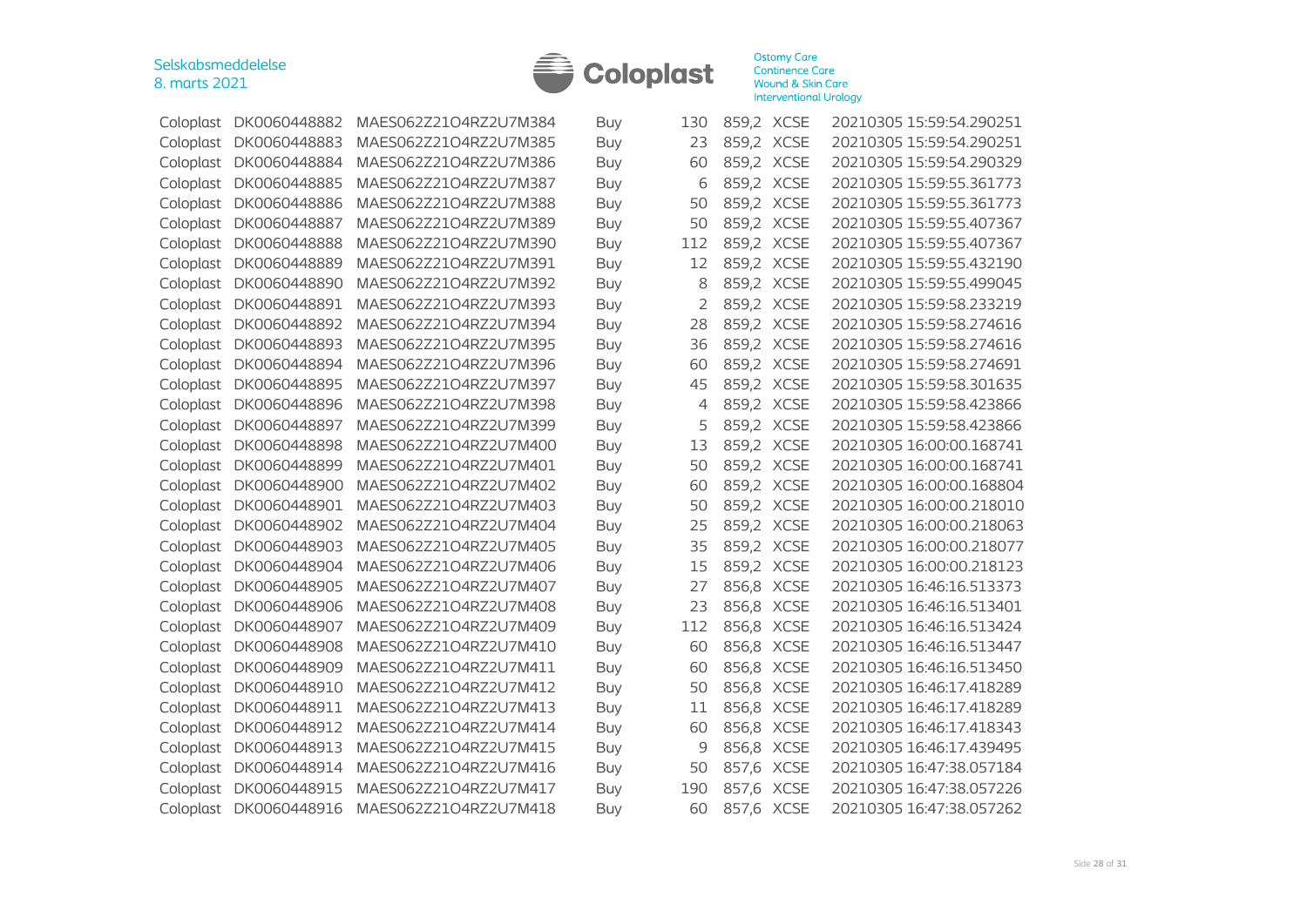| Coloplast | DK0060448882 | MAES062Z21O4RZ2U7M384 | Buy | 130 | 859,2 | XCSE | 20210305 15:59:54.290251 |
|---|---|---|---|---|---|---|---|
| Coloplast | DK0060448883 | MAES062Z21O4RZ2U7M385 | Buy | 23 | 859,2 | XCSE | 20210305 15:59:54.290251 |
| Coloplast | DK0060448884 | MAES062Z21O4RZ2U7M386 | Buy | 60 | 859,2 | XCSE | 20210305 15:59:54.290329 |
| Coloplast | DK0060448885 | MAES062Z21O4RZ2U7M387 | Buy | 6 | 859,2 | XCSE | 20210305 15:59:55.361773 |
| Coloplast | DK0060448886 | MAES062Z21O4RZ2U7M388 | Buy | 50 | 859,2 | XCSE | 20210305 15:59:55.361773 |
| Coloplast | DK0060448887 | MAES062Z21O4RZ2U7M389 | Buy | 50 | 859,2 | XCSE | 20210305 15:59:55.407367 |
| Coloplast | DK0060448888 | MAES062Z21O4RZ2U7M390 | Buy | 112 | 859,2 | XCSE | 20210305 15:59:55.407367 |
| Coloplast | DK0060448889 | MAES062Z21O4RZ2U7M391 | Buy | 12 | 859,2 | XCSE | 20210305 15:59:55.432190 |
| Coloplast | DK0060448890 | MAES062Z21O4RZ2U7M392 | Buy | 8 | 859,2 | XCSE | 20210305 15:59:55.499045 |
| Coloplast | DK0060448891 | MAES062Z21O4RZ2U7M393 | Buy | 2 | 859,2 | XCSE | 20210305 15:59:58.233219 |
| Coloplast | DK0060448892 | MAES062Z21O4RZ2U7M394 | Buy | 28 | 859,2 | XCSE | 20210305 15:59:58.274616 |
| Coloplast | DK0060448893 | MAES062Z21O4RZ2U7M395 | Buy | 36 | 859,2 | XCSE | 20210305 15:59:58.274616 |
| Coloplast | DK0060448894 | MAES062Z21O4RZ2U7M396 | Buy | 60 | 859,2 | XCSE | 20210305 15:59:58.274691 |
| Coloplast | DK0060448895 | MAES062Z21O4RZ2U7M397 | Buy | 45 | 859,2 | XCSE | 20210305 15:59:58.301635 |
| Coloplast | DK0060448896 | MAES062Z21O4RZ2U7M398 | Buy | 4 | 859,2 | XCSE | 20210305 15:59:58.423866 |
| Coloplast | DK0060448897 | MAES062Z21O4RZ2U7M399 | Buy | 5 | 859,2 | XCSE | 20210305 15:59:58.423866 |
| Coloplast | DK0060448898 | MAES062Z21O4RZ2U7M400 | Buy | 13 | 859,2 | XCSE | 20210305 16:00:00.168741 |
| Coloplast | DK0060448899 | MAES062Z21O4RZ2U7M401 | Buy | 50 | 859,2 | XCSE | 20210305 16:00:00.168741 |
| Coloplast | DK0060448900 | MAES062Z21O4RZ2U7M402 | Buy | 60 | 859,2 | XCSE | 20210305 16:00:00.168804 |
| Coloplast | DK0060448901 | MAES062Z21O4RZ2U7M403 | Buy | 50 | 859,2 | XCSE | 20210305 16:00:00.218010 |
| Coloplast | DK0060448902 | MAES062Z21O4RZ2U7M404 | Buy | 25 | 859,2 | XCSE | 20210305 16:00:00.218063 |
| Coloplast | DK0060448903 | MAES062Z21O4RZ2U7M405 | Buy | 35 | 859,2 | XCSE | 20210305 16:00:00.218077 |
| Coloplast | DK0060448904 | MAES062Z21O4RZ2U7M406 | Buy | 15 | 859,2 | XCSE | 20210305 16:00:00.218123 |
| Coloplast | DK0060448905 | MAES062Z21O4RZ2U7M407 | Buy | 27 | 856,8 | XCSE | 20210305 16:46:16.513373 |
| Coloplast | DK0060448906 | MAES062Z21O4RZ2U7M408 | Buy | 23 | 856,8 | XCSE | 20210305 16:46:16.513401 |
| Coloplast | DK0060448907 | MAES062Z21O4RZ2U7M409 | Buy | 112 | 856,8 | XCSE | 20210305 16:46:16.513424 |
| Coloplast | DK0060448908 | MAES062Z21O4RZ2U7M410 | Buy | 60 | 856,8 | XCSE | 20210305 16:46:16.513447 |
| Coloplast | DK0060448909 | MAES062Z21O4RZ2U7M411 | Buy | 60 | 856,8 | XCSE | 20210305 16:46:16.513450 |
| Coloplast | DK0060448910 | MAES062Z21O4RZ2U7M412 | Buy | 50 | 856,8 | XCSE | 20210305 16:46:17.418289 |
| Coloplast | DK0060448911 | MAES062Z21O4RZ2U7M413 | Buy | 11 | 856,8 | XCSE | 20210305 16:46:17.418289 |
| Coloplast | DK0060448912 | MAES062Z21O4RZ2U7M414 | Buy | 60 | 856,8 | XCSE | 20210305 16:46:17.418343 |
| Coloplast | DK0060448913 | MAES062Z21O4RZ2U7M415 | Buy | 9 | 856,8 | XCSE | 20210305 16:46:17.439495 |
| Coloplast | DK0060448914 | MAES062Z21O4RZ2U7M416 | Buy | 50 | 857,6 | XCSE | 20210305 16:47:38.057184 |
| Coloplast | DK0060448915 | MAES062Z21O4RZ2U7M417 | Buy | 190 | 857,6 | XCSE | 20210305 16:47:38.057226 |
| Coloplast | DK0060448916 | MAES062Z21O4RZ2U7M418 | Buy | 60 | 857,6 | XCSE | 20210305 16:47:38.057262 |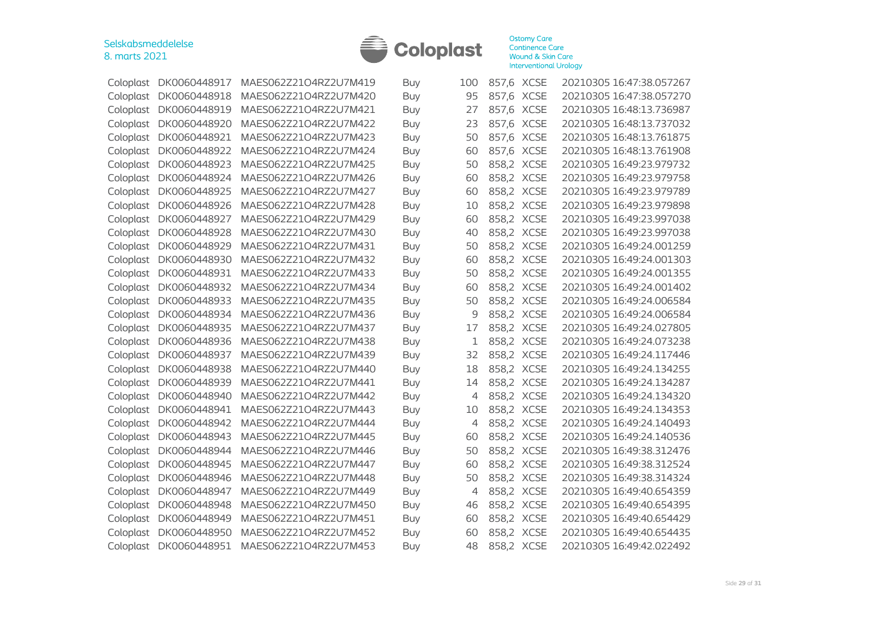| | | | | | | | |
|---|---|---|---|---|---|---|---|
| Coloplast | DK0060448917 | MAES062Z21O4RZ2U7M419 | Buy | 100 | 857,6 | XCSE | 20210305 16:47:38.057267 |
| Coloplast | DK0060448918 | MAES062Z21O4RZ2U7M420 | Buy | 95 | 857,6 | XCSE | 20210305 16:47:38.057270 |
| Coloplast | DK0060448919 | MAES062Z21O4RZ2U7M421 | Buy | 27 | 857,6 | XCSE | 20210305 16:48:13.736987 |
| Coloplast | DK0060448920 | MAES062Z21O4RZ2U7M422 | Buy | 23 | 857,6 | XCSE | 20210305 16:48:13.737032 |
| Coloplast | DK0060448921 | MAES062Z21O4RZ2U7M423 | Buy | 50 | 857,6 | XCSE | 20210305 16:48:13.761875 |
| Coloplast | DK0060448922 | MAES062Z21O4RZ2U7M424 | Buy | 60 | 857,6 | XCSE | 20210305 16:48:13.761908 |
| Coloplast | DK0060448923 | MAES062Z21O4RZ2U7M425 | Buy | 50 | 858,2 | XCSE | 20210305 16:49:23.979732 |
| Coloplast | DK0060448924 | MAES062Z21O4RZ2U7M426 | Buy | 60 | 858,2 | XCSE | 20210305 16:49:23.979758 |
| Coloplast | DK0060448925 | MAES062Z21O4RZ2U7M427 | Buy | 60 | 858,2 | XCSE | 20210305 16:49:23.979789 |
| Coloplast | DK0060448926 | MAES062Z21O4RZ2U7M428 | Buy | 10 | 858,2 | XCSE | 20210305 16:49:23.979898 |
| Coloplast | DK0060448927 | MAES062Z21O4RZ2U7M429 | Buy | 60 | 858,2 | XCSE | 20210305 16:49:23.997038 |
| Coloplast | DK0060448928 | MAES062Z21O4RZ2U7M430 | Buy | 40 | 858,2 | XCSE | 20210305 16:49:23.997038 |
| Coloplast | DK0060448929 | MAES062Z21O4RZ2U7M431 | Buy | 50 | 858,2 | XCSE | 20210305 16:49:24.001259 |
| Coloplast | DK0060448930 | MAES062Z21O4RZ2U7M432 | Buy | 60 | 858,2 | XCSE | 20210305 16:49:24.001303 |
| Coloplast | DK0060448931 | MAES062Z21O4RZ2U7M433 | Buy | 50 | 858,2 | XCSE | 20210305 16:49:24.001355 |
| Coloplast | DK0060448932 | MAES062Z21O4RZ2U7M434 | Buy | 60 | 858,2 | XCSE | 20210305 16:49:24.001402 |
| Coloplast | DK0060448933 | MAES062Z21O4RZ2U7M435 | Buy | 50 | 858,2 | XCSE | 20210305 16:49:24.006584 |
| Coloplast | DK0060448934 | MAES062Z21O4RZ2U7M436 | Buy | 9 | 858,2 | XCSE | 20210305 16:49:24.006584 |
| Coloplast | DK0060448935 | MAES062Z21O4RZ2U7M437 | Buy | 17 | 858,2 | XCSE | 20210305 16:49:24.027805 |
| Coloplast | DK0060448936 | MAES062Z21O4RZ2U7M438 | Buy | 1 | 858,2 | XCSE | 20210305 16:49:24.073238 |
| Coloplast | DK0060448937 | MAES062Z21O4RZ2U7M439 | Buy | 32 | 858,2 | XCSE | 20210305 16:49:24.117446 |
| Coloplast | DK0060448938 | MAES062Z21O4RZ2U7M440 | Buy | 18 | 858,2 | XCSE | 20210305 16:49:24.134255 |
| Coloplast | DK0060448939 | MAES062Z21O4RZ2U7M441 | Buy | 14 | 858,2 | XCSE | 20210305 16:49:24.134287 |
| Coloplast | DK0060448940 | MAES062Z21O4RZ2U7M442 | Buy | 4 | 858,2 | XCSE | 20210305 16:49:24.134320 |
| Coloplast | DK0060448941 | MAES062Z21O4RZ2U7M443 | Buy | 10 | 858,2 | XCSE | 20210305 16:49:24.134353 |
| Coloplast | DK0060448942 | MAES062Z21O4RZ2U7M444 | Buy | 4 | 858,2 | XCSE | 20210305 16:49:24.140493 |
| Coloplast | DK0060448943 | MAES062Z21O4RZ2U7M445 | Buy | 60 | 858,2 | XCSE | 20210305 16:49:24.140536 |
| Coloplast | DK0060448944 | MAES062Z21O4RZ2U7M446 | Buy | 50 | 858,2 | XCSE | 20210305 16:49:38.312476 |
| Coloplast | DK0060448945 | MAES062Z21O4RZ2U7M447 | Buy | 60 | 858,2 | XCSE | 20210305 16:49:38.312524 |
| Coloplast | DK0060448946 | MAES062Z21O4RZ2U7M448 | Buy | 50 | 858,2 | XCSE | 20210305 16:49:38.314324 |
| Coloplast | DK0060448947 | MAES062Z21O4RZ2U7M449 | Buy | 4 | 858,2 | XCSE | 20210305 16:49:40.654359 |
| Coloplast | DK0060448948 | MAES062Z21O4RZ2U7M450 | Buy | 46 | 858,2 | XCSE | 20210305 16:49:40.654395 |
| Coloplast | DK0060448949 | MAES062Z21O4RZ2U7M451 | Buy | 60 | 858,2 | XCSE | 20210305 16:49:40.654429 |
| Coloplast | DK0060448950 | MAES062Z21O4RZ2U7M452 | Buy | 60 | 858,2 | XCSE | 20210305 16:49:40.654435 |
| Coloplast | DK0060448951 | MAES062Z21O4RZ2U7M453 | Buy | 48 | 858,2 | XCSE | 20210305 16:49:42.022492 |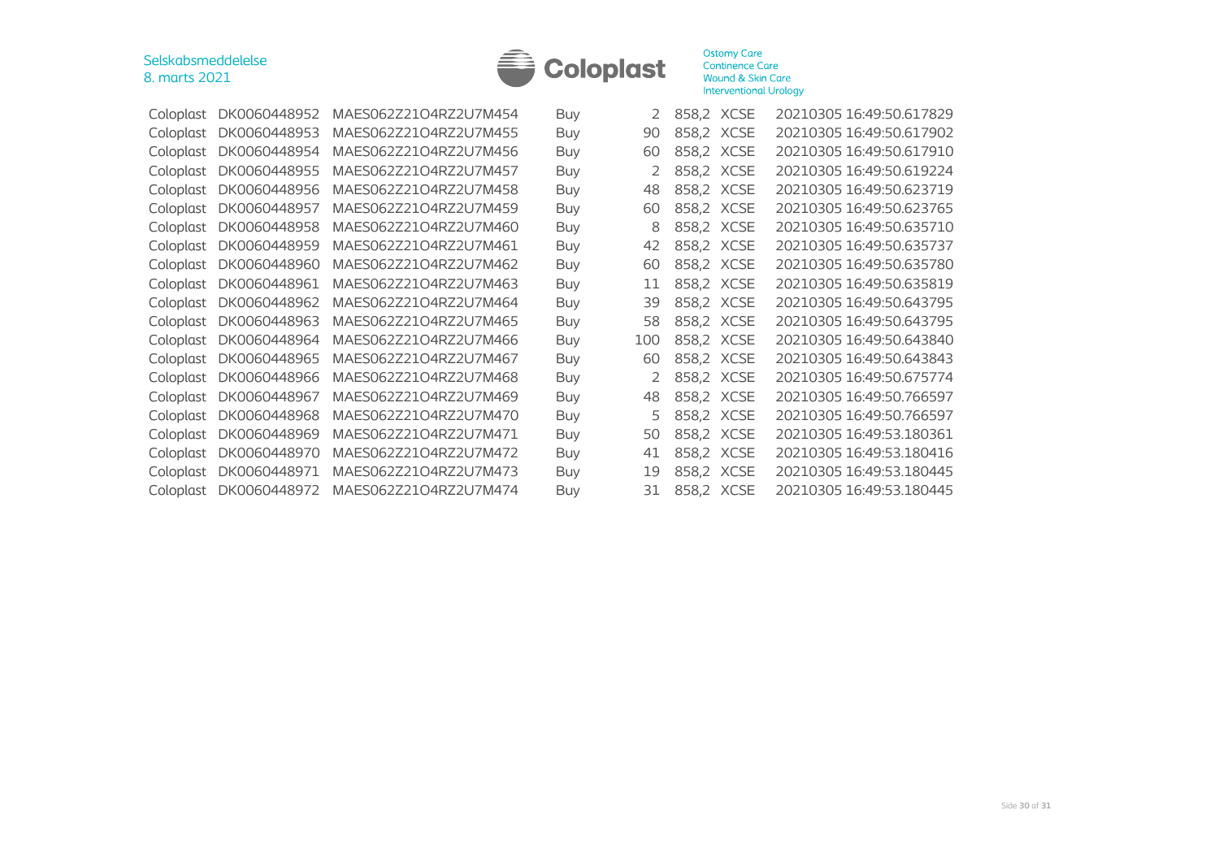| | | | | | | | |
|---|---|---|---|---|---|---|---|
| Coloplast | DK0060448952 | MAES062Z21O4RZ2U7M454 | Buy | 2 | 858,2 | XCSE | 20210305 16:49:50.617829 |
| Coloplast | DK0060448953 | MAES062Z21O4RZ2U7M455 | Buy | 90 | 858,2 | XCSE | 20210305 16:49:50.617902 |
| Coloplast | DK0060448954 | MAES062Z21O4RZ2U7M456 | Buy | 60 | 858,2 | XCSE | 20210305 16:49:50.617910 |
| Coloplast | DK0060448955 | MAES062Z21O4RZ2U7M457 | Buy | 2 | 858,2 | XCSE | 20210305 16:49:50.619224 |
| Coloplast | DK0060448956 | MAES062Z21O4RZ2U7M458 | Buy | 48 | 858,2 | XCSE | 20210305 16:49:50.623719 |
| Coloplast | DK0060448957 | MAES062Z21O4RZ2U7M459 | Buy | 60 | 858,2 | XCSE | 20210305 16:49:50.623765 |
| Coloplast | DK0060448958 | MAES062Z21O4RZ2U7M460 | Buy | 8 | 858,2 | XCSE | 20210305 16:49:50.635710 |
| Coloplast | DK0060448959 | MAES062Z21O4RZ2U7M461 | Buy | 42 | 858,2 | XCSE | 20210305 16:49:50.635737 |
| Coloplast | DK0060448960 | MAES062Z21O4RZ2U7M462 | Buy | 60 | 858,2 | XCSE | 20210305 16:49:50.635780 |
| Coloplast | DK0060448961 | MAES062Z21O4RZ2U7M463 | Buy | 11 | 858,2 | XCSE | 20210305 16:49:50.635819 |
| Coloplast | DK0060448962 | MAES062Z21O4RZ2U7M464 | Buy | 39 | 858,2 | XCSE | 20210305 16:49:50.643795 |
| Coloplast | DK0060448963 | MAES062Z21O4RZ2U7M465 | Buy | 58 | 858,2 | XCSE | 20210305 16:49:50.643795 |
| Coloplast | DK0060448964 | MAES062Z21O4RZ2U7M466 | Buy | 100 | 858,2 | XCSE | 20210305 16:49:50.643840 |
| Coloplast | DK0060448965 | MAES062Z21O4RZ2U7M467 | Buy | 60 | 858,2 | XCSE | 20210305 16:49:50.643843 |
| Coloplast | DK0060448966 | MAES062Z21O4RZ2U7M468 | Buy | 2 | 858,2 | XCSE | 20210305 16:49:50.675774 |
| Coloplast | DK0060448967 | MAES062Z21O4RZ2U7M469 | Buy | 48 | 858,2 | XCSE | 20210305 16:49:50.766597 |
| Coloplast | DK0060448968 | MAES062Z21O4RZ2U7M470 | Buy | 5 | 858,2 | XCSE | 20210305 16:49:50.766597 |
| Coloplast | DK0060448969 | MAES062Z21O4RZ2U7M471 | Buy | 50 | 858,2 | XCSE | 20210305 16:49:53.180361 |
| Coloplast | DK0060448970 | MAES062Z21O4RZ2U7M472 | Buy | 41 | 858,2 | XCSE | 20210305 16:49:53.180416 |
| Coloplast | DK0060448971 | MAES062Z21O4RZ2U7M473 | Buy | 19 | 858,2 | XCSE | 20210305 16:49:53.180445 |
| Coloplast | DK0060448972 | MAES062Z21O4RZ2U7M474 | Buy | 31 | 858,2 | XCSE | 20210305 16:49:53.180445 |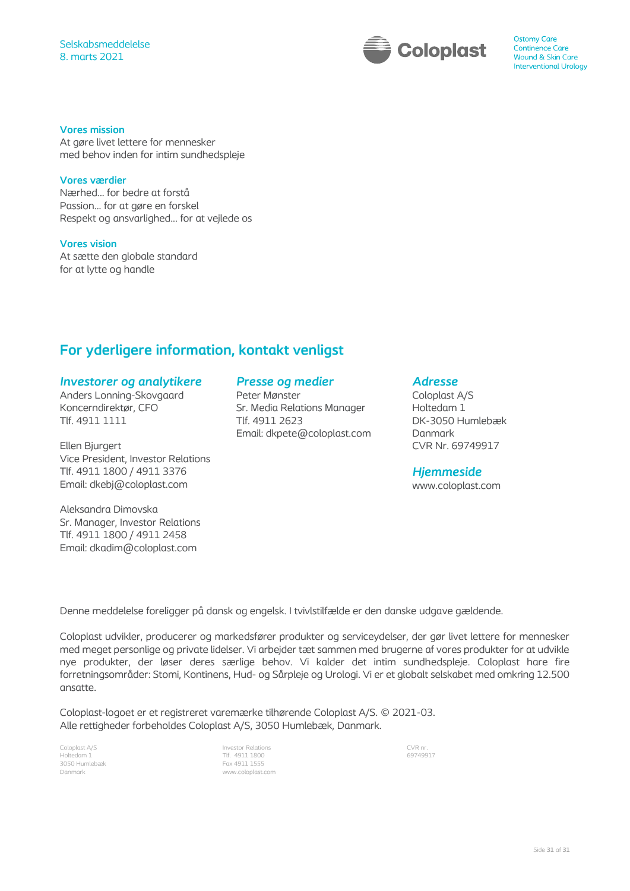## Vores mission

At gøre livet lettere for mennesker
med behov inden for intim sundhedspleje

## Vores værdier

Nærhed… for bedre at forstå
Passion… for at gøre en forskel
Respekt og ansvarlighed… for at vejlede os

## Vores vision

At sætte den globale standard
for at lytte og handle

# For yderligere information, kontakt venligst

### *Investorer og analytikere*

Anders Lonning-Skovgaard
Koncerndirektør, CFO
Tlf. 4911 1111

Ellen Bjurgert
Vice President, Investor Relations
Tlf. 4911 1800 / 4911 3376
Email: dkebj@coloplast.com

Aleksandra Dimovska
Sr. Manager, Investor Relations
Tlf. 4911 1800 / 4911 2458
Email: dkadim@coloplast.com

### *Presse og medier*

Peter Mønster
Sr. Media Relations Manager
Tlf. 4911 2623
Email: dkpete@coloplast.com

### *Adresse*

Coloplast A/S
Holtedam 1
DK-3050 Humlebæk
Danmark
CVR Nr. 69749917

### *Hjemmeside*

www.coloplast.com

Denne meddelelse foreligger på dansk og engelsk. I tvivlstilfælde er den danske udgave gældende.

Coloplast udvikler, producerer og markedsfører produkter og serviceydelser, der gør livet lettere for mennesker med meget personlige og private lidelser. Vi arbejder tæt sammen med brugerne af vores produkter for at udvikle nye produkter, der løser deres særlige behov. Vi kalder det intim sundhedspleje. Coloplast har fire forretningsområder: Stomi, Kontinens, Hud- og Sårpleje og Urologi. Vi er et globalt selskabet med omkring 12.500 ansatte.

Coloplast-logoet er et registreret varemærke tilhørende Coloplast A/S. © 2021-03.
Alle rettigheder forbeholdes Coloplast A/S, 3050 Humlebæk, Danmark.